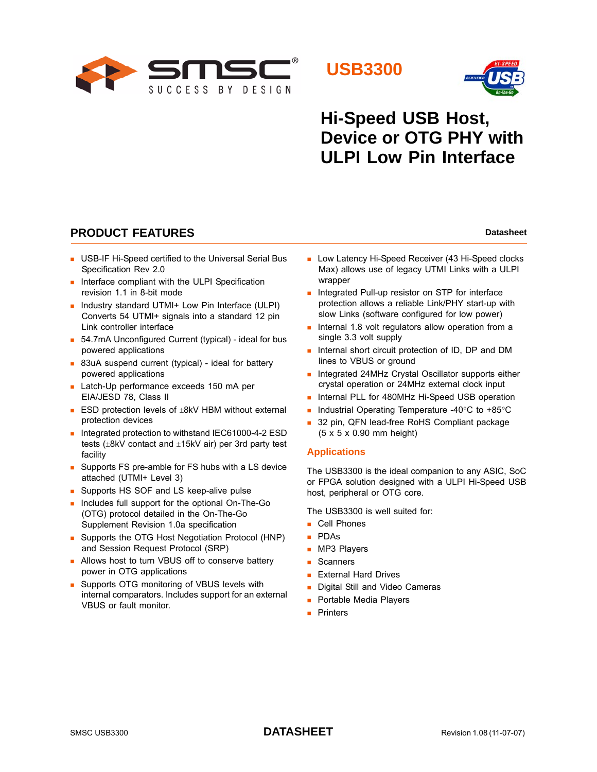SMSC® SUCCESS BY DESIGN

# USB3300

# Hi-Speed USB Host, Device or OTG PHY with ULPI Low Pin Interface

## PRODUCT FEATURES

**Datasheet**

- USB-IF Hi-Speed certified to the Universal Serial Bus Specification Rev 2.0
- Interface compliant with the ULPI Specification revision 1.1 in 8-bit mode
- Industry standard UTMI+ Low Pin Interface (ULPI) Converts 54 UTMI+ signals into a standard 12 pin Link controller interface
- 54.7mA Unconfigured Current (typical) - ideal for bus powered applications
- 83uA suspend current (typical) - ideal for battery powered applications
- Latch-Up performance exceeds 150 mA per EIA/JESD 78, Class II
- ESD protection levels of ±8kV HBM without external protection devices
- Integrated protection to withstand IEC61000-4-2 ESD tests (±8kV contact and ±15kV air) per 3rd party test facility
- Supports FS pre-amble for FS hubs with a LS device attached (UTMI+ Level 3)
- Supports HS SOF and LS keep-alive pulse
- Includes full support for the optional On-The-Go (OTG) protocol detailed in the On-The-Go Supplement Revision 1.0a specification
- Supports the OTG Host Negotiation Protocol (HNP) and Session Request Protocol (SRP)
- Allows host to turn VBUS off to conserve battery power in OTG applications
- Supports OTG monitoring of VBUS levels with internal comparators. Includes support for an external VBUS or fault monitor.
- Low Latency Hi-Speed Receiver (43 Hi-Speed clocks Max) allows use of legacy UTMI Links with a ULPI wrapper
- Integrated Pull-up resistor on STP for interface protection allows a reliable Link/PHY start-up with slow Links (software configured for low power)
- Internal 1.8 volt regulators allow operation from a single 3.3 volt supply
- Internal short circuit protection of ID, DP and DM lines to VBUS or ground
- Integrated 24MHz Crystal Oscillator supports either crystal operation or 24MHz external clock input
- Internal PLL for 480MHz Hi-Speed USB operation
- Industrial Operating Temperature -40°C to +85°C
- 32 pin, QFN lead-free RoHS Compliant package (5 x 5 x 0.90 mm height)

### Applications

The USB3300 is the ideal companion to any ASIC, SoC or FPGA solution designed with a ULPI Hi-Speed USB host, peripheral or OTG core.

The USB3300 is well suited for:

- Cell Phones
- PDAs
- MP3 Players
- Scanners
- External Hard Drives
- Digital Still and Video Cameras
- Portable Media Players
- Printers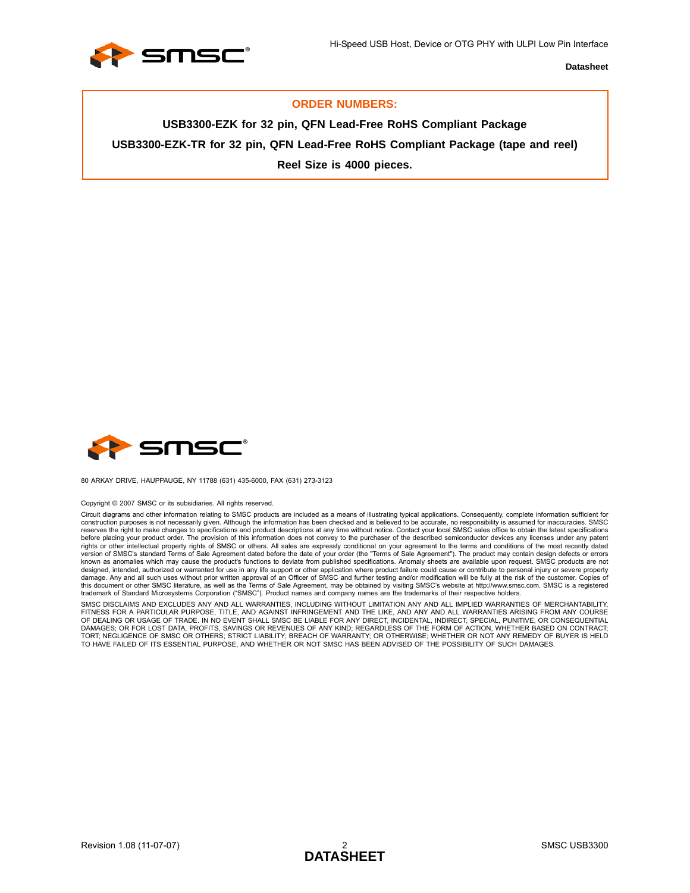**ORDER NUMBERS:**

**USB3300-EZK for 32 pin, QFN Lead-Free RoHS Compliant Package**

**USB3300-EZK-TR for 32 pin, QFN Lead-Free RoHS Compliant Package (tape and reel)**

**Reel Size is 4000 pieces.**

80 ARKAY DRIVE, HAUPPAUGE, NY 11788 (631) 435-6000, FAX (631) 273-3123

Copyright © 2007 SMSC or its subsidiaries. All rights reserved.

Circuit diagrams and other information relating to SMSC products are included as a means of illustrating typical applications. Consequently, complete information sufficient for construction purposes is not necessarily given. Although the information has been checked and is believed to be accurate, no responsibility is assumed for inaccuracies. SMSC reserves the right to make changes to specifications and product descriptions at any time without notice. Contact your local SMSC sales office to obtain the latest specifications before placing your product order. The provision of this information does not convey to the purchaser of the described semiconductor devices any licenses under any patent rights or other intellectual property rights of SMSC or others. All sales are expressly conditional on your agreement to the terms and conditions of the most recently dated version of SMSC's standard Terms of Sale Agreement dated before the date of your order (the "Terms of Sale Agreement"). The product may contain design defects or errors known as anomalies which may cause the product's functions to deviate from published specifications. Anomaly sheets are available upon request. SMSC products are not designed, intended, authorized or warranted for use in any life support or other application where product failure could cause or contribute to personal injury or severe property damage. Any and all such uses without prior written approval of an Officer of SMSC and further testing and/or modification will be fully at the risk of the customer. Copies of this document or other SMSC literature, as well as the Terms of Sale Agreement, may be obtained by visiting SMSC's website at http://www.smsc.com. SMSC is a registered trademark of Standard Microsystems Corporation ("SMSC"). Product names and company names are the trademarks of their respective holders.

SMSC DISCLAIMS AND EXCLUDES ANY AND ALL WARRANTIES, INCLUDING WITHOUT LIMITATION ANY AND ALL IMPLIED WARRANTIES OF MERCHANTABILITY, FITNESS FOR A PARTICULAR PURPOSE, TITLE, AND AGAINST INFRINGEMENT AND THE LIKE, AND ANY AND ALL WARRANTIES ARISING FROM ANY COURSE OF DEALING OR USAGE OF TRADE. IN NO EVENT SHALL SMSC BE LIABLE FOR ANY DIRECT, INCIDENTAL, INDIRECT, SPECIAL, PUNITIVE, OR CONSEQUENTIAL DAMAGES; OR FOR LOST DATA, PROFITS, SAVINGS OR REVENUES OF ANY KIND; REGARDLESS OF THE FORM OF ACTION, WHETHER BASED ON CONTRACT; TORT; NEGLIGENCE OF SMSC OR OTHERS; STRICT LIABILITY; BREACH OF WARRANTY; OR OTHERWISE; WHETHER OR NOT ANY REMEDY OF BUYER IS HELD TO HAVE FAILED OF ITS ESSENTIAL PURPOSE, AND WHETHER OR NOT SMSC HAS BEEN ADVISED OF THE POSSIBILITY OF SUCH DAMAGES.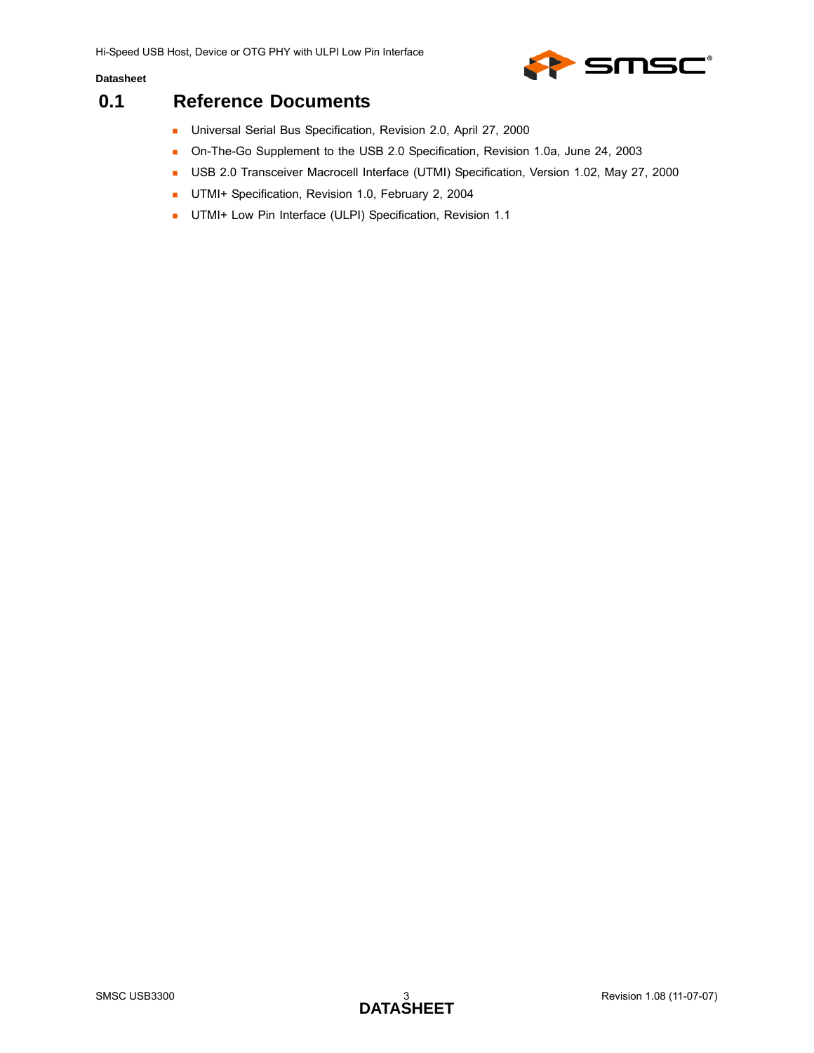## 0.1 Reference Documents

- Universal Serial Bus Specification, Revision 2.0, April 27, 2000
- On-The-Go Supplement to the USB 2.0 Specification, Revision 1.0a, June 24, 2003
- USB 2.0 Transceiver Macrocell Interface (UTMI) Specification, Version 1.02, May 27, 2000
- UTMI+ Specification, Revision 1.0, February 2, 2004
- UTMI+ Low Pin Interface (ULPI) Specification, Revision 1.1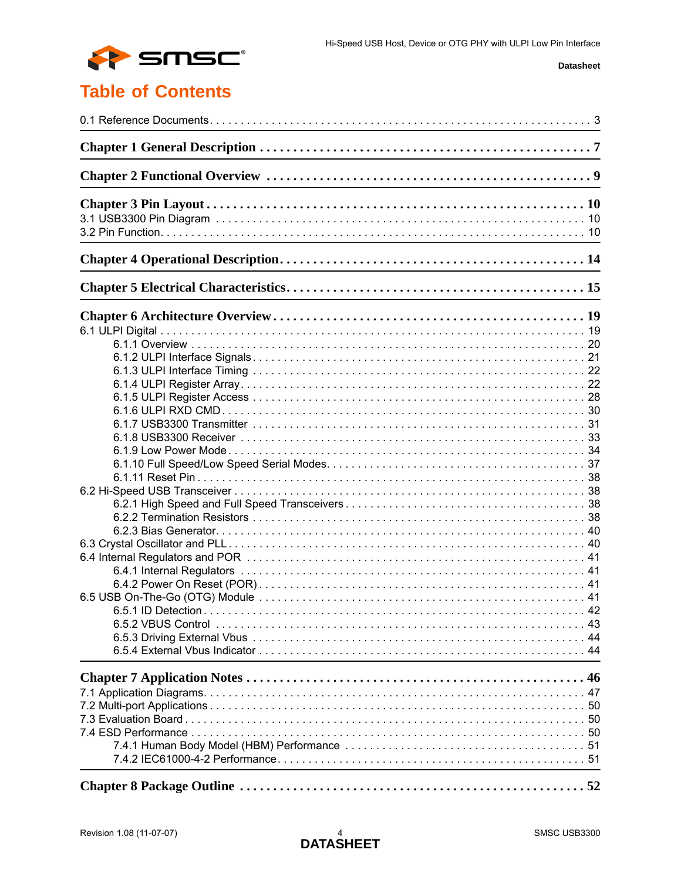# Table of Contents

0.1 Reference Documents . . . . . . . . . . . . . . . . . . . . . . . . . . . . . . . . . . . . . . . . . . . . . . . . . . . . . . . . . . . . . 3

**Chapter 1 General Description . . . . . . . . . . . . . . . . . . . . . . . . . . . . . . . . . . . . . . . . . . . . . . . . 7**

**Chapter 2 Functional Overview . . . . . . . . . . . . . . . . . . . . . . . . . . . . . . . . . . . . . . . . . . . . . . . . 9**

**Chapter 3 Pin Layout . . . . . . . . . . . . . . . . . . . . . . . . . . . . . . . . . . . . . . . . . . . . . . . . . . . . . . . 10**

3.1 USB3300 Pin Diagram . . . . . . . . . . . . . . . . . . . . . . . . . . . . . . . . . . . . . . . . . . . . . . . . . . . . . . . 10
3.2 Pin Function . . . . . . . . . . . . . . . . . . . . . . . . . . . . . . . . . . . . . . . . . . . . . . . . . . . . . . . . . . . . . . 10

**Chapter 4 Operational Description . . . . . . . . . . . . . . . . . . . . . . . . . . . . . . . . . . . . . . . . . . . . . 14**

**Chapter 5 Electrical Characteristics . . . . . . . . . . . . . . . . . . . . . . . . . . . . . . . . . . . . . . . . . . . . 15**

**Chapter 6 Architecture Overview . . . . . . . . . . . . . . . . . . . . . . . . . . . . . . . . . . . . . . . . . . . . . . 19**

6.1 ULPI Digital . . . . . . . . . . . . . . . . . . . . . . . . . . . . . . . . . . . . . . . . . . . . . . . . . . . . . . . . . . . . . . 19
- 6.1.1 Overview . . . . . . . . . . . . . . . . . . . . . . . . . . . . . . . . . . . . . . . . . . . . . . . . . . . . . . . . . . . . 20
- 6.1.2 ULPI Interface Signals . . . . . . . . . . . . . . . . . . . . . . . . . . . . . . . . . . . . . . . . . . . . . . . . . . . 21
- 6.1.3 ULPI Interface Timing . . . . . . . . . . . . . . . . . . . . . . . . . . . . . . . . . . . . . . . . . . . . . . . . . . . 22
- 6.1.4 ULPI Register Array . . . . . . . . . . . . . . . . . . . . . . . . . . . . . . . . . . . . . . . . . . . . . . . . . . . . 22
- 6.1.5 ULPI Register Access . . . . . . . . . . . . . . . . . . . . . . . . . . . . . . . . . . . . . . . . . . . . . . . . . . . 28
- 6.1.6 ULPI RXD CMD . . . . . . . . . . . . . . . . . . . . . . . . . . . . . . . . . . . . . . . . . . . . . . . . . . . . . . . 30
- 6.1.7 USB3300 Transmitter . . . . . . . . . . . . . . . . . . . . . . . . . . . . . . . . . . . . . . . . . . . . . . . . . . . 31
- 6.1.8 USB3300 Receiver . . . . . . . . . . . . . . . . . . . . . . . . . . . . . . . . . . . . . . . . . . . . . . . . . . . . . 33
- 6.1.9 Low Power Mode . . . . . . . . . . . . . . . . . . . . . . . . . . . . . . . . . . . . . . . . . . . . . . . . . . . . . . 34
- 6.1.10 Full Speed/Low Speed Serial Modes . . . . . . . . . . . . . . . . . . . . . . . . . . . . . . . . . . . . . . . 37
- 6.1.11 Reset Pin . . . . . . . . . . . . . . . . . . . . . . . . . . . . . . . . . . . . . . . . . . . . . . . . . . . . . . . . . . . . 38

6.2 Hi-Speed USB Transceiver . . . . . . . . . . . . . . . . . . . . . . . . . . . . . . . . . . . . . . . . . . . . . . . . . . . . 38
- 6.2.1 High Speed and Full Speed Transceivers . . . . . . . . . . . . . . . . . . . . . . . . . . . . . . . . . . . . . 38
- 6.2.2 Termination Resistors . . . . . . . . . . . . . . . . . . . . . . . . . . . . . . . . . . . . . . . . . . . . . . . . . . . 38
- 6.2.3 Bias Generator . . . . . . . . . . . . . . . . . . . . . . . . . . . . . . . . . . . . . . . . . . . . . . . . . . . . . . . . 40

6.3 Crystal Oscillator and PLL . . . . . . . . . . . . . . . . . . . . . . . . . . . . . . . . . . . . . . . . . . . . . . . . . . . . 40
6.4 Internal Regulators and POR . . . . . . . . . . . . . . . . . . . . . . . . . . . . . . . . . . . . . . . . . . . . . . . . . . 41
- 6.4.1 Internal Regulators . . . . . . . . . . . . . . . . . . . . . . . . . . . . . . . . . . . . . . . . . . . . . . . . . . . . . . 41
- 6.4.2 Power On Reset (POR) . . . . . . . . . . . . . . . . . . . . . . . . . . . . . . . . . . . . . . . . . . . . . . . . . . 41

6.5 USB On-The-Go (OTG) Module . . . . . . . . . . . . . . . . . . . . . . . . . . . . . . . . . . . . . . . . . . . . . . . . 41
- 6.5.1 ID Detection . . . . . . . . . . . . . . . . . . . . . . . . . . . . . . . . . . . . . . . . . . . . . . . . . . . . . . . . . . 42
- 6.5.2 VBUS Control . . . . . . . . . . . . . . . . . . . . . . . . . . . . . . . . . . . . . . . . . . . . . . . . . . . . . . . . . 43
- 6.5.3 Driving External Vbus . . . . . . . . . . . . . . . . . . . . . . . . . . . . . . . . . . . . . . . . . . . . . . . . . . . 44
- 6.5.4 External Vbus Indicator . . . . . . . . . . . . . . . . . . . . . . . . . . . . . . . . . . . . . . . . . . . . . . . . . . 44

**Chapter 7 Application Notes . . . . . . . . . . . . . . . . . . . . . . . . . . . . . . . . . . . . . . . . . . . . . . . . . . 46**

7.1 Application Diagrams . . . . . . . . . . . . . . . . . . . . . . . . . . . . . . . . . . . . . . . . . . . . . . . . . . . . . . . 47
7.2 Multi-port Applications . . . . . . . . . . . . . . . . . . . . . . . . . . . . . . . . . . . . . . . . . . . . . . . . . . . . . . . 50
7.3 Evaluation Board . . . . . . . . . . . . . . . . . . . . . . . . . . . . . . . . . . . . . . . . . . . . . . . . . . . . . . . . . . . 50
7.4 ESD Performance . . . . . . . . . . . . . . . . . . . . . . . . . . . . . . . . . . . . . . . . . . . . . . . . . . . . . . . . . . 50
- 7.4.1 Human Body Model (HBM) Performance . . . . . . . . . . . . . . . . . . . . . . . . . . . . . . . . . . . . . . 51
- 7.4.2 IEC61000-4-2 Performance . . . . . . . . . . . . . . . . . . . . . . . . . . . . . . . . . . . . . . . . . . . . . . . 51

**Chapter 8 Package Outline . . . . . . . . . . . . . . . . . . . . . . . . . . . . . . . . . . . . . . . . . . . . . . . . . . . 52**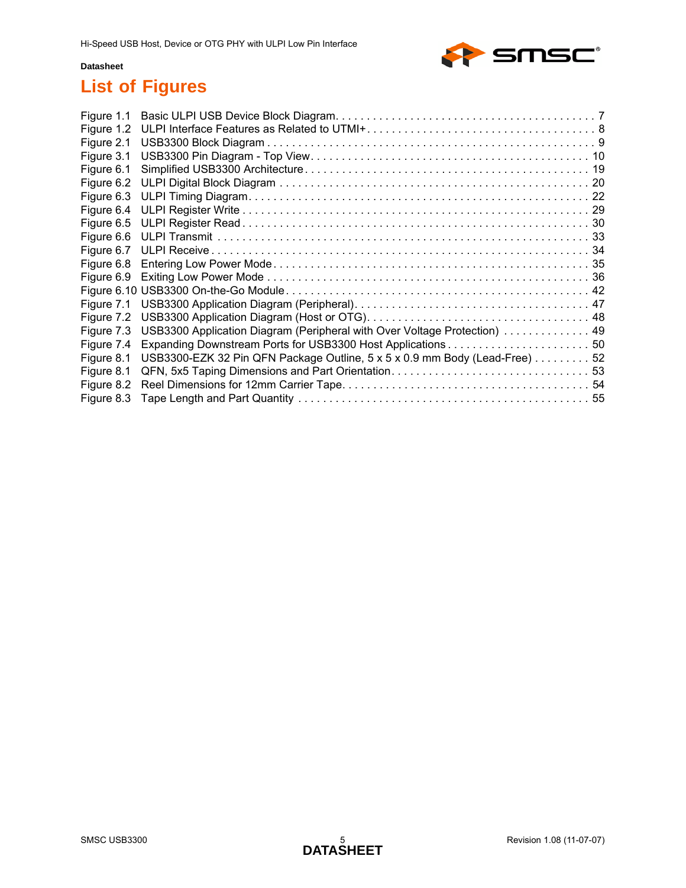# List of Figures

Figure 1.1 Basic ULPI USB Device Block Diagram . . . . . . . . . . 7
Figure 1.2 ULPI Interface Features as Related to UTMI+ . . . . . . . . . . 8
Figure 2.1 USB3300 Block Diagram . . . . . . . . . . 9
Figure 3.1 USB3300 Pin Diagram - Top View . . . . . . . . . . 10
Figure 6.1 Simplified USB3300 Architecture . . . . . . . . . . 19
Figure 6.2 ULPI Digital Block Diagram . . . . . . . . . . 20
Figure 6.3 ULPI Timing Diagram . . . . . . . . . . 22
Figure 6.4 ULPI Register Write . . . . . . . . . . 29
Figure 6.5 ULPI Register Read . . . . . . . . . . 30
Figure 6.6 ULPI Transmit . . . . . . . . . . 33
Figure 6.7 ULPI Receive . . . . . . . . . . 34
Figure 6.8 Entering Low Power Mode . . . . . . . . . . 35
Figure 6.9 Exiting Low Power Mode . . . . . . . . . . 36
Figure 6.10 USB3300 On-the-Go Module . . . . . . . . . . 42
Figure 7.1 USB3300 Application Diagram (Peripheral) . . . . . . . . . . 47
Figure 7.2 USB3300 Application Diagram (Host or OTG) . . . . . . . . . . 48
Figure 7.3 USB3300 Application Diagram (Peripheral with Over Voltage Protection) . . . . . . . . . . 49
Figure 7.4 Expanding Downstream Ports for USB3300 Host Applications . . . . . . . . . . 50
Figure 8.1 USB3300-EZK 32 Pin QFN Package Outline, 5 x 5 x 0.9 mm Body (Lead-Free) . . . . . . . . . . 52
Figure 8.1 QFN, 5x5 Taping Dimensions and Part Orientation . . . . . . . . . . 53
Figure 8.2 Reel Dimensions for 12mm Carrier Tape . . . . . . . . . . 54
Figure 8.3 Tape Length and Part Quantity . . . . . . . . . . 55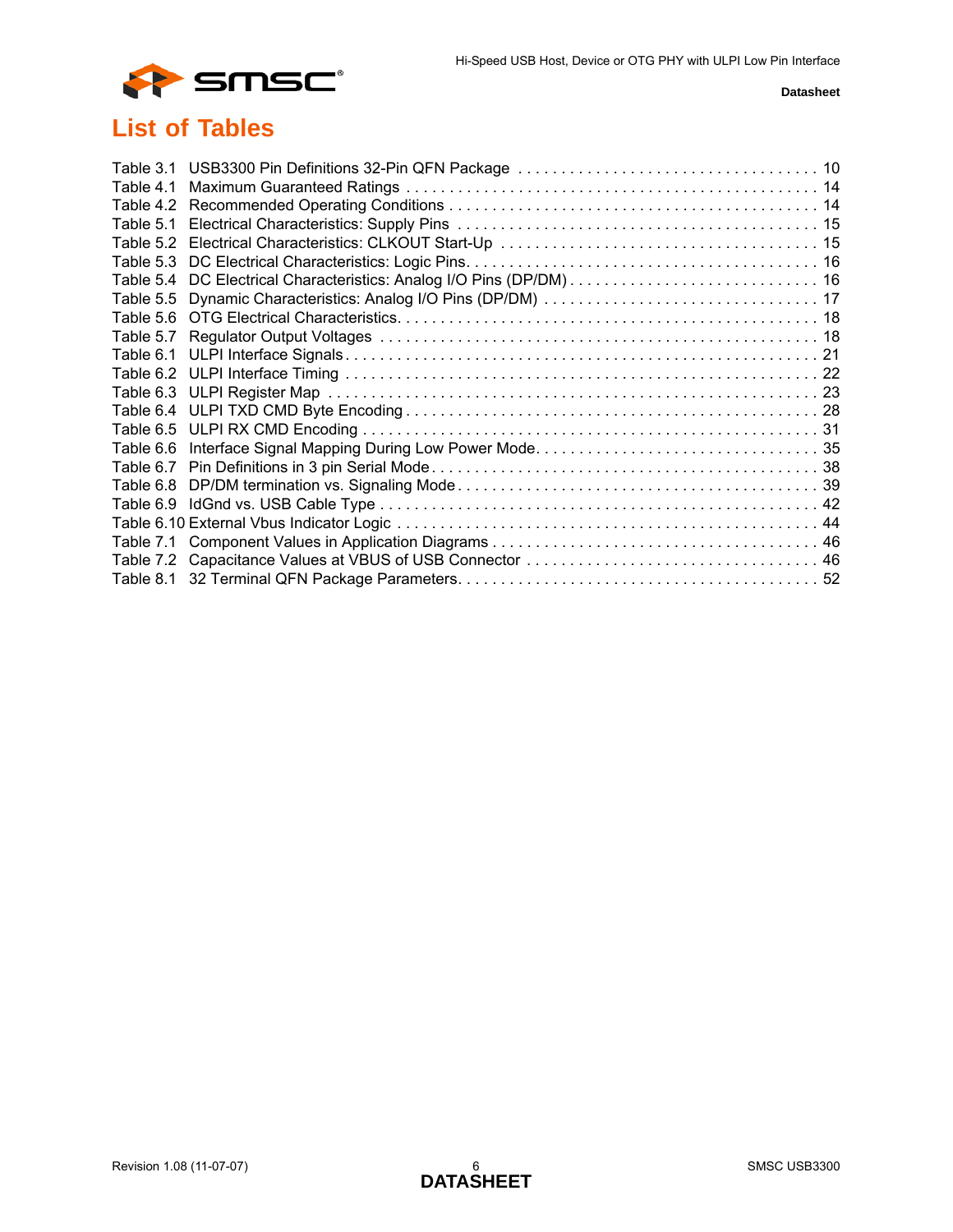# List of Tables

Table 3.1 USB3300 Pin Definitions 32-Pin QFN Package . . . . . . . . . . . . . . . . . . . . . . . . . . . . . . . . . . 10
Table 4.1 Maximum Guaranteed Ratings . . . . . . . . . . . . . . . . . . . . . . . . . . . . . . . . . . . . . . . . . . . . . . 14
Table 4.2 Recommended Operating Conditions . . . . . . . . . . . . . . . . . . . . . . . . . . . . . . . . . . . . . . . . . 14
Table 5.1 Electrical Characteristics: Supply Pins . . . . . . . . . . . . . . . . . . . . . . . . . . . . . . . . . . . . . . . 15
Table 5.2 Electrical Characteristics: CLKOUT Start-Up . . . . . . . . . . . . . . . . . . . . . . . . . . . . . . . . . . . 15
Table 5.3 DC Electrical Characteristics: Logic Pins. . . . . . . . . . . . . . . . . . . . . . . . . . . . . . . . . . . . . . . 16
Table 5.4 DC Electrical Characteristics: Analog I/O Pins (DP/DM) . . . . . . . . . . . . . . . . . . . . . . . . . . . . 16
Table 5.5 Dynamic Characteristics: Analog I/O Pins (DP/DM) . . . . . . . . . . . . . . . . . . . . . . . . . . . . . . . 17
Table 5.6 OTG Electrical Characteristics. . . . . . . . . . . . . . . . . . . . . . . . . . . . . . . . . . . . . . . . . . . . . . 18
Table 5.7 Regulator Output Voltages . . . . . . . . . . . . . . . . . . . . . . . . . . . . . . . . . . . . . . . . . . . . . . . . . 18
Table 6.1 ULPI Interface Signals . . . . . . . . . . . . . . . . . . . . . . . . . . . . . . . . . . . . . . . . . . . . . . . . . . . . 21
Table 6.2 ULPI Interface Timing . . . . . . . . . . . . . . . . . . . . . . . . . . . . . . . . . . . . . . . . . . . . . . . . . . . . 22
Table 6.3 ULPI Register Map . . . . . . . . . . . . . . . . . . . . . . . . . . . . . . . . . . . . . . . . . . . . . . . . . . . . . . 23
Table 6.4 ULPI TXD CMD Byte Encoding . . . . . . . . . . . . . . . . . . . . . . . . . . . . . . . . . . . . . . . . . . . . . . 28
Table 6.5 ULPI RX CMD Encoding . . . . . . . . . . . . . . . . . . . . . . . . . . . . . . . . . . . . . . . . . . . . . . . . . . . 31
Table 6.6 Interface Signal Mapping During Low Power Mode. . . . . . . . . . . . . . . . . . . . . . . . . . . . . . . . 35
Table 6.7 Pin Definitions in 3 pin Serial Mode . . . . . . . . . . . . . . . . . . . . . . . . . . . . . . . . . . . . . . . . . . 38
Table 6.8 DP/DM termination vs. Signaling Mode . . . . . . . . . . . . . . . . . . . . . . . . . . . . . . . . . . . . . . . . 39
Table 6.9 IdGnd vs. USB Cable Type . . . . . . . . . . . . . . . . . . . . . . . . . . . . . . . . . . . . . . . . . . . . . . . . . 42
Table 6.10 External Vbus Indicator Logic . . . . . . . . . . . . . . . . . . . . . . . . . . . . . . . . . . . . . . . . . . . . . . 44
Table 7.1 Component Values in Application Diagrams . . . . . . . . . . . . . . . . . . . . . . . . . . . . . . . . . . . . . 46
Table 7.2 Capacitance Values at VBUS of USB Connector . . . . . . . . . . . . . . . . . . . . . . . . . . . . . . . . . 46
Table 8.1 32 Terminal QFN Package Parameters. . . . . . . . . . . . . . . . . . . . . . . . . . . . . . . . . . . . . . . . . 52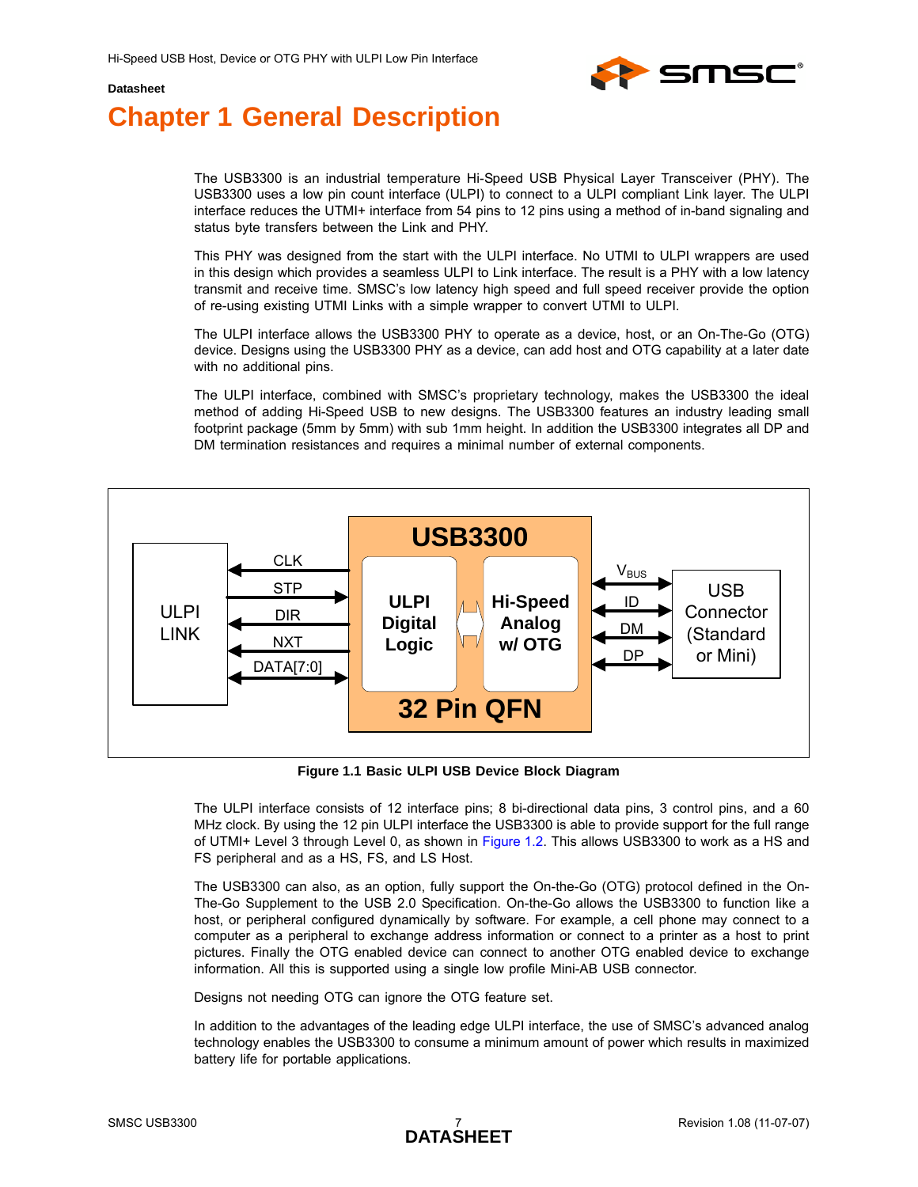# Chapter 1 General Description

The USB3300 is an industrial temperature Hi-Speed USB Physical Layer Transceiver (PHY). The USB3300 uses a low pin count interface (ULPI) to connect to a ULPI compliant Link layer. The ULPI interface reduces the UTMI+ interface from 54 pins to 12 pins using a method of in-band signaling and status byte transfers between the Link and PHY.

This PHY was designed from the start with the ULPI interface. No UTMI to ULPI wrappers are used in this design which provides a seamless ULPI to Link interface. The result is a PHY with a low latency transmit and receive time. SMSC's low latency high speed and full speed receiver provide the option of re-using existing UTMI Links with a simple wrapper to convert UTMI to ULPI.

The ULPI interface allows the USB3300 PHY to operate as a device, host, or an On-The-Go (OTG) device. Designs using the USB3300 PHY as a device, can add host and OTG capability at a later date with no additional pins.

The ULPI interface, combined with SMSC's proprietary technology, makes the USB3300 the ideal method of adding Hi-Speed USB to new designs. The USB3300 features an industry leading small footprint package (5mm by 5mm) with sub 1mm height. In addition the USB3300 integrates all DP and DM termination resistances and requires a minimal number of external components.

**Figure 1.1 Basic ULPI USB Device Block Diagram**

The ULPI interface consists of 12 interface pins; 8 bi-directional data pins, 3 control pins, and a 60 MHz clock. By using the 12 pin ULPI interface the USB3300 is able to provide support for the full range of UTMI+ Level 3 through Level 0, as shown in Figure 1.2. This allows USB3300 to work as a HS and FS peripheral and as a HS, FS, and LS Host.

The USB3300 can also, as an option, fully support the On-the-Go (OTG) protocol defined in the On-The-Go Supplement to the USB 2.0 Specification. On-the-Go allows the USB3300 to function like a host, or peripheral configured dynamically by software. For example, a cell phone may connect to a computer as a peripheral to exchange address information or connect to a printer as a host to print pictures. Finally the OTG enabled device can connect to another OTG enabled device to exchange information. All this is supported using a single low profile Mini-AB USB connector.

Designs not needing OTG can ignore the OTG feature set.

In addition to the advantages of the leading edge ULPI interface, the use of SMSC's advanced analog technology enables the USB3300 to consume a minimum amount of power which results in maximized battery life for portable applications.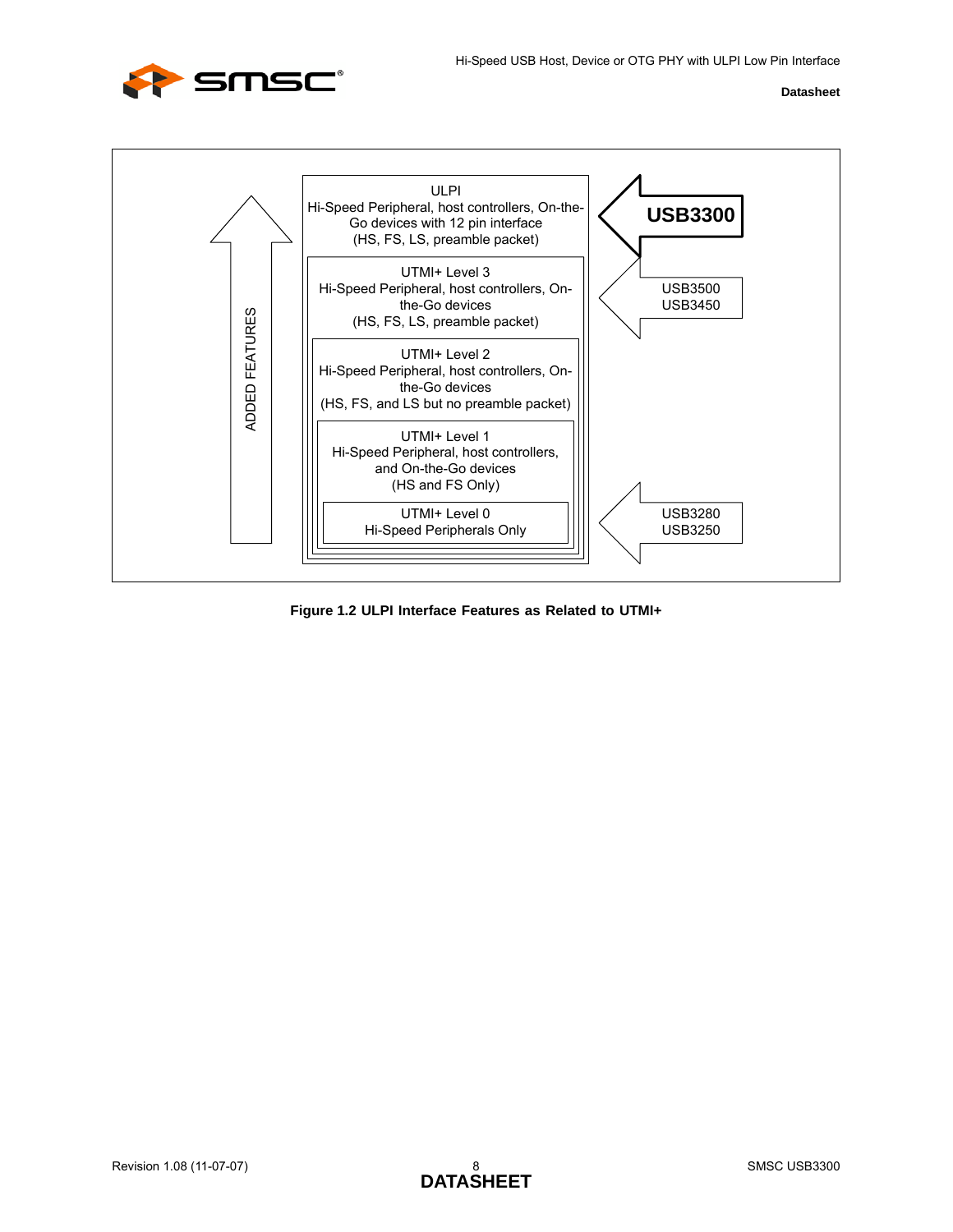ULPI
Hi-Speed Peripheral, host controllers, On-the-Go devices with 12 pin interface
(HS, FS, LS, preamble packet)

UTMI+ Level 3
Hi-Speed Peripheral, host controllers, On-the-Go devices
(HS, FS, LS, preamble packet)

UTMI+ Level 2
Hi-Speed Peripheral, host controllers, On-the-Go devices
(HS, FS, and LS but no preamble packet)

UTMI+ Level 1
Hi-Speed Peripheral, host controllers, and On-the-Go devices
(HS and FS Only)

UTMI+ Level 0
Hi-Speed Peripherals Only

ADDED FEATURES

**USB3300**

USB3500
USB3450

USB3280
USB3250

**Figure 1.2 ULPI Interface Features as Related to UTMI+**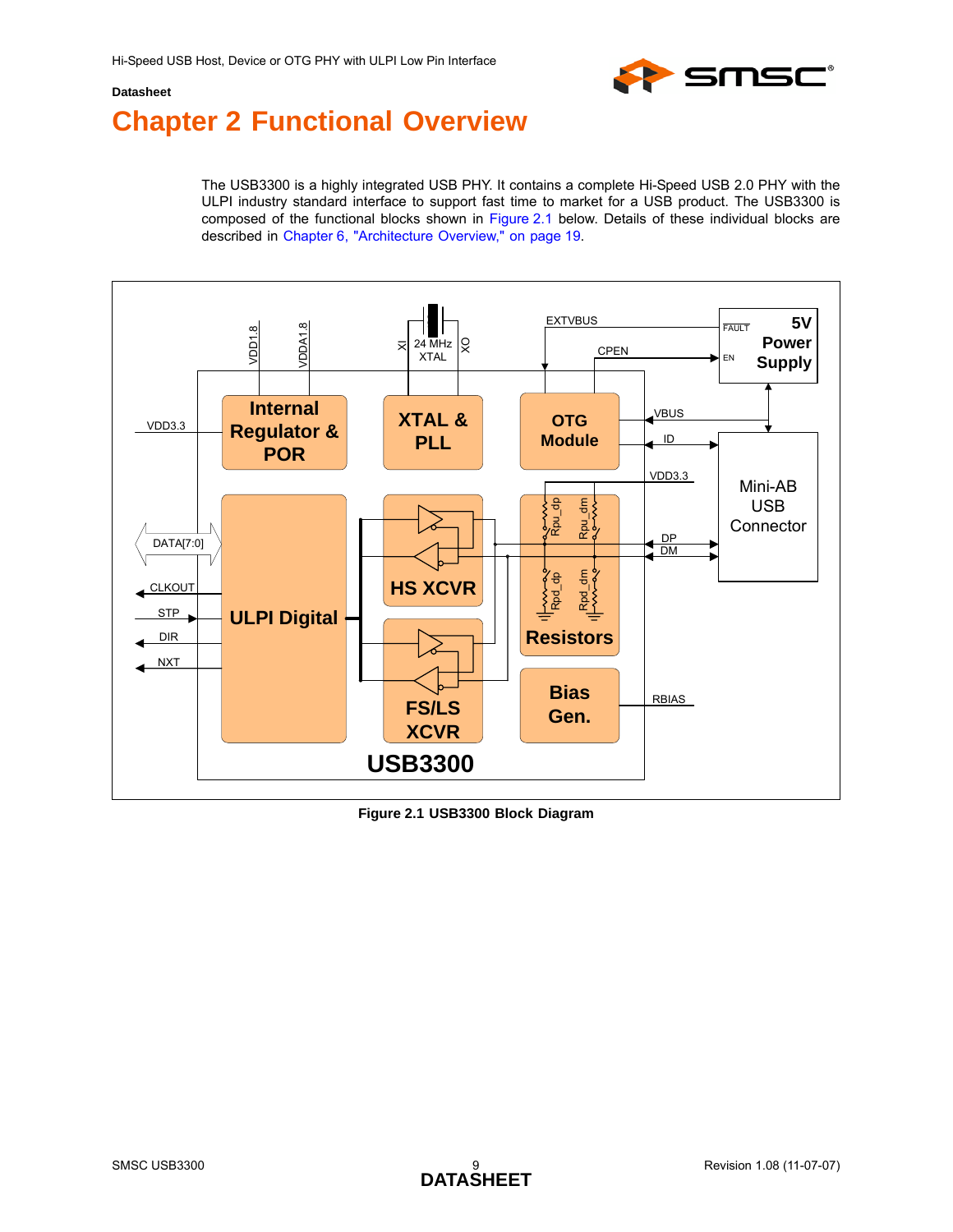# Chapter 2 Functional Overview

The USB3300 is a highly integrated USB PHY. It contains a complete Hi-Speed USB 2.0 PHY with the ULPI industry standard interface to support fast time to market for a USB product. The USB3300 is composed of the functional blocks shown in Figure 2.1 below. Details of these individual blocks are described in Chapter 6, "Architecture Overview," on page 19.

**Figure 2.1 USB3300 Block Diagram**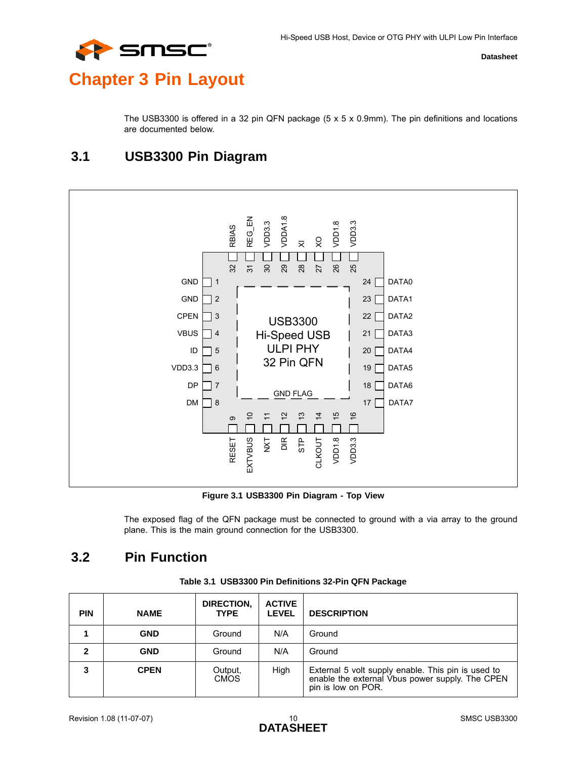# Chapter 3 Pin Layout

The USB3300 is offered in a 32 pin QFN package (5 x 5 x 0.9mm). The pin definitions and locations are documented below.

## 3.1 USB3300 Pin Diagram

**Figure 3.1 USB3300 Pin Diagram - Top View**

The exposed flag of the QFN package must be connected to ground with a via array to the ground plane. This is the main ground connection for the USB3300.

## 3.2 Pin Function

**Table 3.1 USB3300 Pin Definitions 32-Pin QFN Package**

| PIN | NAME | DIRECTION, TYPE | ACTIVE LEVEL | DESCRIPTION |
|---|---|---|---|---|
| **1** | **GND** | Ground | N/A | Ground |
| **2** | **GND** | Ground | N/A | Ground |
| **3** | **CPEN** | Output, CMOS | High | External 5 volt supply enable. This pin is used to enable the external Vbus power supply. The CPEN pin is low on POR. |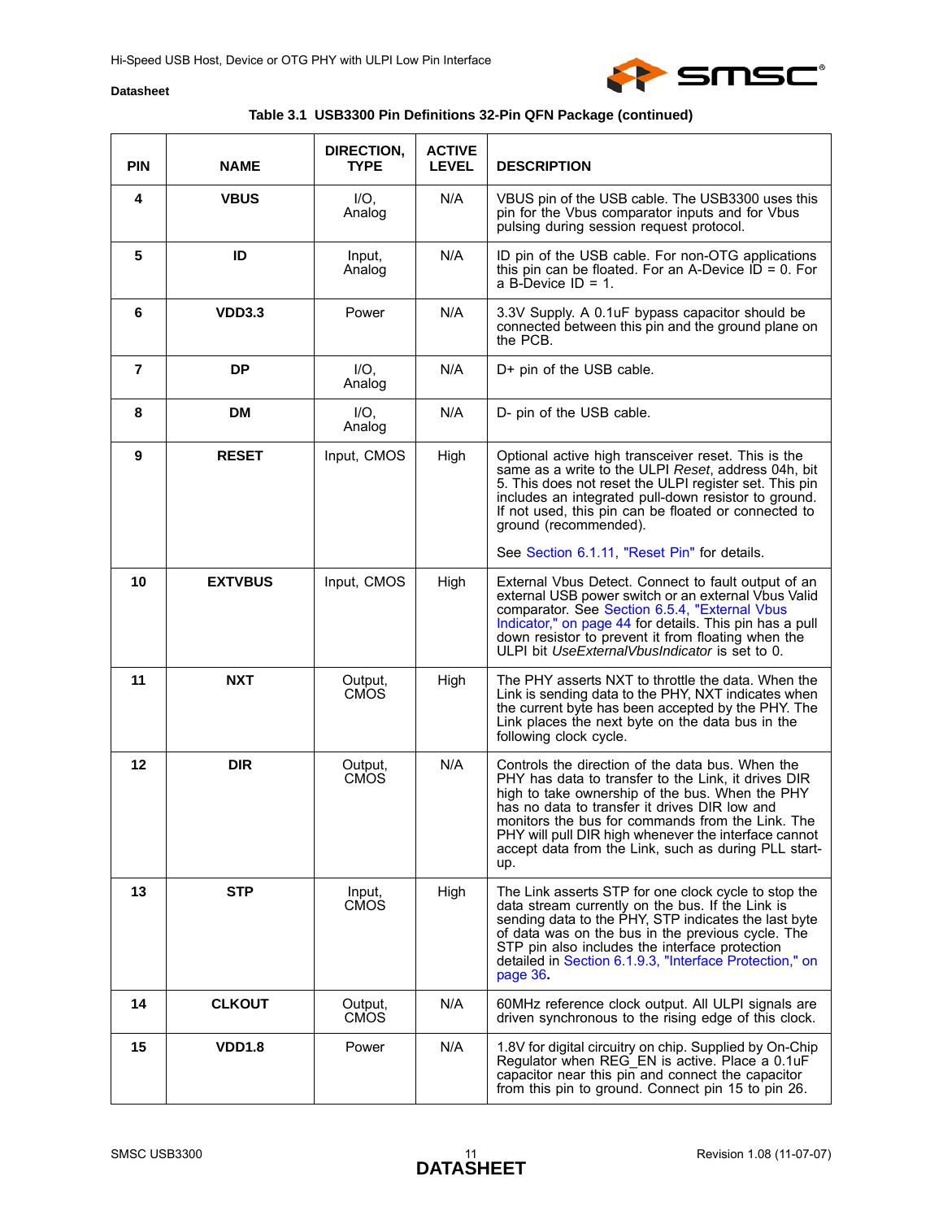**Table 3.1 USB3300 Pin Definitions 32-Pin QFN Package (continued)**

| PIN | NAME | DIRECTION, TYPE | ACTIVE LEVEL | DESCRIPTION |
|---|---|---|---|---|
| 4 | VBUS | I/O, Analog | N/A | VBUS pin of the USB cable. The USB3300 uses this pin for the Vbus comparator inputs and for Vbus pulsing during session request protocol. |
| 5 | ID | Input, Analog | N/A | ID pin of the USB cable. For non-OTG applications this pin can be floated. For an A-Device ID = 0. For a B-Device ID = 1. |
| 6 | VDD3.3 | Power | N/A | 3.3V Supply. A 0.1uF bypass capacitor should be connected between this pin and the ground plane on the PCB. |
| 7 | DP | I/O, Analog | N/A | D+ pin of the USB cable. |
| 8 | DM | I/O, Analog | N/A | D- pin of the USB cable. |
| 9 | RESET | Input, CMOS | High | Optional active high transceiver reset. This is the same as a write to the ULPI *Reset*, address 04h, bit 5. This does not reset the ULPI register set. This pin includes an integrated pull-down resistor to ground. If not used, this pin can be floated or connected to ground (recommended).<br><br>See Section 6.1.11, "Reset Pin" for details. |
| 10 | EXTVBUS | Input, CMOS | High | External Vbus Detect. Connect to fault output of an external USB power switch or an external Vbus Valid comparator. See Section 6.5.4, "External Vbus Indicator," on page 44 for details. This pin has a pull down resistor to prevent it from floating when the ULPI bit *UseExternalVbusIndicator* is set to 0. |
| 11 | NXT | Output, CMOS | High | The PHY asserts NXT to throttle the data. When the Link is sending data to the PHY, NXT indicates when the current byte has been accepted by the PHY. The Link places the next byte on the data bus in the following clock cycle. |
| 12 | DIR | Output, CMOS | N/A | Controls the direction of the data bus. When the PHY has data to transfer to the Link, it drives DIR high to take ownership of the bus. When the PHY has no data to transfer it drives DIR low and monitors the bus for commands from the Link. The PHY will pull DIR high whenever the interface cannot accept data from the Link, such as during PLL start-up. |
| 13 | STP | Input, CMOS | High | The Link asserts STP for one clock cycle to stop the data stream currently on the bus. If the Link is sending data to the PHY, STP indicates the last byte of data was on the bus in the previous cycle. The STP pin also includes the interface protection detailed in Section 6.1.9.3, "Interface Protection," on page 36. |
| 14 | CLKOUT | Output, CMOS | N/A | 60MHz reference clock output. All ULPI signals are driven synchronous to the rising edge of this clock. |
| 15 | VDD1.8 | Power | N/A | 1.8V for digital circuitry on chip. Supplied by On-Chip Regulator when REG_EN is active. Place a 0.1uF capacitor near this pin and connect the capacitor from this pin to ground. Connect pin 15 to pin 26. |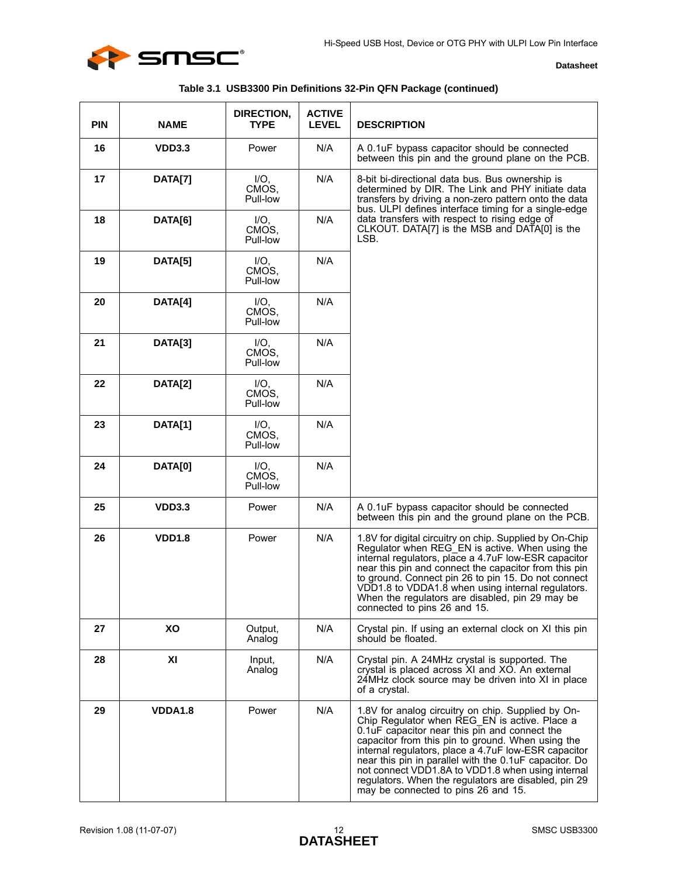**Table 3.1 USB3300 Pin Definitions 32-Pin QFN Package (continued)**

| PIN | NAME | DIRECTION, TYPE | ACTIVE LEVEL | DESCRIPTION |
|---|---|---|---|---|
| 16 | VDD3.3 | Power | N/A | A 0.1uF bypass capacitor should be connected between this pin and the ground plane on the PCB. |
| 17 | DATA[7] | I/O, CMOS, Pull-low | N/A | 8-bit bi-directional data bus. Bus ownership is determined by DIR. The Link and PHY initiate data transfers by driving a non-zero pattern onto the data bus. ULPI defines interface timing for a single-edge data transfers with respect to rising edge of CLKOUT. DATA[7] is the MSB and DATA[0] is the LSB. |
| 18 | DATA[6] | I/O, CMOS, Pull-low | N/A | |
| 19 | DATA[5] | I/O, CMOS, Pull-low | N/A | |
| 20 | DATA[4] | I/O, CMOS, Pull-low | N/A | |
| 21 | DATA[3] | I/O, CMOS, Pull-low | N/A | |
| 22 | DATA[2] | I/O, CMOS, Pull-low | N/A | |
| 23 | DATA[1] | I/O, CMOS, Pull-low | N/A | |
| 24 | DATA[0] | I/O, CMOS, Pull-low | N/A | |
| 25 | VDD3.3 | Power | N/A | A 0.1uF bypass capacitor should be connected between this pin and the ground plane on the PCB. |
| 26 | VDD1.8 | Power | N/A | 1.8V for digital circuitry on chip. Supplied by On-Chip Regulator when REG_EN is active. When using the internal regulators, place a 4.7uF low-ESR capacitor near this pin and connect the capacitor from this pin to ground. Connect pin 26 to pin 15. Do not connect VDD1.8 to VDDA1.8 when using internal regulators. When the regulators are disabled, pin 29 may be connected to pins 26 and 15. |
| 27 | XO | Output, Analog | N/A | Crystal pin. If using an external clock on XI this pin should be floated. |
| 28 | XI | Input, Analog | N/A | Crystal pin. A 24MHz crystal is supported. The crystal is placed across XI and XO. An external 24MHz clock source may be driven into XI in place of a crystal. |
| 29 | VDDA1.8 | Power | N/A | 1.8V for analog circuitry on chip. Supplied by On-Chip Regulator when REG_EN is active. Place a 0.1uF capacitor near this pin and connect the capacitor from this pin to ground. When using the internal regulators, place a 4.7uF low-ESR capacitor near this pin in parallel with the 0.1uF capacitor. Do not connect VDD1.8A to VDD1.8 when using internal regulators. When the regulators are disabled, pin 29 may be connected to pins 26 and 15. |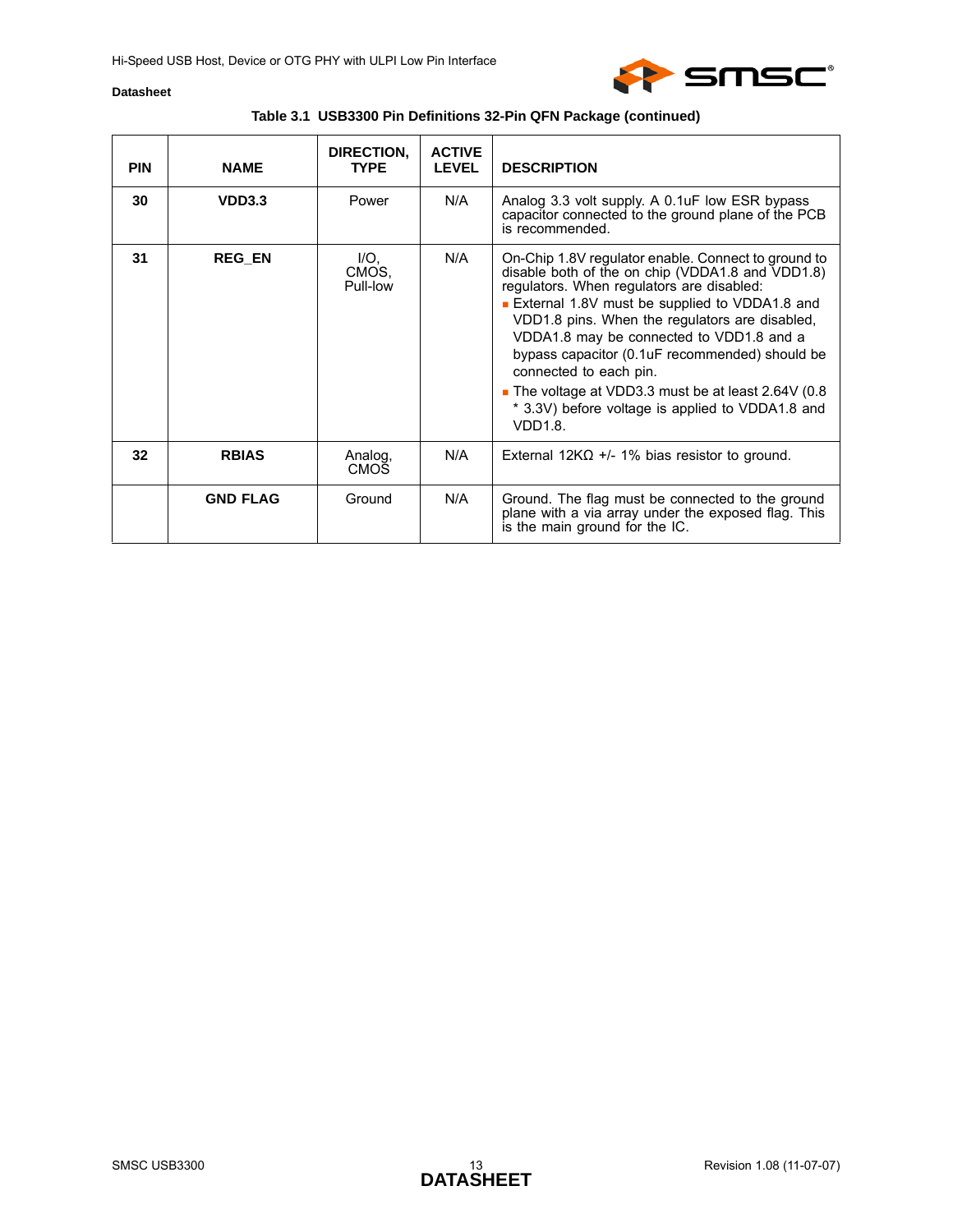**Table 3.1 USB3300 Pin Definitions 32-Pin QFN Package (continued)**

| PIN | NAME | DIRECTION, TYPE | ACTIVE LEVEL | DESCRIPTION |
|---|---|---|---|---|
| 30 | VDD3.3 | Power | N/A | Analog 3.3 volt supply. A 0.1uF low ESR bypass capacitor connected to the ground plane of the PCB is recommended. |
| 31 | REG_EN | I/O, CMOS, Pull-low | N/A | On-Chip 1.8V regulator enable. Connect to ground to disable both of the on chip (VDDA1.8 and VDD1.8) regulators. When regulators are disabled:<br>▪ External 1.8V must be supplied to VDDA1.8 and VDD1.8 pins. When the regulators are disabled, VDDA1.8 may be connected to VDD1.8 and a bypass capacitor (0.1uF recommended) should be connected to each pin.<br>▪ The voltage at VDD3.3 must be at least 2.64V (0.8 * 3.3V) before voltage is applied to VDDA1.8 and VDD1.8. |
| 32 | RBIAS | Analog, CMOS | N/A | External 12KΩ +/- 1% bias resistor to ground. |
| | GND FLAG | Ground | N/A | Ground. The flag must be connected to the ground plane with a via array under the exposed flag. This is the main ground for the IC. |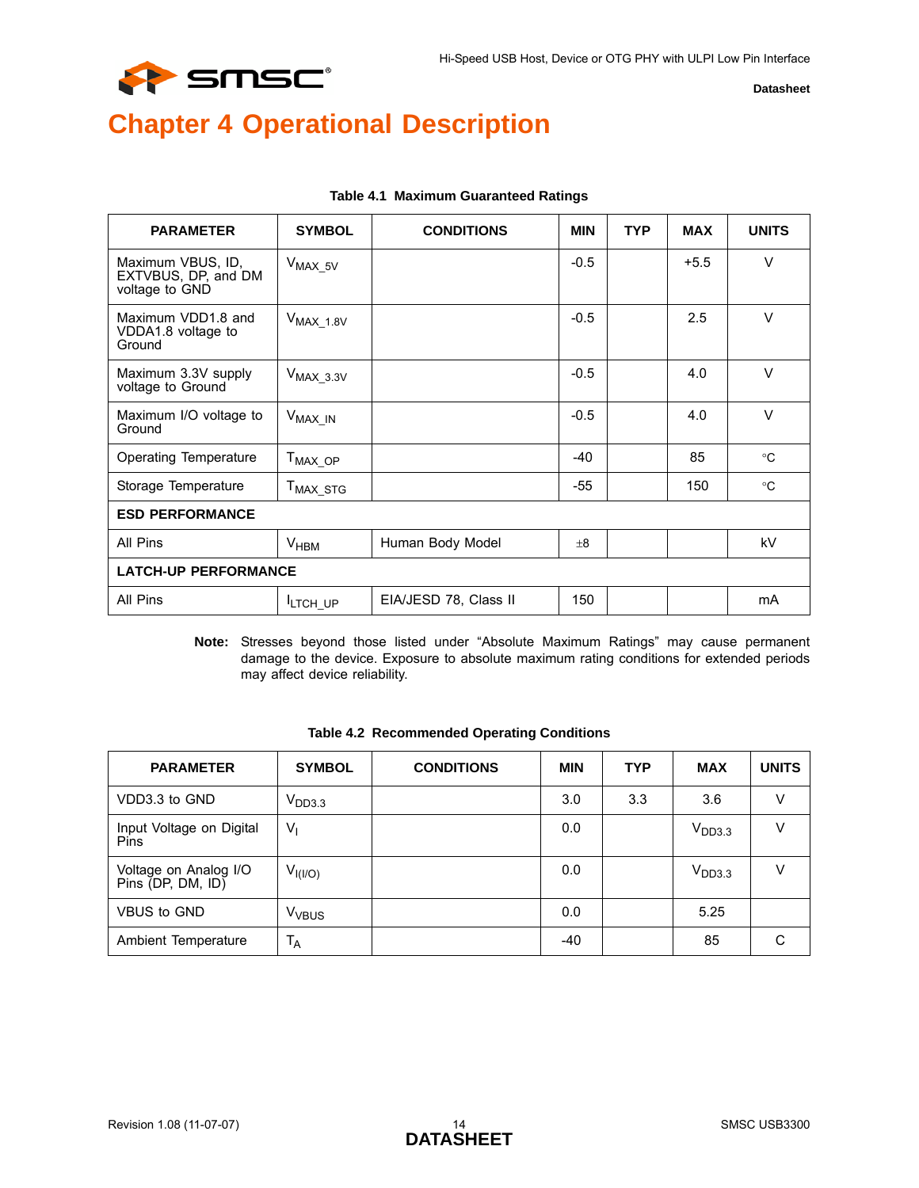# Chapter 4 Operational Description

**Table 4.1 Maximum Guaranteed Ratings**

| PARAMETER | SYMBOL | CONDITIONS | MIN | TYP | MAX | UNITS |
|---|---|---|---|---|---|---|
| Maximum VBUS, ID, EXTVBUS, DP, and DM voltage to GND | $V_{MAX\_5V}$ | | -0.5 | | +5.5 | V |
| Maximum VDD1.8 and VDDA1.8 voltage to Ground | $V_{MAX\_1.8V}$ | | -0.5 | | 2.5 | V |
| Maximum 3.3V supply voltage to Ground | $V_{MAX\_3.3V}$ | | -0.5 | | 4.0 | V |
| Maximum I/O voltage to Ground | $V_{MAX\_IN}$ | | -0.5 | | 4.0 | V |
| Operating Temperature | $T_{MAX\_OP}$ | | -40 | | 85 | °C |
| Storage Temperature | $T_{MAX\_STG}$ | | -55 | | 150 | °C |
| **ESD PERFORMANCE** | | | | | | |
| All Pins | $V_{HBM}$ | Human Body Model | ±8 | | | kV |
| **LATCH-UP PERFORMANCE** | | | | | | |
| All Pins | $I_{LTCH\_UP}$ | EIA/JESD 78, Class II | 150 | | | mA |

**Note:** Stresses beyond those listed under "Absolute Maximum Ratings" may cause permanent damage to the device. Exposure to absolute maximum rating conditions for extended periods may affect device reliability.

**Table 4.2 Recommended Operating Conditions**

| PARAMETER | SYMBOL | CONDITIONS | MIN | TYP | MAX | UNITS |
|---|---|---|---|---|---|---|
| VDD3.3 to GND | $V_{DD3.3}$ | | 3.0 | 3.3 | 3.6 | V |
| Input Voltage on Digital Pins | $V_I$ | | 0.0 | | $V_{DD3.3}$ | V |
| Voltage on Analog I/O Pins (DP, DM, ID) | $V_{I(I/O)}$ | | 0.0 | | $V_{DD3.3}$ | V |
| VBUS to GND | $V_{VBUS}$ | | 0.0 | | 5.25 | |
| Ambient Temperature | $T_A$ | | -40 | | 85 | C |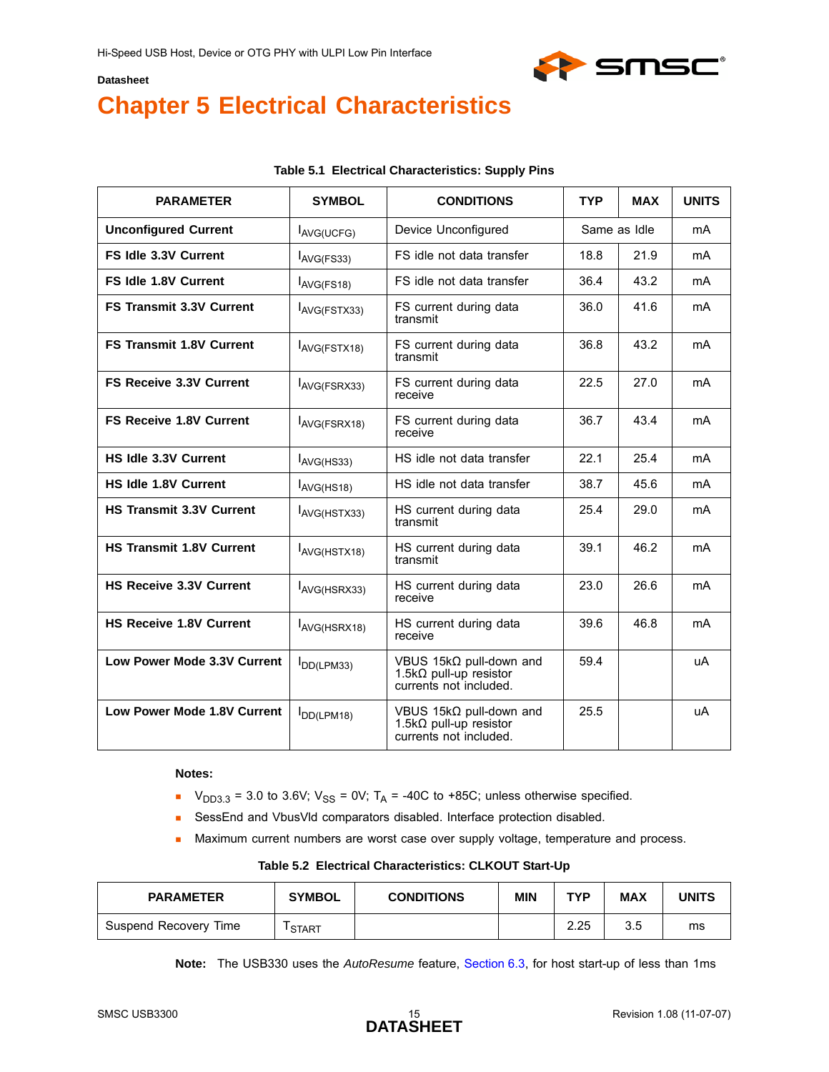# Chapter 5 Electrical Characteristics

**Table 5.1 Electrical Characteristics: Supply Pins**

| PARAMETER | SYMBOL | CONDITIONS | TYP | MAX | UNITS |
|---|---|---|---|---|---|
| **Unconfigured Current** | $I_{AVG(UCFG)}$ | Device Unconfigured | Same as Idle | | mA |
| **FS Idle 3.3V Current** | $I_{AVG(FS33)}$ | FS idle not data transfer | 18.8 | 21.9 | mA |
| **FS Idle 1.8V Current** | $I_{AVG(FS18)}$ | FS idle not data transfer | 36.4 | 43.2 | mA |
| **FS Transmit 3.3V Current** | $I_{AVG(FSTX33)}$ | FS current during data transmit | 36.0 | 41.6 | mA |
| **FS Transmit 1.8V Current** | $I_{AVG(FSTX18)}$ | FS current during data transmit | 36.8 | 43.2 | mA |
| **FS Receive 3.3V Current** | $I_{AVG(FSRX33)}$ | FS current during data receive | 22.5 | 27.0 | mA |
| **FS Receive 1.8V Current** | $I_{AVG(FSRX18)}$ | FS current during data receive | 36.7 | 43.4 | mA |
| **HS Idle 3.3V Current** | $I_{AVG(HS33)}$ | HS idle not data transfer | 22.1 | 25.4 | mA |
| **HS Idle 1.8V Current** | $I_{AVG(HS18)}$ | HS idle not data transfer | 38.7 | 45.6 | mA |
| **HS Transmit 3.3V Current** | $I_{AVG(HSTX33)}$ | HS current during data transmit | 25.4 | 29.0 | mA |
| **HS Transmit 1.8V Current** | $I_{AVG(HSTX18)}$ | HS current during data transmit | 39.1 | 46.2 | mA |
| **HS Receive 3.3V Current** | $I_{AVG(HSRX33)}$ | HS current during data receive | 23.0 | 26.6 | mA |
| **HS Receive 1.8V Current** | $I_{AVG(HSRX18)}$ | HS current during data receive | 39.6 | 46.8 | mA |
| **Low Power Mode 3.3V Current** | $I_{DD(LPM33)}$ | VBUS 15kΩ pull-down and 1.5kΩ pull-up resistor currents not included. | 59.4 | | uA |
| **Low Power Mode 1.8V Current** | $I_{DD(LPM18)}$ | VBUS 15kΩ pull-down and 1.5kΩ pull-up resistor currents not included. | 25.5 | | uA |

**Notes:**

- $V_{DD3.3}$ = 3.0 to 3.6V; $V_{SS}$ = 0V; $T_A$ = -40C to +85C; unless otherwise specified.
- SessEnd and VbusVld comparators disabled. Interface protection disabled.
- Maximum current numbers are worst case over supply voltage, temperature and process.

**Table 5.2 Electrical Characteristics: CLKOUT Start-Up**

| PARAMETER | SYMBOL | CONDITIONS | MIN | TYP | MAX | UNITS |
|---|---|---|---|---|---|---|
| Suspend Recovery Time | $T_{START}$ | | | 2.25 | 3.5 | ms |

**Note:** The USB330 uses the *AutoResume* feature, Section 6.3, for host start-up of less than 1ms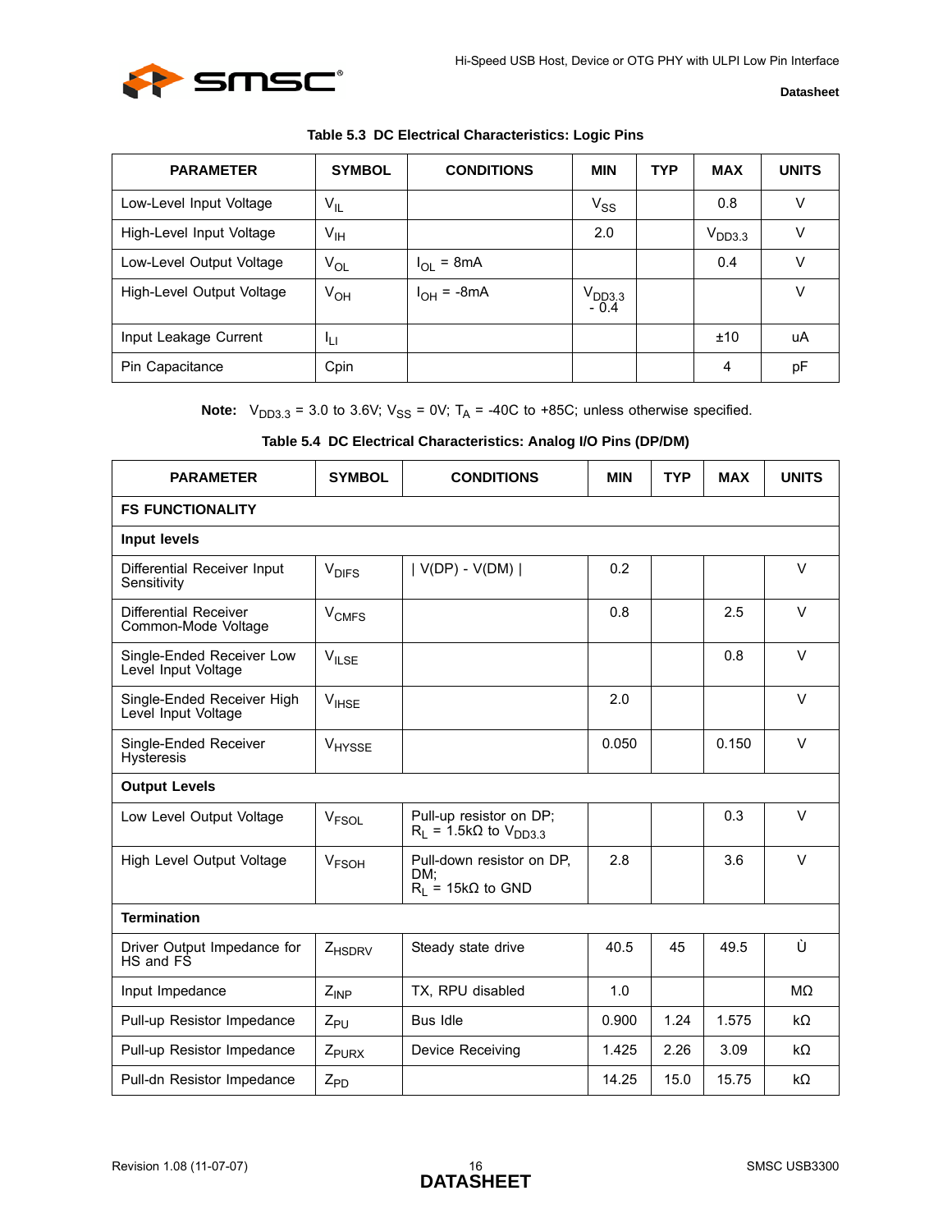**Table 5.3 DC Electrical Characteristics: Logic Pins**

| PARAMETER | SYMBOL | CONDITIONS | MIN | TYP | MAX | UNITS |
|---|---|---|---|---|---|---|
| Low-Level Input Voltage | $V_{IL}$ | | $V_{SS}$ | | 0.8 | V |
| High-Level Input Voltage | $V_{IH}$ | | 2.0 | | $V_{DD3.3}$ | V |
| Low-Level Output Voltage | $V_{OL}$ | $I_{OL}$ = 8mA | | | 0.4 | V |
| High-Level Output Voltage | $V_{OH}$ | $I_{OH}$ = -8mA | $V_{DD3.3}$ - 0.4 | | | V |
| Input Leakage Current | $I_{LI}$ | | | | ±10 | uA |
| Pin Capacitance | Cpin | | | | 4 | pF |

**Note:** $V_{DD3.3}$ = 3.0 to 3.6V; $V_{SS}$ = 0V; $T_A$ = -40C to +85C; unless otherwise specified.

**Table 5.4 DC Electrical Characteristics: Analog I/O Pins (DP/DM)**

| PARAMETER | SYMBOL | CONDITIONS | MIN | TYP | MAX | UNITS |
|---|---|---|---|---|---|---|
| **FS FUNCTIONALITY** | | | | | | |
| **Input levels** | | | | | | |
| Differential Receiver Input Sensitivity | $V_{DIFS}$ | \| V(DP) - V(DM) \| | 0.2 | | | V |
| Differential Receiver Common-Mode Voltage | $V_{CMFS}$ | | 0.8 | | 2.5 | V |
| Single-Ended Receiver Low Level Input Voltage | $V_{ILSE}$ | | | | 0.8 | V |
| Single-Ended Receiver High Level Input Voltage | $V_{IHSE}$ | | 2.0 | | | V |
| Single-Ended Receiver Hysteresis | $V_{HYSSE}$ | | 0.050 | | 0.150 | V |
| **Output Levels** | | | | | | |
| Low Level Output Voltage | $V_{FSOL}$ | Pull-up resistor on DP; $R_L$ = 1.5kΩ to $V_{DD3.3}$ | | | 0.3 | V |
| High Level Output Voltage | $V_{FSOH}$ | Pull-down resistor on DP, DM; $R_L$ = 15kΩ to GND | 2.8 | | 3.6 | V |
| **Termination** | | | | | | |
| Driver Output Impedance for HS and FS | $Z_{HSDRV}$ | Steady state drive | 40.5 | 45 | 49.5 | Ù |
| Input Impedance | $Z_{INP}$ | TX, RPU disabled | 1.0 | | | MΩ |
| Pull-up Resistor Impedance | $Z_{PU}$ | Bus Idle | 0.900 | 1.24 | 1.575 | kΩ |
| Pull-up Resistor Impedance | $Z_{PURX}$ | Device Receiving | 1.425 | 2.26 | 3.09 | kΩ |
| Pull-dn Resistor Impedance | $Z_{PD}$ | | 14.25 | 15.0 | 15.75 | kΩ |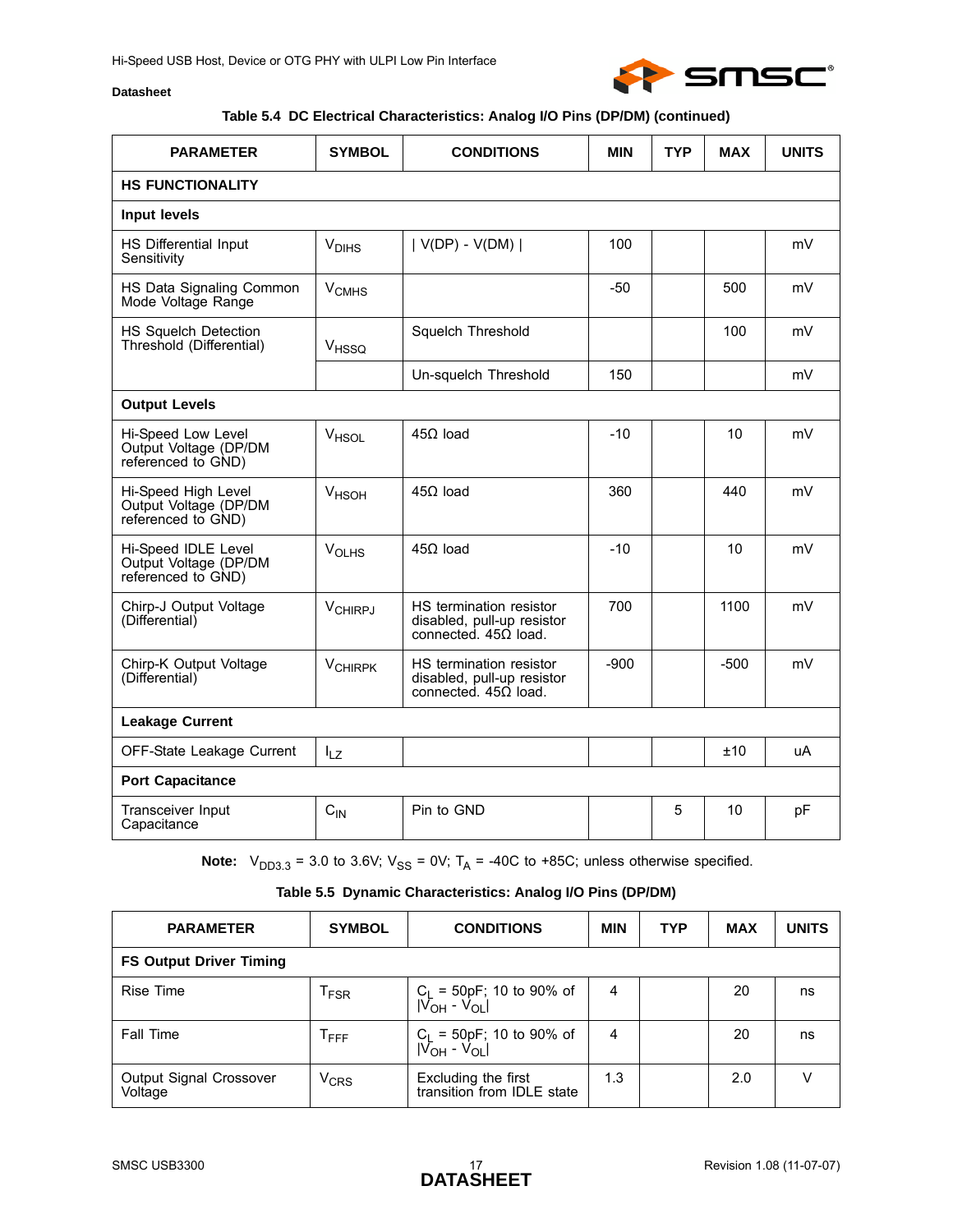**Table 5.4 DC Electrical Characteristics: Analog I/O Pins (DP/DM) (continued)**

| PARAMETER | SYMBOL | CONDITIONS | MIN | TYP | MAX | UNITS |
|---|---|---|---|---|---|---|
| **HS FUNCTIONALITY** | | | | | | |
| **Input levels** | | | | | | |
| HS Differential Input Sensitivity | $V_{DIHS}$ | \| V(DP) - V(DM) \| | 100 | | | mV |
| HS Data Signaling Common Mode Voltage Range | $V_{CMHS}$ | | -50 | | 500 | mV |
| HS Squelch Detection Threshold (Differential) | $V_{HSSQ}$ | Squelch Threshold | | | 100 | mV |
| | | Un-squelch Threshold | 150 | | | mV |
| **Output Levels** | | | | | | |
| Hi-Speed Low Level Output Voltage (DP/DM referenced to GND) | $V_{HSOL}$ | 45Ω load | -10 | | 10 | mV |
| Hi-Speed High Level Output Voltage (DP/DM referenced to GND) | $V_{HSOH}$ | 45Ω load | 360 | | 440 | mV |
| Hi-Speed IDLE Level Output Voltage (DP/DM referenced to GND) | $V_{OLHS}$ | 45Ω load | -10 | | 10 | mV |
| Chirp-J Output Voltage (Differential) | $V_{CHIRPJ}$ | HS termination resistor disabled, pull-up resistor connected. 45Ω load. | 700 | | 1100 | mV |
| Chirp-K Output Voltage (Differential) | $V_{CHIRPK}$ | HS termination resistor disabled, pull-up resistor connected. 45Ω load. | -900 | | -500 | mV |
| **Leakage Current** | | | | | | |
| OFF-State Leakage Current | $I_{LZ}$ | | | | ±10 | uA |
| **Port Capacitance** | | | | | | |
| Transceiver Input Capacitance | $C_{IN}$ | Pin to GND | | 5 | 10 | pF |

**Note:** $V_{DD3.3}$ = 3.0 to 3.6V; $V_{SS}$ = 0V; $T_A$ = -40C to +85C; unless otherwise specified.

**Table 5.5 Dynamic Characteristics: Analog I/O Pins (DP/DM)**

| PARAMETER | SYMBOL | CONDITIONS | MIN | TYP | MAX | UNITS |
|---|---|---|---|---|---|---|
| **FS Output Driver Timing** | | | | | | |
| Rise Time | $T_{FSR}$ | $C_L$ = 50pF; 10 to 90% of $\|V_{OH} - V_{OL}\|$ | 4 | | 20 | ns |
| Fall Time | $T_{FFF}$ | $C_L$ = 50pF; 10 to 90% of $\|V_{OH} - V_{OL}\|$ | 4 | | 20 | ns |
| Output Signal Crossover Voltage | $V_{CRS}$ | Excluding the first transition from IDLE state | 1.3 | | 2.0 | V |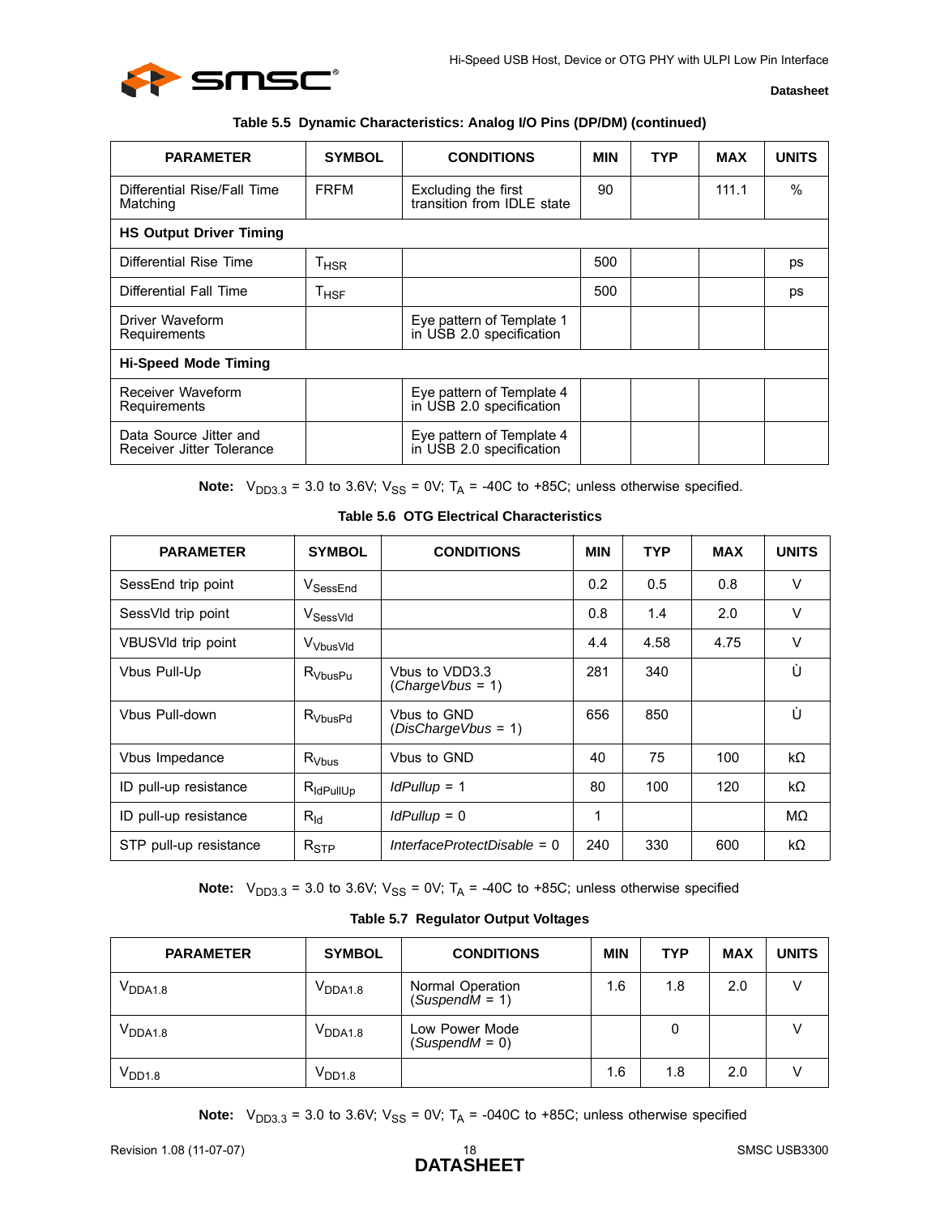**Table 5.5 Dynamic Characteristics: Analog I/O Pins (DP/DM) (continued)**

| PARAMETER | SYMBOL | CONDITIONS | MIN | TYP | MAX | UNITS |
|---|---|---|---|---|---|---|
| Differential Rise/Fall Time Matching | FRFM | Excluding the first transition from IDLE state | 90 | | 111.1 | % |
| **HS Output Driver Timing** | | | | | | |
| Differential Rise Time | $T_{HSR}$ | | 500 | | | ps |
| Differential Fall Time | $T_{HSF}$ | | 500 | | | ps |
| Driver Waveform Requirements | | Eye pattern of Template 1 in USB 2.0 specification | | | | |
| **Hi-Speed Mode Timing** | | | | | | |
| Receiver Waveform Requirements | | Eye pattern of Template 4 in USB 2.0 specification | | | | |
| Data Source Jitter and Receiver Jitter Tolerance | | Eye pattern of Template 4 in USB 2.0 specification | | | | |

**Note:** $V_{DD3.3}$ = 3.0 to 3.6V; $V_{SS}$ = 0V; $T_A$ = -40C to +85C; unless otherwise specified.

**Table 5.6 OTG Electrical Characteristics**

| PARAMETER | SYMBOL | CONDITIONS | MIN | TYP | MAX | UNITS |
|---|---|---|---|---|---|---|
| SessEnd trip point | $V_{SessEnd}$ | | 0.2 | 0.5 | 0.8 | V |
| SessVld trip point | $V_{SessVld}$ | | 0.8 | 1.4 | 2.0 | V |
| VBUSVld trip point | $V_{VbusVld}$ | | 4.4 | 4.58 | 4.75 | V |
| Vbus Pull-Up | $R_{VbusPu}$ | Vbus to VDD3.3 (*ChargeVbus* = 1) | 281 | 340 | | Ù |
| Vbus Pull-down | $R_{VbusPd}$ | Vbus to GND (*DisChargeVbus* = 1) | 656 | 850 | | Ù |
| Vbus Impedance | $R_{Vbus}$ | Vbus to GND | 40 | 75 | 100 | kΩ |
| ID pull-up resistance | $R_{IdPullUp}$ | *IdPullup* = 1 | 80 | 100 | 120 | kΩ |
| ID pull-up resistance | $R_{Id}$ | *IdPullup* = 0 | 1 | | | MΩ |
| STP pull-up resistance | $R_{STP}$ | *InterfaceProtectDisable* = 0 | 240 | 330 | 600 | kΩ |

**Note:** $V_{DD3.3}$ = 3.0 to 3.6V; $V_{SS}$ = 0V; $T_A$ = -40C to +85C; unless otherwise specified

**Table 5.7 Regulator Output Voltages**

| PARAMETER | SYMBOL | CONDITIONS | MIN | TYP | MAX | UNITS |
|---|---|---|---|---|---|---|
| $V_{DDA1.8}$ | $V_{DDA1.8}$ | Normal Operation (*SuspendM* = 1) | 1.6 | 1.8 | 2.0 | V |
| $V_{DDA1.8}$ | $V_{DDA1.8}$ | Low Power Mode (*SuspendM* = 0) | | 0 | | V |
| $V_{DD1.8}$ | $V_{DD1.8}$ | | 1.6 | 1.8 | 2.0 | V |

**Note:** $V_{DD3.3}$ = 3.0 to 3.6V; $V_{SS}$ = 0V; $T_A$ = -040C to +85C; unless otherwise specified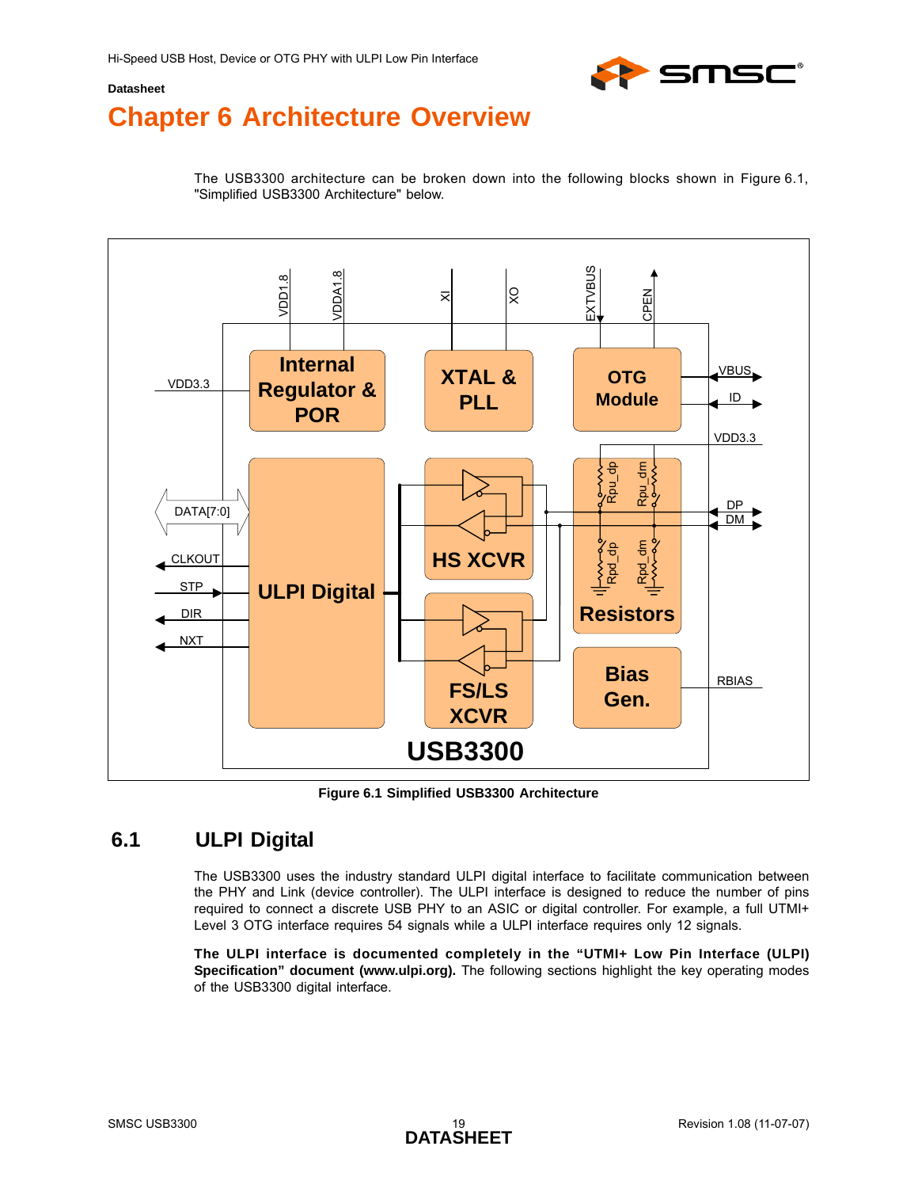# Chapter 6 Architecture Overview

The USB3300 architecture can be broken down into the following blocks shown in Figure 6.1, "Simplified USB3300 Architecture" below.

Figure 6.1 Simplified USB3300 Architecture

## 6.1 ULPI Digital

The USB3300 uses the industry standard ULPI digital interface to facilitate communication between the PHY and Link (device controller). The ULPI interface is designed to reduce the number of pins required to connect a discrete USB PHY to an ASIC or digital controller. For example, a full UTMI+ Level 3 OTG interface requires 54 signals while a ULPI interface requires only 12 signals.

**The ULPI interface is documented completely in the "UTMI+ Low Pin Interface (ULPI) Specification" document (www.ulpi.org).** The following sections highlight the key operating modes of the USB3300 digital interface.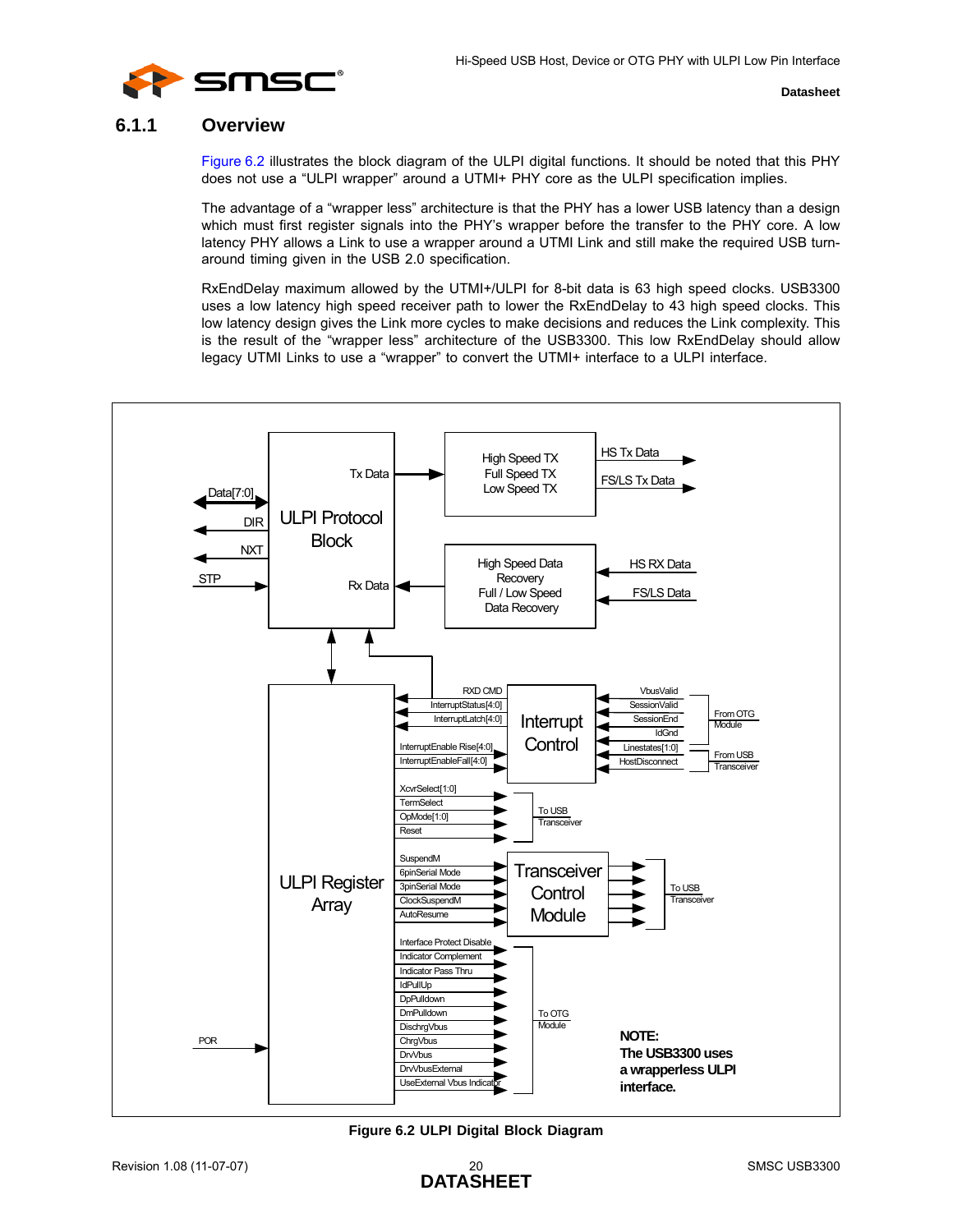### 6.1.1 Overview

Figure 6.2 illustrates the block diagram of the ULPI digital functions. It should be noted that this PHY does not use a “ULPI wrapper” around a UTMI+ PHY core as the ULPI specification implies.

The advantage of a “wrapper less” architecture is that the PHY has a lower USB latency than a design which must first register signals into the PHY’s wrapper before the transfer to the PHY core. A low latency PHY allows a Link to use a wrapper around a UTMI Link and still make the required USB turn-around timing given in the USB 2.0 specification.

RxEndDelay maximum allowed by the UTMI+/ULPI for 8-bit data is 63 high speed clocks. USB3300 uses a low latency high speed receiver path to lower the RxEndDelay to 43 high speed clocks. This low latency design gives the Link more cycles to make decisions and reduces the Link complexity. This is the result of the “wrapper less” architecture of the USB3300. This low RxEndDelay should allow legacy UTMI Links to use a “wrapper” to convert the UTMI+ interface to a ULPI interface.

Data[7:0]
DIR
NXT
STP
Tx Data
ULPI Protocol Block
Rx Data
High Speed TX
Full Speed TX
Low Speed TX
HS Tx Data
FS/LS Tx Data
High Speed Data Recovery
Full / Low Speed Data Recovery
HS RX Data
FS/LS Data
RXD CMD
InterruptStatus[4:0]
InterruptLatch[4:0]
InterruptEnable Rise[4:0]
InterruptEnableFall[4:0]
Interrupt Control
VbusValid
SessionValid
SessionEnd
IdGnd
Linestates[1:0]
HostDisconnect
From OTG Module
From USB Transceiver
XcvrSelect[1:0]
TermSelect
OpMode[1:0]
Reset
To USB Transceiver
ULPI Register Array
SuspendM
6pinSerial Mode
3pinSerial Mode
ClockSuspendM
AutoResume
Transceiver Control Module
To USB Transceiver
Interface Protect Disable
Indicator Complement
Indicator Pass Thru
IdPullUp
DpPulldown
DmPulldown
DischrgVbus
ChrgVbus
DrvVbus
DrvVbusExternal
UseExternal Vbus Indicator
To OTG Module
POR

**NOTE:**
**The USB3300 uses a wrapperless ULPI interface.**

**Figure 6.2 ULPI Digital Block Diagram**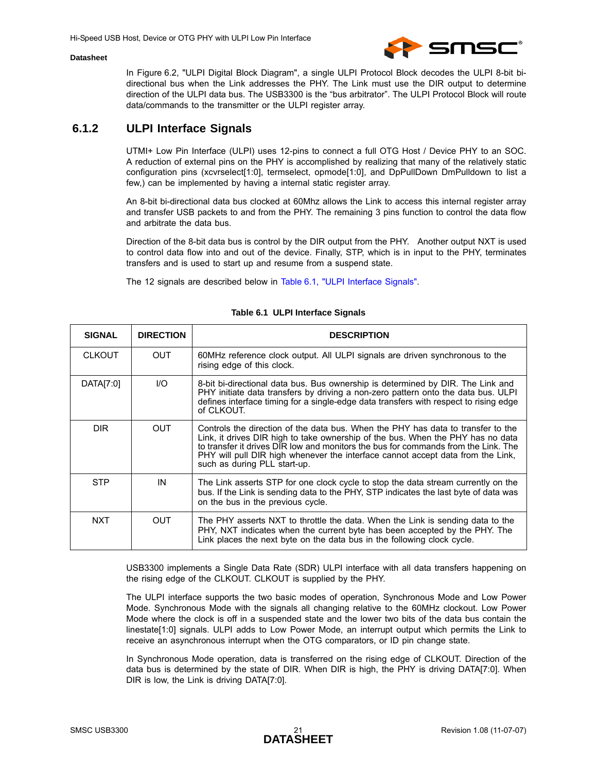In Figure 6.2, "ULPI Digital Block Diagram", a single ULPI Protocol Block decodes the ULPI 8-bit bi-directional bus when the Link addresses the PHY. The Link must use the DIR output to determine direction of the ULPI data bus. The USB3300 is the “bus arbitrator”. The ULPI Protocol Block will route data/commands to the transmitter or the ULPI register array.

### 6.1.2 ULPI Interface Signals

UTMI+ Low Pin Interface (ULPI) uses 12-pins to connect a full OTG Host / Device PHY to an SOC. A reduction of external pins on the PHY is accomplished by realizing that many of the relatively static configuration pins (xcvrselect[1:0], termselect, opmode[1:0], and DpPullDown DmPulldown to list a few,) can be implemented by having a internal static register array.

An 8-bit bi-directional data bus clocked at 60Mhz allows the Link to access this internal register array and transfer USB packets to and from the PHY. The remaining 3 pins function to control the data flow and arbitrate the data bus.

Direction of the 8-bit data bus is control by the DIR output from the PHY. Another output NXT is used to control data flow into and out of the device. Finally, STP, which is in input to the PHY, terminates transfers and is used to start up and resume from a suspend state.

The 12 signals are described below in Table 6.1, "ULPI Interface Signals".

**Table 6.1 ULPI Interface Signals**

| SIGNAL | DIRECTION | DESCRIPTION |
|---|---|---|
| CLKOUT | OUT | 60MHz reference clock output. All ULPI signals are driven synchronous to the rising edge of this clock. |
| DATA[7:0] | I/O | 8-bit bi-directional data bus. Bus ownership is determined by DIR. The Link and PHY initiate data transfers by driving a non-zero pattern onto the data bus. ULPI defines interface timing for a single-edge data transfers with respect to rising edge of CLKOUT. |
| DIR | OUT | Controls the direction of the data bus. When the PHY has data to transfer to the Link, it drives DIR high to take ownership of the bus. When the PHY has no data to transfer it drives DIR low and monitors the bus for commands from the Link. The PHY will pull DIR high whenever the interface cannot accept data from the Link, such as during PLL start-up. |
| STP | IN | The Link asserts STP for one clock cycle to stop the data stream currently on the bus. If the Link is sending data to the PHY, STP indicates the last byte of data was on the bus in the previous cycle. |
| NXT | OUT | The PHY asserts NXT to throttle the data. When the Link is sending data to the PHY, NXT indicates when the current byte has been accepted by the PHY. The Link places the next byte on the data bus in the following clock cycle. |

USB3300 implements a Single Data Rate (SDR) ULPI interface with all data transfers happening on the rising edge of the CLKOUT. CLKOUT is supplied by the PHY.

The ULPI interface supports the two basic modes of operation, Synchronous Mode and Low Power Mode. Synchronous Mode with the signals all changing relative to the 60MHz clockout. Low Power Mode where the clock is off in a suspended state and the lower two bits of the data bus contain the linestate[1:0] signals. ULPI adds to Low Power Mode, an interrupt output which permits the Link to receive an asynchronous interrupt when the OTG comparators, or ID pin change state.

In Synchronous Mode operation, data is transferred on the rising edge of CLKOUT. Direction of the data bus is determined by the state of DIR. When DIR is high, the PHY is driving DATA[7:0]. When DIR is low, the Link is driving DATA[7:0].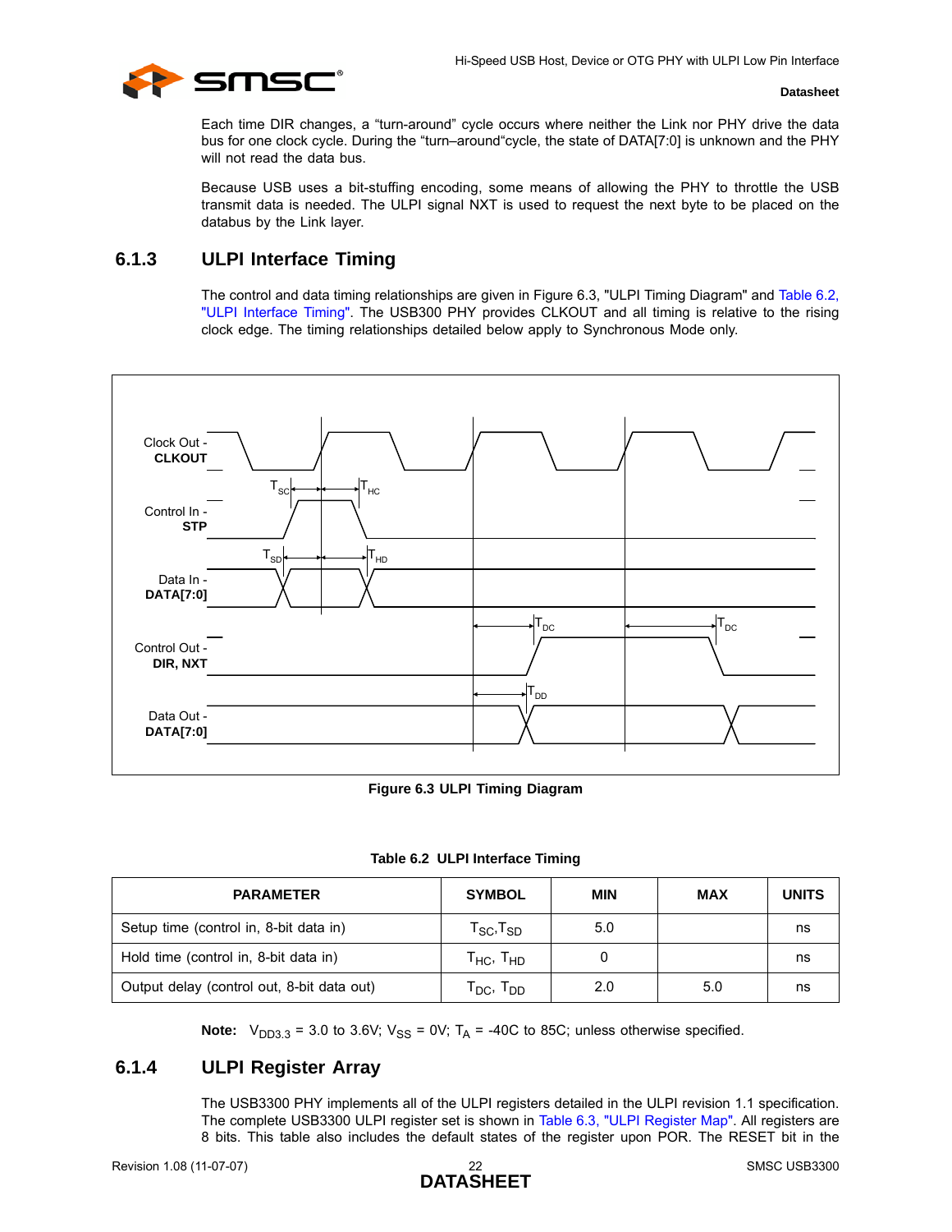Each time DIR changes, a "turn-around" cycle occurs where neither the Link nor PHY drive the data bus for one clock cycle. During the "turn–around"cycle, the state of DATA[7:0] is unknown and the PHY will not read the data bus.

Because USB uses a bit-stuffing encoding, some means of allowing the PHY to throttle the USB transmit data is needed. The ULPI signal NXT is used to request the next byte to be placed on the databus by the Link layer.

### 6.1.3 ULPI Interface Timing

The control and data timing relationships are given in Figure 6.3, "ULPI Timing Diagram" and Table 6.2, "ULPI Interface Timing". The USB300 PHY provides CLKOUT and all timing is relative to the rising clock edge. The timing relationships detailed below apply to Synchronous Mode only.

Clock Out - **CLKOUT**

Control In - **STP**

Data In - **DATA[7:0]**

Control Out - **DIR, NXT**

Data Out - **DATA[7:0]**

$T_{SC}$ $T_{HC}$ $T_{SD}$ $T_{HD}$ $T_{DC}$ $T_{DC}$ $T_{DD}$

**Figure 6.3 ULPI Timing Diagram**

**Table 6.2 ULPI Interface Timing**

| PARAMETER | SYMBOL | MIN | MAX | UNITS |
|---|---|---|---|---|
| Setup time (control in, 8-bit data in) | $T_{SC}$,$T_{SD}$ | 5.0 | | ns |
| Hold time (control in, 8-bit data in) | $T_{HC}$, $T_{HD}$ | 0 | | ns |
| Output delay (control out, 8-bit data out) | $T_{DC}$, $T_{DD}$ | 2.0 | 5.0 | ns |

**Note:** $V_{DD3.3}$ = 3.0 to 3.6V; $V_{SS}$ = 0V; $T_A$ = -40C to 85C; unless otherwise specified.

### 6.1.4 ULPI Register Array

The USB3300 PHY implements all of the ULPI registers detailed in the ULPI revision 1.1 specification. The complete USB3300 ULPI register set is shown in Table 6.3, "ULPI Register Map". All registers are 8 bits. This table also includes the default states of the register upon POR. The RESET bit in the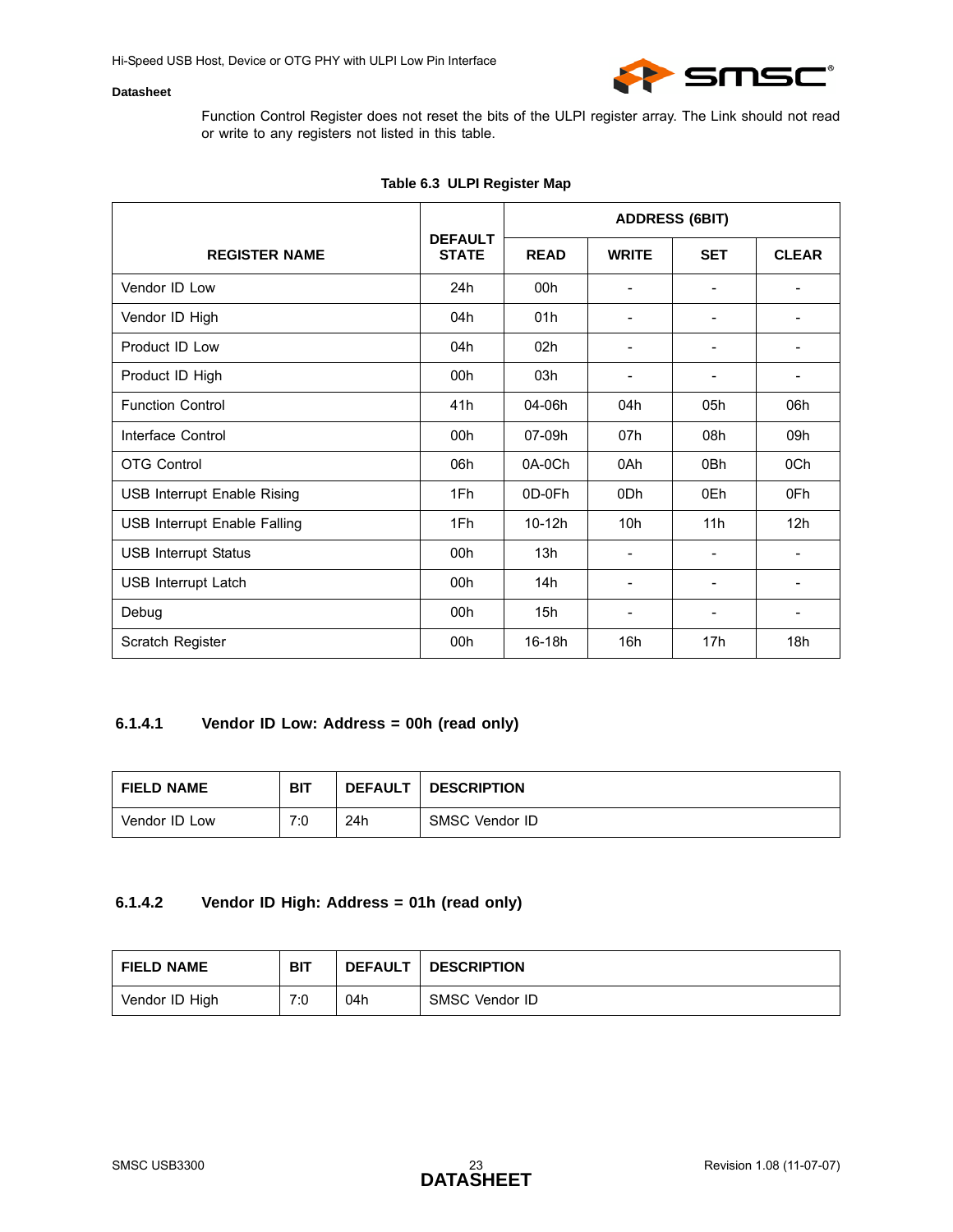Function Control Register does not reset the bits of the ULPI register array. The Link should not read or write to any registers not listed in this table.

**Table 6.3 ULPI Register Map**

| REGISTER NAME | DEFAULT STATE | ADDRESS (6BIT) | | | |
|---|---|---|---|---|---|
| | | READ | WRITE | SET | CLEAR |
| Vendor ID Low | 24h | 00h | - | - | - |
| Vendor ID High | 04h | 01h | - | - | - |
| Product ID Low | 04h | 02h | - | - | - |
| Product ID High | 00h | 03h | - | - | - |
| Function Control | 41h | 04-06h | 04h | 05h | 06h |
| Interface Control | 00h | 07-09h | 07h | 08h | 09h |
| OTG Control | 06h | 0A-0Ch | 0Ah | 0Bh | 0Ch |
| USB Interrupt Enable Rising | 1Fh | 0D-0Fh | 0Dh | 0Eh | 0Fh |
| USB Interrupt Enable Falling | 1Fh | 10-12h | 10h | 11h | 12h |
| USB Interrupt Status | 00h | 13h | - | - | - |
| USB Interrupt Latch | 00h | 14h | - | - | - |
| Debug | 00h | 15h | - | - | - |
| Scratch Register | 00h | 16-18h | 16h | 17h | 18h |

#### 6.1.4.1 Vendor ID Low: Address = 00h (read only)

| FIELD NAME | BIT | DEFAULT | DESCRIPTION |
|---|---|---|---|
| Vendor ID Low | 7:0 | 24h | SMSC Vendor ID |

#### 6.1.4.2 Vendor ID High: Address = 01h (read only)

| FIELD NAME | BIT | DEFAULT | DESCRIPTION |
|---|---|---|---|
| Vendor ID High | 7:0 | 04h | SMSC Vendor ID |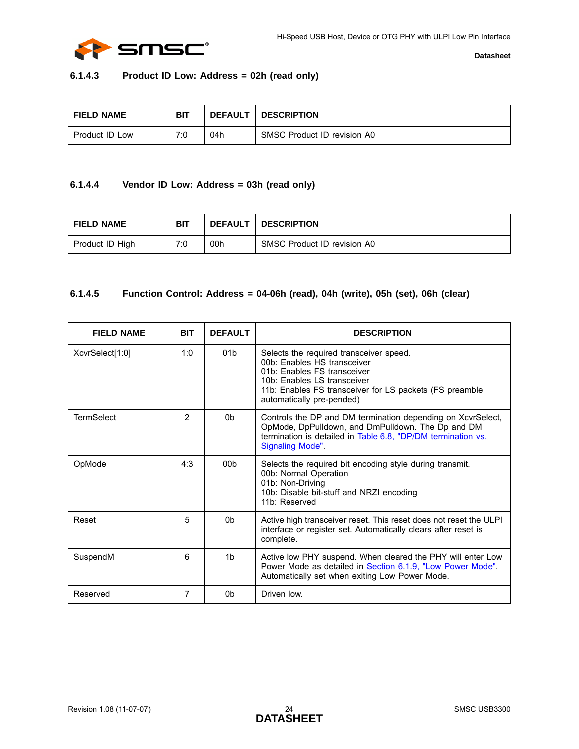#### 6.1.4.3 Product ID Low: Address = 02h (read only)

| FIELD NAME | BIT | DEFAULT | DESCRIPTION |
|---|---|---|---|
| Product ID Low | 7:0 | 04h | SMSC Product ID revision A0 |

#### 6.1.4.4 Vendor ID Low: Address = 03h (read only)

| FIELD NAME | BIT | DEFAULT | DESCRIPTION |
|---|---|---|---|
| Product ID High | 7:0 | 00h | SMSC Product ID revision A0 |

#### 6.1.4.5 Function Control: Address = 04-06h (read), 04h (write), 05h (set), 06h (clear)

| FIELD NAME | BIT | DEFAULT | DESCRIPTION |
|---|---|---|---|
| XcvrSelect[1:0] | 1:0 | 01b | Selects the required transceiver speed.<br>00b: Enables HS transceiver<br>01b: Enables FS transceiver<br>10b: Enables LS transceiver<br>11b: Enables FS transceiver for LS packets (FS preamble automatically pre-pended) |
| TermSelect | 2 | 0b | Controls the DP and DM termination depending on XcvrSelect, OpMode, DpPulldown, and DmPulldown. The Dp and DM termination is detailed in Table 6.8, "DP/DM termination vs. Signaling Mode". |
| OpMode | 4:3 | 00b | Selects the required bit encoding style during transmit.<br>00b: Normal Operation<br>01b: Non-Driving<br>10b: Disable bit-stuff and NRZI encoding<br>11b: Reserved |
| Reset | 5 | 0b | Active high transceiver reset. This reset does not reset the ULPI interface or register set. Automatically clears after reset is complete. |
| SuspendM | 6 | 1b | Active low PHY suspend. When cleared the PHY will enter Low Power Mode as detailed in Section 6.1.9, "Low Power Mode". Automatically set when exiting Low Power Mode. |
| Reserved | 7 | 0b | Driven low. |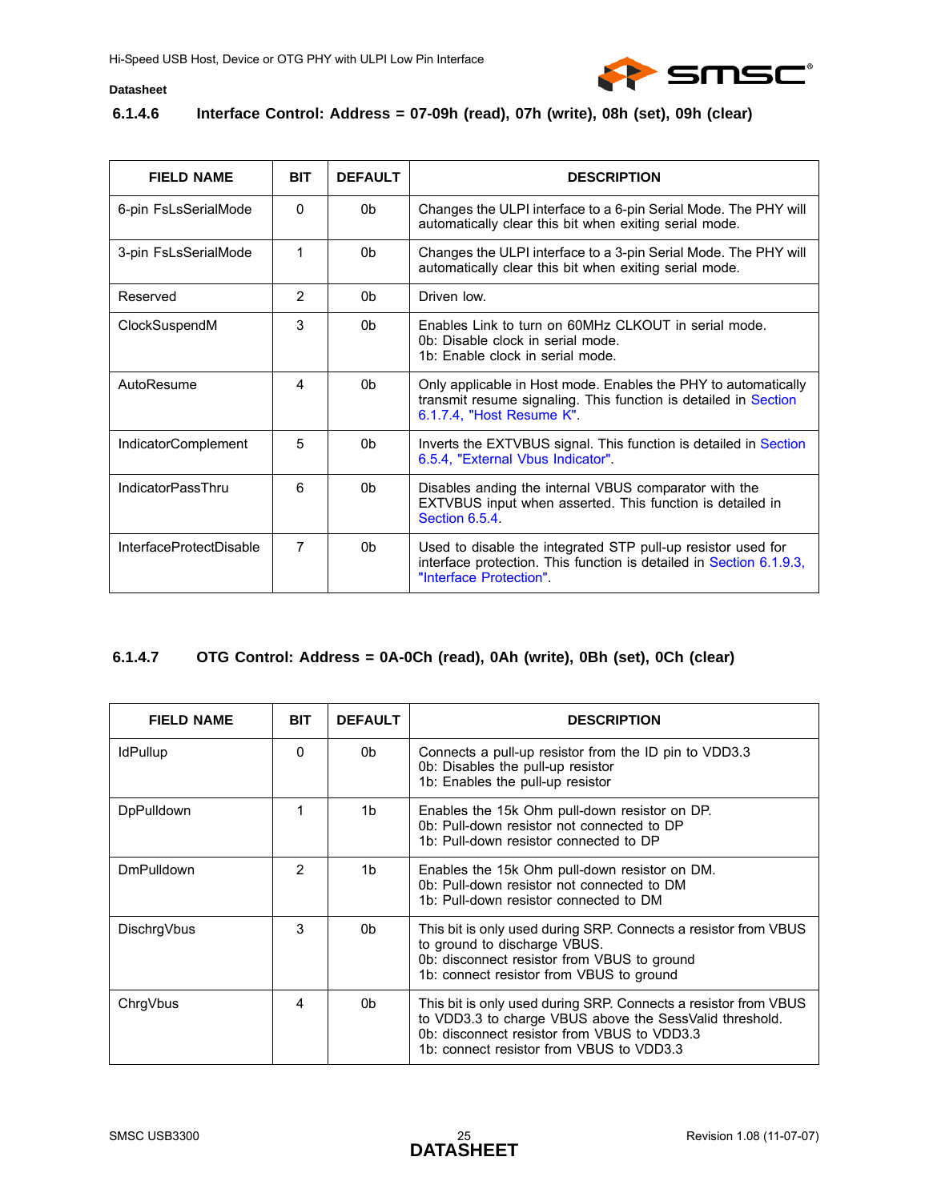#### 6.1.4.6 Interface Control: Address = 07-09h (read), 07h (write), 08h (set), 09h (clear)

| FIELD NAME | BIT | DEFAULT | DESCRIPTION |
|---|---|---|---|
| 6-pin FsLsSerialMode | 0 | 0b | Changes the ULPI interface to a 6-pin Serial Mode. The PHY will automatically clear this bit when exiting serial mode. |
| 3-pin FsLsSerialMode | 1 | 0b | Changes the ULPI interface to a 3-pin Serial Mode. The PHY will automatically clear this bit when exiting serial mode. |
| Reserved | 2 | 0b | Driven low. |
| ClockSuspendM | 3 | 0b | Enables Link to turn on 60MHz CLKOUT in serial mode.<br>0b: Disable clock in serial mode.<br>1b: Enable clock in serial mode. |
| AutoResume | 4 | 0b | Only applicable in Host mode. Enables the PHY to automatically transmit resume signaling. This function is detailed in Section 6.1.7.4, "Host Resume K". |
| IndicatorComplement | 5 | 0b | Inverts the EXTVBUS signal. This function is detailed in Section 6.5.4, "External Vbus Indicator". |
| IndicatorPassThru | 6 | 0b | Disables anding the internal VBUS comparator with the EXTVBUS input when asserted. This function is detailed in Section 6.5.4. |
| InterfaceProtectDisable | 7 | 0b | Used to disable the integrated STP pull-up resistor used for interface protection. This function is detailed in Section 6.1.9.3, "Interface Protection". |

#### 6.1.4.7 OTG Control: Address = 0A-0Ch (read), 0Ah (write), 0Bh (set), 0Ch (clear)

| FIELD NAME | BIT | DEFAULT | DESCRIPTION |
|---|---|---|---|
| IdPullup | 0 | 0b | Connects a pull-up resistor from the ID pin to VDD3.3<br>0b: Disables the pull-up resistor<br>1b: Enables the pull-up resistor |
| DpPulldown | 1 | 1b | Enables the 15k Ohm pull-down resistor on DP.<br>0b: Pull-down resistor not connected to DP<br>1b: Pull-down resistor connected to DP |
| DmPulldown | 2 | 1b | Enables the 15k Ohm pull-down resistor on DM.<br>0b: Pull-down resistor not connected to DM<br>1b: Pull-down resistor connected to DM |
| DischrgVbus | 3 | 0b | This bit is only used during SRP. Connects a resistor from VBUS to ground to discharge VBUS.<br>0b: disconnect resistor from VBUS to ground<br>1b: connect resistor from VBUS to ground |
| ChrgVbus | 4 | 0b | This bit is only used during SRP. Connects a resistor from VBUS to VDD3.3 to charge VBUS above the SessValid threshold.<br>0b: disconnect resistor from VBUS to VDD3.3<br>1b: connect resistor from VBUS to VDD3.3 |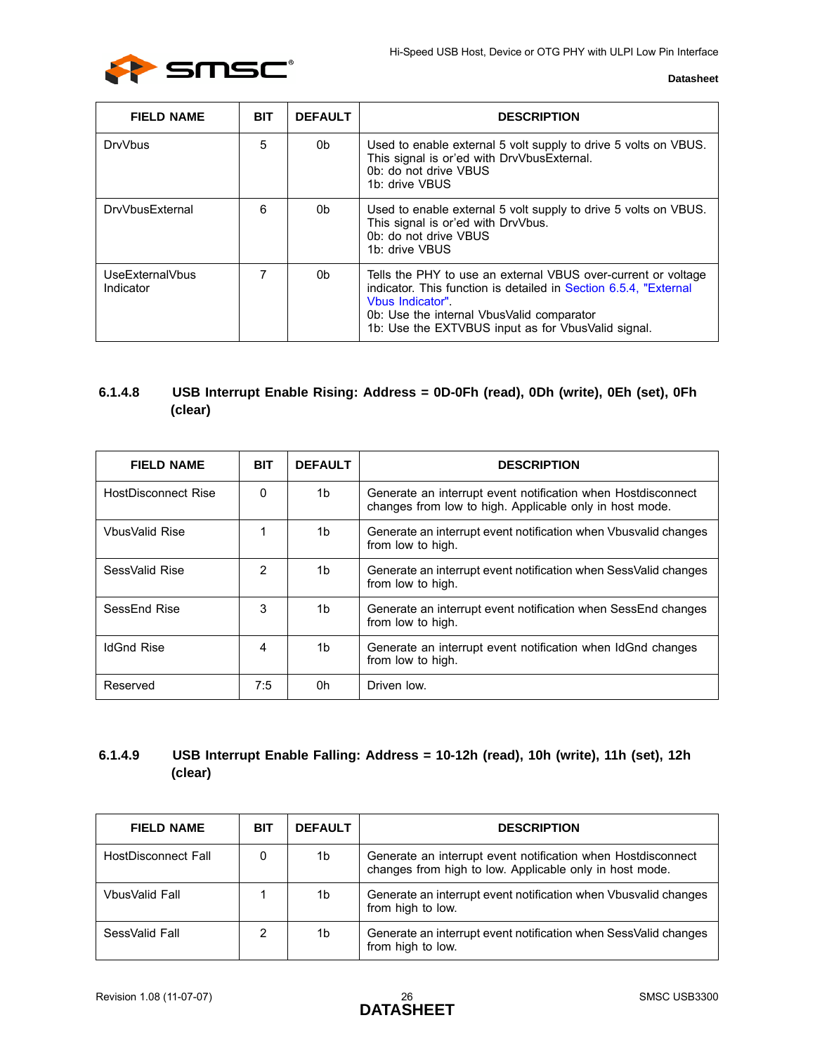| FIELD NAME | BIT | DEFAULT | DESCRIPTION |
|---|---|---|---|
| DrvVbus | 5 | 0b | Used to enable external 5 volt supply to drive 5 volts on VBUS. This signal is or'ed with DrvVbusExternal.<br>0b: do not drive VBUS<br>1b: drive VBUS |
| DrvVbusExternal | 6 | 0b | Used to enable external 5 volt supply to drive 5 volts on VBUS. This signal is or'ed with DrvVbus.<br>0b: do not drive VBUS<br>1b: drive VBUS |
| UseExternalVbus Indicator | 7 | 0b | Tells the PHY to use an external VBUS over-current or voltage indicator. This function is detailed in Section 6.5.4, "External Vbus Indicator".<br>0b: Use the internal VbusValid comparator<br>1b: Use the EXTVBUS input as for VbusValid signal. |

#### 6.1.4.8 USB Interrupt Enable Rising: Address = 0D-0Fh (read), 0Dh (write), 0Eh (set), 0Fh (clear)

| FIELD NAME | BIT | DEFAULT | DESCRIPTION |
|---|---|---|---|
| HostDisconnect Rise | 0 | 1b | Generate an interrupt event notification when Hostdisconnect changes from low to high. Applicable only in host mode. |
| VbusValid Rise | 1 | 1b | Generate an interrupt event notification when Vbusvalid changes from low to high. |
| SessValid Rise | 2 | 1b | Generate an interrupt event notification when SessValid changes from low to high. |
| SessEnd Rise | 3 | 1b | Generate an interrupt event notification when SessEnd changes from low to high. |
| IdGnd Rise | 4 | 1b | Generate an interrupt event notification when IdGnd changes from low to high. |
| Reserved | 7:5 | 0h | Driven low. |

#### 6.1.4.9 USB Interrupt Enable Falling: Address = 10-12h (read), 10h (write), 11h (set), 12h (clear)

| FIELD NAME | BIT | DEFAULT | DESCRIPTION |
|---|---|---|---|
| HostDisconnect Fall | 0 | 1b | Generate an interrupt event notification when Hostdisconnect changes from high to low. Applicable only in host mode. |
| VbusValid Fall | 1 | 1b | Generate an interrupt event notification when Vbusvalid changes from high to low. |
| SessValid Fall | 2 | 1b | Generate an interrupt event notification when SessValid changes from high to low. |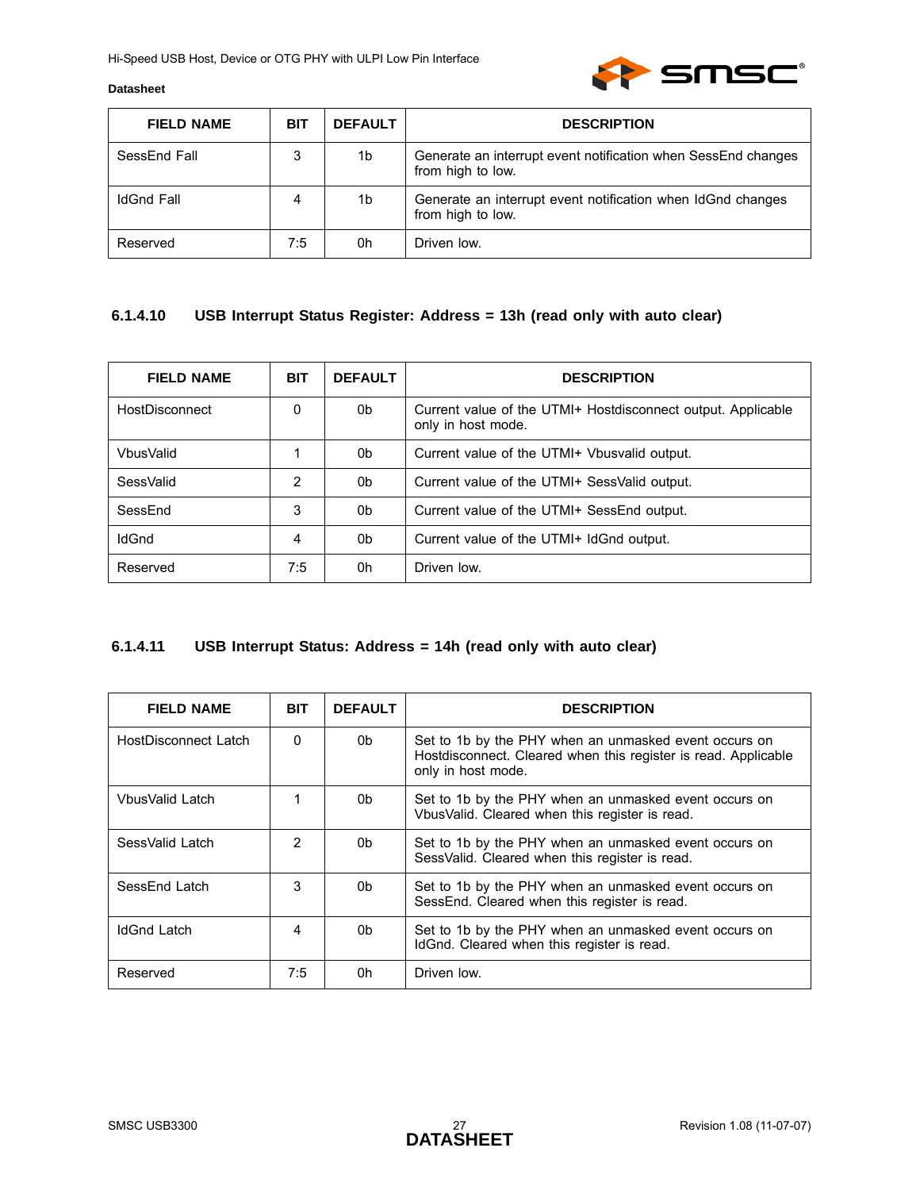| FIELD NAME | BIT | DEFAULT | DESCRIPTION |
|---|---|---|---|
| SessEnd Fall | 3 | 1b | Generate an interrupt event notification when SessEnd changes from high to low. |
| IdGnd Fall | 4 | 1b | Generate an interrupt event notification when IdGnd changes from high to low. |
| Reserved | 7:5 | 0h | Driven low. |

#### 6.1.4.10 USB Interrupt Status Register: Address = 13h (read only with auto clear)

| FIELD NAME | BIT | DEFAULT | DESCRIPTION |
|---|---|---|---|
| HostDisconnect | 0 | 0b | Current value of the UTMI+ Hostdisconnect output. Applicable only in host mode. |
| VbusValid | 1 | 0b | Current value of the UTMI+ Vbusvalid output. |
| SessValid | 2 | 0b | Current value of the UTMI+ SessValid output. |
| SessEnd | 3 | 0b | Current value of the UTMI+ SessEnd output. |
| IdGnd | 4 | 0b | Current value of the UTMI+ IdGnd output. |
| Reserved | 7:5 | 0h | Driven low. |

#### 6.1.4.11 USB Interrupt Status: Address = 14h (read only with auto clear)

| FIELD NAME | BIT | DEFAULT | DESCRIPTION |
|---|---|---|---|
| HostDisconnect Latch | 0 | 0b | Set to 1b by the PHY when an unmasked event occurs on Hostdisconnect. Cleared when this register is read. Applicable only in host mode. |
| VbusValid Latch | 1 | 0b | Set to 1b by the PHY when an unmasked event occurs on VbusValid. Cleared when this register is read. |
| SessValid Latch | 2 | 0b | Set to 1b by the PHY when an unmasked event occurs on SessValid. Cleared when this register is read. |
| SessEnd Latch | 3 | 0b | Set to 1b by the PHY when an unmasked event occurs on SessEnd. Cleared when this register is read. |
| IdGnd Latch | 4 | 0b | Set to 1b by the PHY when an unmasked event occurs on IdGnd. Cleared when this register is read. |
| Reserved | 7:5 | 0h | Driven low. |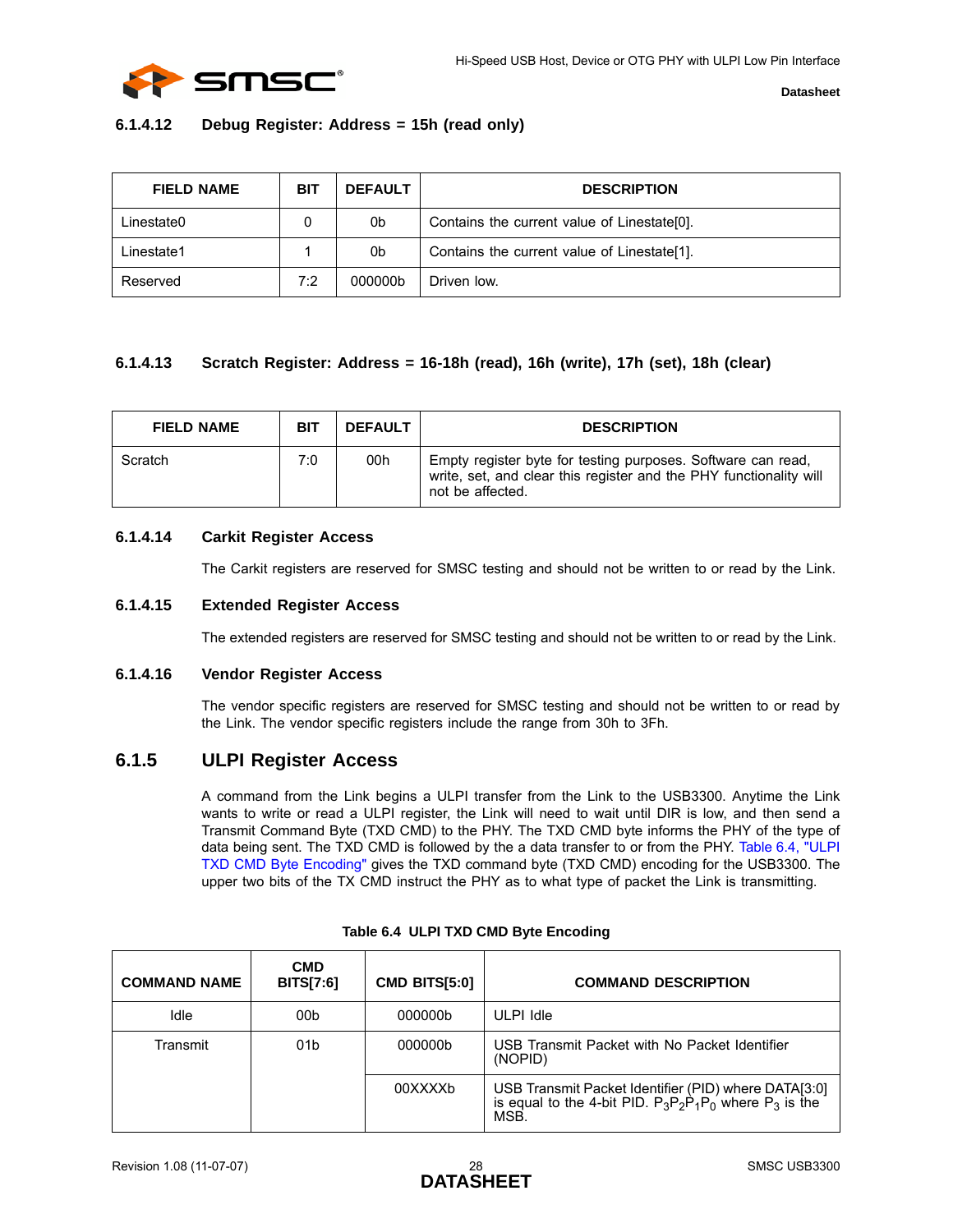#### 6.1.4.12 Debug Register: Address = 15h (read only)

| FIELD NAME | BIT | DEFAULT | DESCRIPTION |
|---|---|---|---|
| Linestate0 | 0 | 0b | Contains the current value of Linestate[0]. |
| Linestate1 | 1 | 0b | Contains the current value of Linestate[1]. |
| Reserved | 7:2 | 000000b | Driven low. |

#### 6.1.4.13 Scratch Register: Address = 16-18h (read), 16h (write), 17h (set), 18h (clear)

| FIELD NAME | BIT | DEFAULT | DESCRIPTION |
|---|---|---|---|
| Scratch | 7:0 | 00h | Empty register byte for testing purposes. Software can read, write, set, and clear this register and the PHY functionality will not be affected. |

#### 6.1.4.14 Carkit Register Access

The Carkit registers are reserved for SMSC testing and should not be written to or read by the Link.

#### 6.1.4.15 Extended Register Access

The extended registers are reserved for SMSC testing and should not be written to or read by the Link.

#### 6.1.4.16 Vendor Register Access

The vendor specific registers are reserved for SMSC testing and should not be written to or read by the Link. The vendor specific registers include the range from 30h to 3Fh.

### 6.1.5 ULPI Register Access

A command from the Link begins a ULPI transfer from the Link to the USB3300. Anytime the Link wants to write or read a ULPI register, the Link will need to wait until DIR is low, and then send a Transmit Command Byte (TXD CMD) to the PHY. The TXD CMD byte informs the PHY of the type of data being sent. The TXD CMD is followed by the a data transfer to or from the PHY. Table 6.4, "ULPI TXD CMD Byte Encoding" gives the TXD command byte (TXD CMD) encoding for the USB3300. The upper two bits of the TX CMD instruct the PHY as to what type of packet the Link is transmitting.

**Table 6.4 ULPI TXD CMD Byte Encoding**

| COMMAND NAME | CMD BITS[7:6] | CMD BITS[5:0] | COMMAND DESCRIPTION |
|---|---|---|---|
| Idle | 00b | 000000b | ULPI Idle |
| Transmit | 01b | 000000b | USB Transmit Packet with No Packet Identifier (NOPID) |
| | | 00XXXXb | USB Transmit Packet Identifier (PID) where DATA[3:0] is equal to the 4-bit PID. $P_3P_2P_1P_0$ where $P_3$ is the MSB. |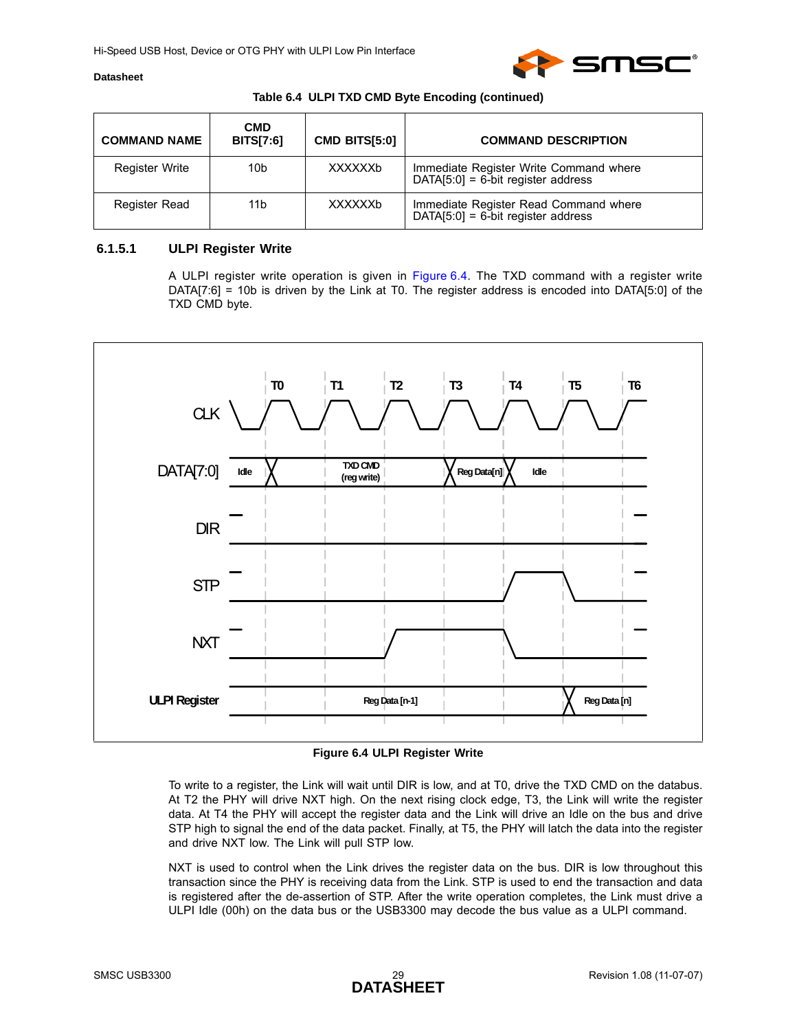**Table 6.4 ULPI TXD CMD Byte Encoding (continued)**

| COMMAND NAME | CMD BITS[7:6] | CMD BITS[5:0] | COMMAND DESCRIPTION |
|---|---|---|---|
| Register Write | 10b | XXXXXXb | Immediate Register Write Command where DATA[5:0] = 6-bit register address |
| Register Read | 11b | XXXXXXb | Immediate Register Read Command where DATA[5:0] = 6-bit register address |

### 6.1.5.1 ULPI Register Write

A ULPI register write operation is given in Figure 6.4. The TXD command with a register write DATA[7:6] = 10b is driven by the Link at T0. The register address is encoded into DATA[5:0] of the TXD CMD byte.

T0 T1 T2 T3 T4 T5 T6

CLK

DATA[7:0] Idle | TXD CMD (reg write) | Reg Data[n] | Idle

DIR

STP

NXT

ULPI Register Reg Data [n-1] | Reg Data [n]

**Figure 6.4 ULPI Register Write**

To write to a register, the Link will wait until DIR is low, and at T0, drive the TXD CMD on the databus. At T2 the PHY will drive NXT high. On the next rising clock edge, T3, the Link will write the register data. At T4 the PHY will accept the register data and the Link will drive an Idle on the bus and drive STP high to signal the end of the data packet. Finally, at T5, the PHY will latch the data into the register and drive NXT low. The Link will pull STP low.

NXT is used to control when the Link drives the register data on the bus. DIR is low throughout this transaction since the PHY is receiving data from the Link. STP is used to end the transaction and data is registered after the de-assertion of STP. After the write operation completes, the Link must drive a ULPI Idle (00h) on the data bus or the USB3300 may decode the bus value as a ULPI command.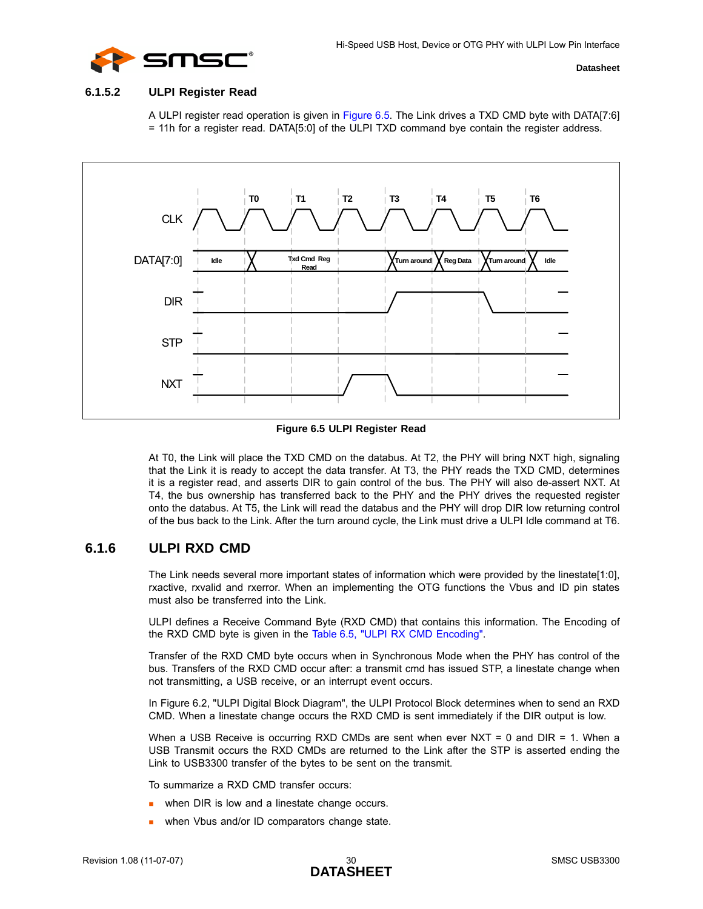### 6.1.5.2 ULPI Register Read

A ULPI register read operation is given in Figure 6.5. The Link drives a TXD CMD byte with DATA[7:6] = 11h for a register read. DATA[5:0] of the ULPI TXD command bye contain the register address.

Figure 6.5 ULPI Register Read

At T0, the Link will place the TXD CMD on the databus. At T2, the PHY will bring NXT high, signaling that the Link it is ready to accept the data transfer. At T3, the PHY reads the TXD CMD, determines it is a register read, and asserts DIR to gain control of the bus. The PHY will also de-assert NXT. At T4, the bus ownership has transferred back to the PHY and the PHY drives the requested register onto the databus. At T5, the Link will read the databus and the PHY will drop DIR low returning control of the bus back to the Link. After the turn around cycle, the Link must drive a ULPI Idle command at T6.

## 6.1.6 ULPI RXD CMD

The Link needs several more important states of information which were provided by the linestate[1:0], rxactive, rxvalid and rxerror. When an implementing the OTG functions the Vbus and ID pin states must also be transferred into the Link.

ULPI defines a Receive Command Byte (RXD CMD) that contains this information. The Encoding of the RXD CMD byte is given in the Table 6.5, "ULPI RX CMD Encoding".

Transfer of the RXD CMD byte occurs when in Synchronous Mode when the PHY has control of the bus. Transfers of the RXD CMD occur after: a transmit cmd has issued STP, a linestate change when not transmitting, a USB receive, or an interrupt event occurs.

In Figure 6.2, "ULPI Digital Block Diagram", the ULPI Protocol Block determines when to send an RXD CMD. When a linestate change occurs the RXD CMD is sent immediately if the DIR output is low.

When a USB Receive is occurring RXD CMDs are sent when ever NXT = 0 and DIR = 1. When a USB Transmit occurs the RXD CMDs are returned to the Link after the STP is asserted ending the Link to USB3300 transfer of the bytes to be sent on the transmit.

To summarize a RXD CMD transfer occurs:

- when DIR is low and a linestate change occurs.
- when Vbus and/or ID comparators change state.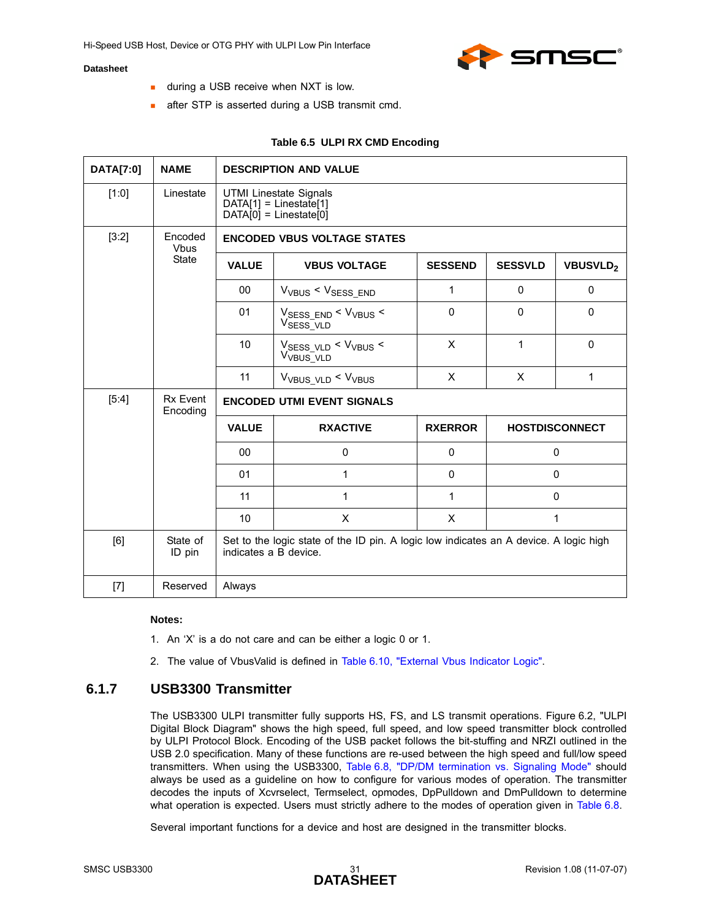- during a USB receive when NXT is low.
- after STP is asserted during a USB transmit cmd.

**Table 6.5 ULPI RX CMD Encoding**

| DATA[7:0] | NAME | DESCRIPTION AND VALUE | | | | |
|---|---|---|---|---|---|---|
| [1:0] | Linestate | UTMI Linestate Signals<br>DATA[1] = Linestate[1]<br>DATA[0] = Linestate[0] | | | | |
| [3:2] | Encoded Vbus State | **ENCODED VBUS VOLTAGE STATES** | | | | |
| | | **VALUE** | **VBUS VOLTAGE** | **SESSEND** | **SESSVLD** | **$VBUSVLD_2$** |
| | | 00 | $V_{VBUS} < V_{SESS\_END}$ | 1 | 0 | 0 |
| | | 01 | $V_{SESS\_END} < V_{VBUS} < V_{SESS\_VLD}$ | 0 | 0 | 0 |
| | | 10 | $V_{SESS\_VLD} < V_{VBUS} < V_{VBUS\_VLD}$ | X | 1 | 0 |
| | | 11 | $V_{VBUS\_VLD} < V_{VBUS}$ | X | X | 1 |
| [5:4] | Rx Event Encoding | **ENCODED UTMI EVENT SIGNALS** | | | | |
| | | **VALUE** | **RXACTIVE** | **RXERROR** | **HOSTDISCONNECT** | |
| | | 00 | 0 | 0 | 0 | |
| | | 01 | 1 | 0 | 0 | |
| | | 11 | 1 | 1 | 0 | |
| | | 10 | X | X | 1 | |
| [6] | State of ID pin | Set to the logic state of the ID pin. A logic low indicates an A device. A logic high indicates a B device. | | | | |
| [7] | Reserved | Always | | | | |

**Notes:**

1. An 'X' is a do not care and can be either a logic 0 or 1.
2. The value of VbusValid is defined in Table 6.10, "External Vbus Indicator Logic".

## 6.1.7 USB3300 Transmitter

The USB3300 ULPI transmitter fully supports HS, FS, and LS transmit operations. Figure 6.2, "ULPI Digital Block Diagram" shows the high speed, full speed, and low speed transmitter block controlled by ULPI Protocol Block. Encoding of the USB packet follows the bit-stuffing and NRZI outlined in the USB 2.0 specification. Many of these functions are re-used between the high speed and full/low speed transmitters. When using the USB3300, Table 6.8, "DP/DM termination vs. Signaling Mode" should always be used as a guideline on how to configure for various modes of operation. The transmitter decodes the inputs of Xcvrselect, Termselect, opmodes, DpPulldown and DmPulldown to determine what operation is expected. Users must strictly adhere to the modes of operation given in Table 6.8.

Several important functions for a device and host are designed in the transmitter blocks.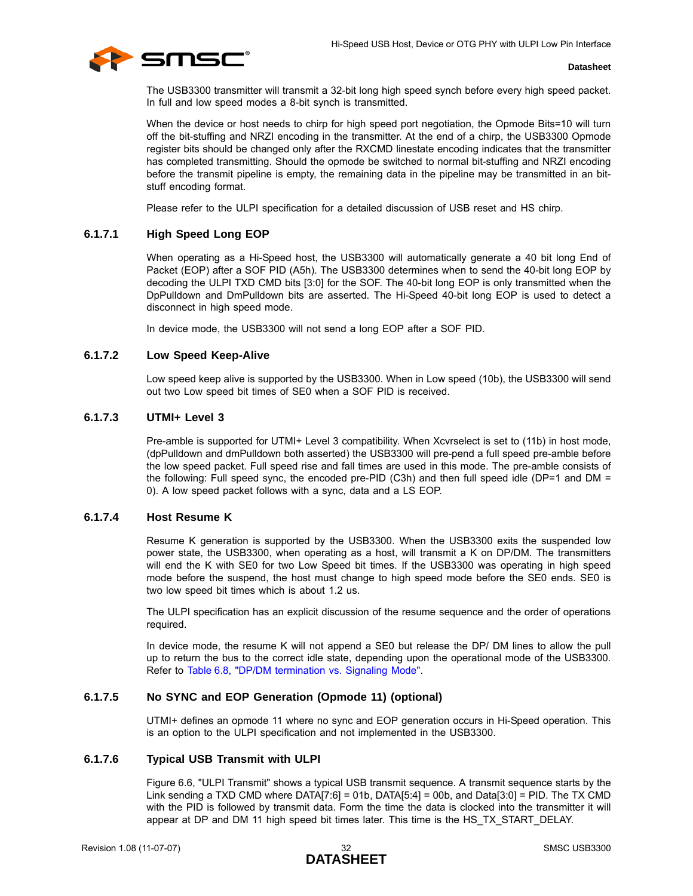The USB3300 transmitter will transmit a 32-bit long high speed synch before every high speed packet. In full and low speed modes a 8-bit synch is transmitted.

When the device or host needs to chirp for high speed port negotiation, the Opmode Bits=10 will turn off the bit-stuffing and NRZI encoding in the transmitter. At the end of a chirp, the USB3300 Opmode register bits should be changed only after the RXCMD linestate encoding indicates that the transmitter has completed transmitting. Should the opmode be switched to normal bit-stuffing and NRZI encoding before the transmit pipeline is empty, the remaining data in the pipeline may be transmitted in an bit-stuff encoding format.

Please refer to the ULPI specification for a detailed discussion of USB reset and HS chirp.

#### 6.1.7.1 High Speed Long EOP

When operating as a Hi-Speed host, the USB3300 will automatically generate a 40 bit long End of Packet (EOP) after a SOF PID (A5h). The USB3300 determines when to send the 40-bit long EOP by decoding the ULPI TXD CMD bits [3:0] for the SOF. The 40-bit long EOP is only transmitted when the DpPulldown and DmPulldown bits are asserted. The Hi-Speed 40-bit long EOP is used to detect a disconnect in high speed mode.

In device mode, the USB3300 will not send a long EOP after a SOF PID.

#### 6.1.7.2 Low Speed Keep-Alive

Low speed keep alive is supported by the USB3300. When in Low speed (10b), the USB3300 will send out two Low speed bit times of SE0 when a SOF PID is received.

#### 6.1.7.3 UTMI+ Level 3

Pre-amble is supported for UTMI+ Level 3 compatibility. When Xcvrselect is set to (11b) in host mode, (dpPulldown and dmPulldown both asserted) the USB3300 will pre-pend a full speed pre-amble before the low speed packet. Full speed rise and fall times are used in this mode. The pre-amble consists of the following: Full speed sync, the encoded pre-PID (C3h) and then full speed idle (DP=1 and DM = 0). A low speed packet follows with a sync, data and a LS EOP.

#### 6.1.7.4 Host Resume K

Resume K generation is supported by the USB3300. When the USB3300 exits the suspended low power state, the USB3300, when operating as a host, will transmit a K on DP/DM. The transmitters will end the K with SE0 for two Low Speed bit times. If the USB3300 was operating in high speed mode before the suspend, the host must change to high speed mode before the SE0 ends. SE0 is two low speed bit times which is about 1.2 us.

The ULPI specification has an explicit discussion of the resume sequence and the order of operations required.

In device mode, the resume K will not append a SE0 but release the DP/ DM lines to allow the pull up to return the bus to the correct idle state, depending upon the operational mode of the USB3300. Refer to Table 6.8, "DP/DM termination vs. Signaling Mode".

#### 6.1.7.5 No SYNC and EOP Generation (Opmode 11) (optional)

UTMI+ defines an opmode 11 where no sync and EOP generation occurs in Hi-Speed operation. This is an option to the ULPI specification and not implemented in the USB3300.

#### 6.1.7.6 Typical USB Transmit with ULPI

Figure 6.6, "ULPI Transmit" shows a typical USB transmit sequence. A transmit sequence starts by the Link sending a TXD CMD where DATA[7:6] = 01b, DATA[5:4] = 00b, and Data[3:0] = PID. The TX CMD with the PID is followed by transmit data. Form the time the data is clocked into the transmitter it will appear at DP and DM 11 high speed bit times later. This time is the HS_TX_START_DELAY.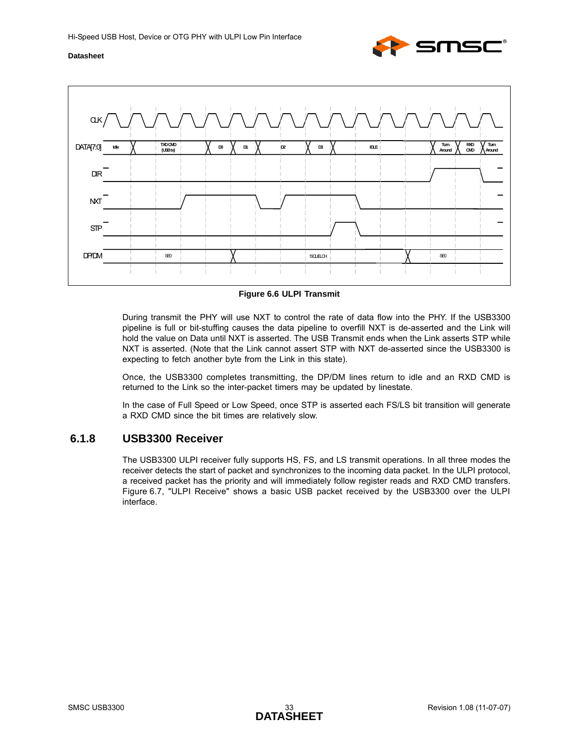Figure 6.6 ULPI Transmit

During transmit the PHY will use NXT to control the rate of data flow into the PHY. If the USB3300 pipeline is full or bit-stuffing causes the data pipeline to overfill NXT is de-asserted and the Link will hold the value on Data until NXT is asserted. The USB Transmit ends when the Link asserts STP while NXT is asserted. (Note that the Link cannot assert STP with NXT de-asserted since the USB3300 is expecting to fetch another byte from the Link in this state).

Once, the USB3300 completes transmitting, the DP/DM lines return to idle and an RXD CMD is returned to the Link so the inter-packet timers may be updated by linestate.

In the case of Full Speed or Low Speed, once STP is asserted each FS/LS bit transition will generate a RXD CMD since the bit times are relatively slow.

### 6.1.8 USB3300 Receiver

The USB3300 ULPI receiver fully supports HS, FS, and LS transmit operations. In all three modes the receiver detects the start of packet and synchronizes to the incoming data packet. In the ULPI protocol, a received packet has the priority and will immediately follow register reads and RXD CMD transfers. Figure 6.7, "ULPI Receive" shows a basic USB packet received by the USB3300 over the ULPI interface.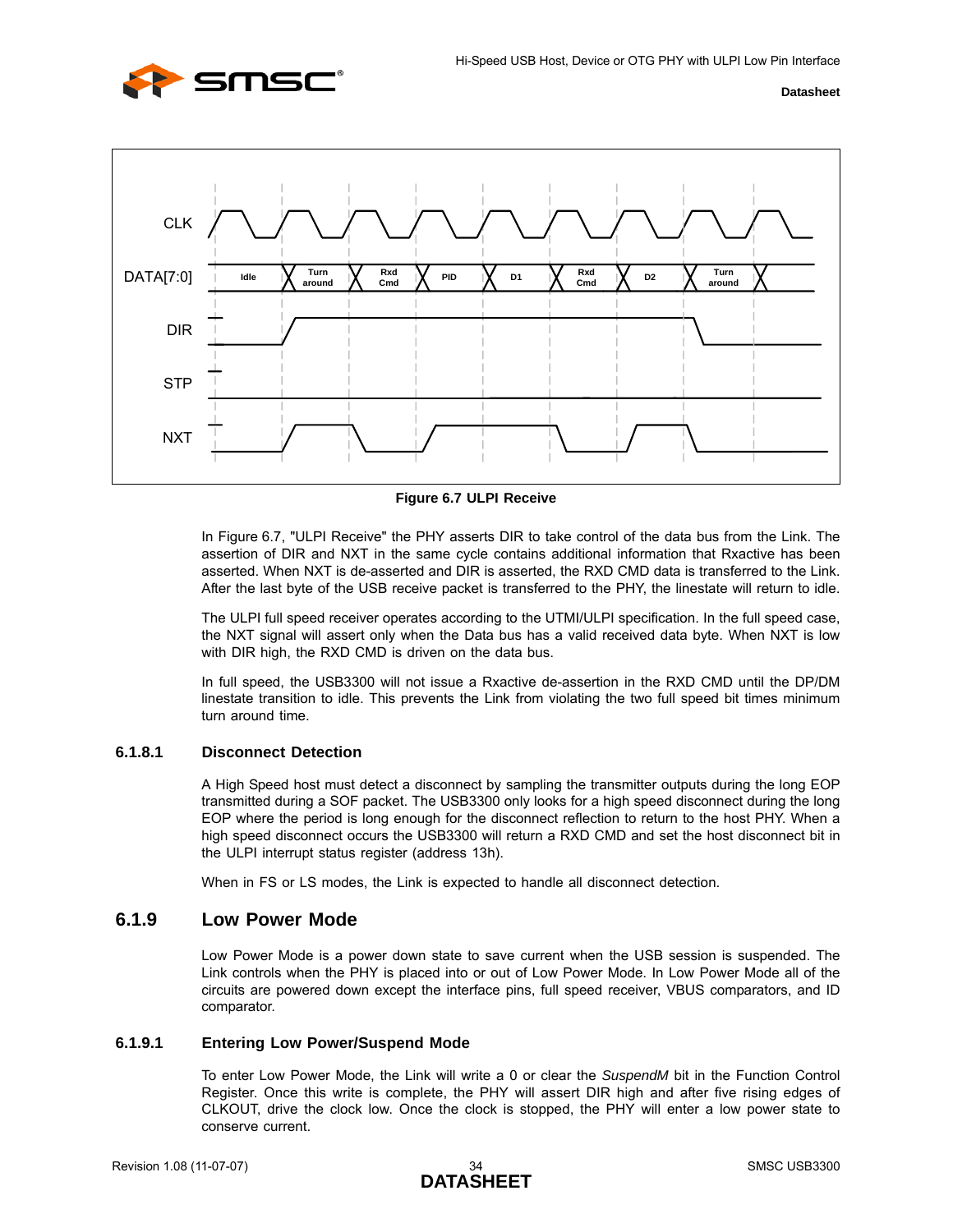**Figure 6.7 ULPI Receive**

In Figure 6.7, "ULPI Receive" the PHY asserts DIR to take control of the data bus from the Link. The assertion of DIR and NXT in the same cycle contains additional information that Rxactive has been asserted. When NXT is de-asserted and DIR is asserted, the RXD CMD data is transferred to the Link. After the last byte of the USB receive packet is transferred to the PHY, the linestate will return to idle.

The ULPI full speed receiver operates according to the UTMI/ULPI specification. In the full speed case, the NXT signal will assert only when the Data bus has a valid received data byte. When NXT is low with DIR high, the RXD CMD is driven on the data bus.

In full speed, the USB3300 will not issue a Rxactive de-assertion in the RXD CMD until the DP/DM linestate transition to idle. This prevents the Link from violating the two full speed bit times minimum turn around time.

#### 6.1.8.1 Disconnect Detection

A High Speed host must detect a disconnect by sampling the transmitter outputs during the long EOP transmitted during a SOF packet. The USB3300 only looks for a high speed disconnect during the long EOP where the period is long enough for the disconnect reflection to return to the host PHY. When a high speed disconnect occurs the USB3300 will return a RXD CMD and set the host disconnect bit in the ULPI interrupt status register (address 13h).

When in FS or LS modes, the Link is expected to handle all disconnect detection.

### 6.1.9 Low Power Mode

Low Power Mode is a power down state to save current when the USB session is suspended. The Link controls when the PHY is placed into or out of Low Power Mode. In Low Power Mode all of the circuits are powered down except the interface pins, full speed receiver, VBUS comparators, and ID comparator.

#### 6.1.9.1 Entering Low Power/Suspend Mode

To enter Low Power Mode, the Link will write a 0 or clear the *SuspendM* bit in the Function Control Register. Once this write is complete, the PHY will assert DIR high and after five rising edges of CLKOUT, drive the clock low. Once the clock is stopped, the PHY will enter a low power state to conserve current.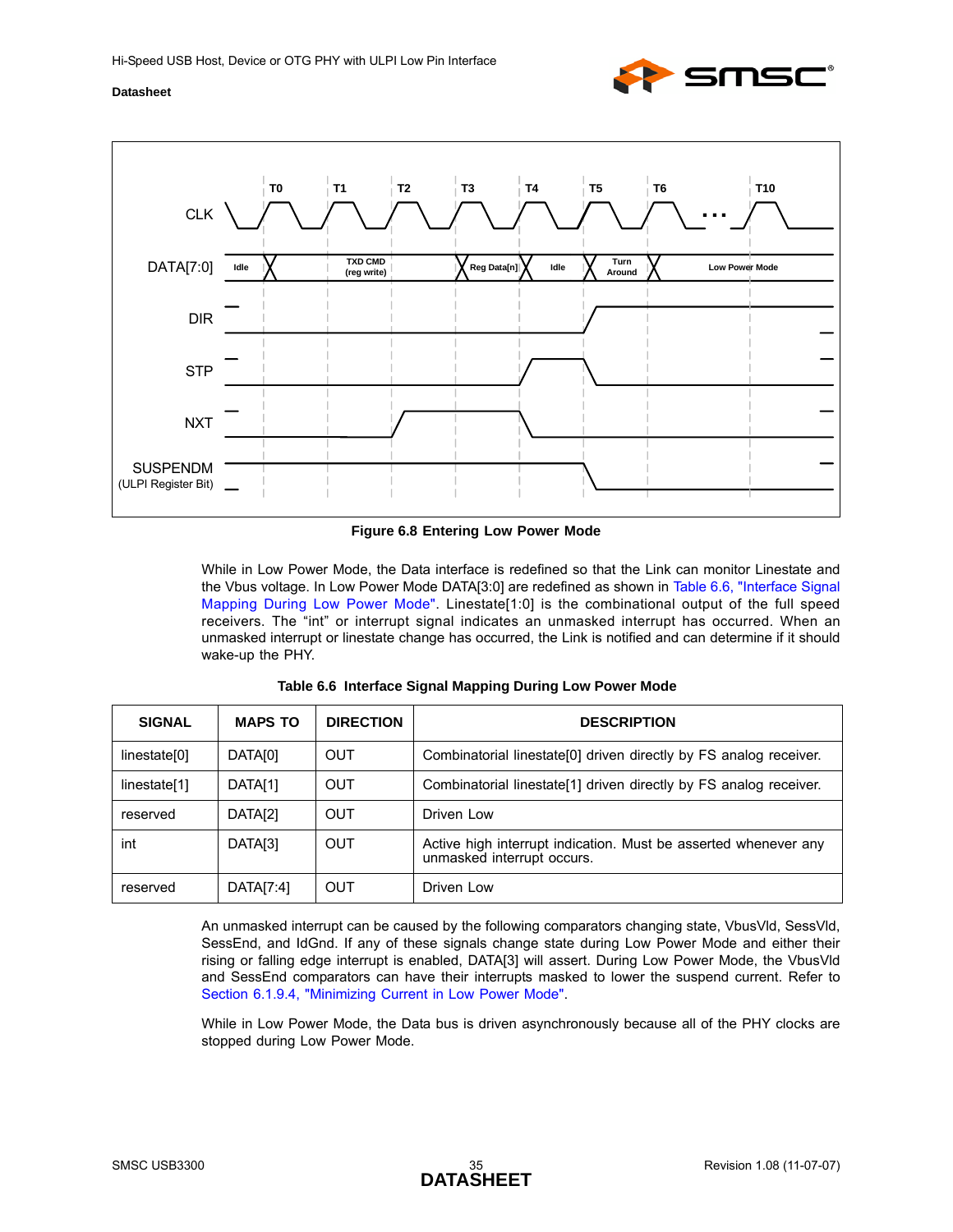**Figure 6.8 Entering Low Power Mode**

While in Low Power Mode, the Data interface is redefined so that the Link can monitor Linestate and the Vbus voltage. In Low Power Mode DATA[3:0] are redefined as shown in Table 6.6, "Interface Signal Mapping During Low Power Mode". Linestate[1:0] is the combinational output of the full speed receivers. The "int" or interrupt signal indicates an unmasked interrupt has occurred. When an unmasked interrupt or linestate change has occurred, the Link is notified and can determine if it should wake-up the PHY.

**Table 6.6 Interface Signal Mapping During Low Power Mode**

| SIGNAL | MAPS TO | DIRECTION | DESCRIPTION |
|---|---|---|---|
| linestate[0] | DATA[0] | OUT | Combinatorial linestate[0] driven directly by FS analog receiver. |
| linestate[1] | DATA[1] | OUT | Combinatorial linestate[1] driven directly by FS analog receiver. |
| reserved | DATA[2] | OUT | Driven Low |
| int | DATA[3] | OUT | Active high interrupt indication. Must be asserted whenever any unmasked interrupt occurs. |
| reserved | DATA[7:4] | OUT | Driven Low |

An unmasked interrupt can be caused by the following comparators changing state, VbusVld, SessVld, SessEnd, and IdGnd. If any of these signals change state during Low Power Mode and either their rising or falling edge interrupt is enabled, DATA[3] will assert. During Low Power Mode, the VbusVld and SessEnd comparators can have their interrupts masked to lower the suspend current. Refer to Section 6.1.9.4, "Minimizing Current in Low Power Mode".

While in Low Power Mode, the Data bus is driven asynchronously because all of the PHY clocks are stopped during Low Power Mode.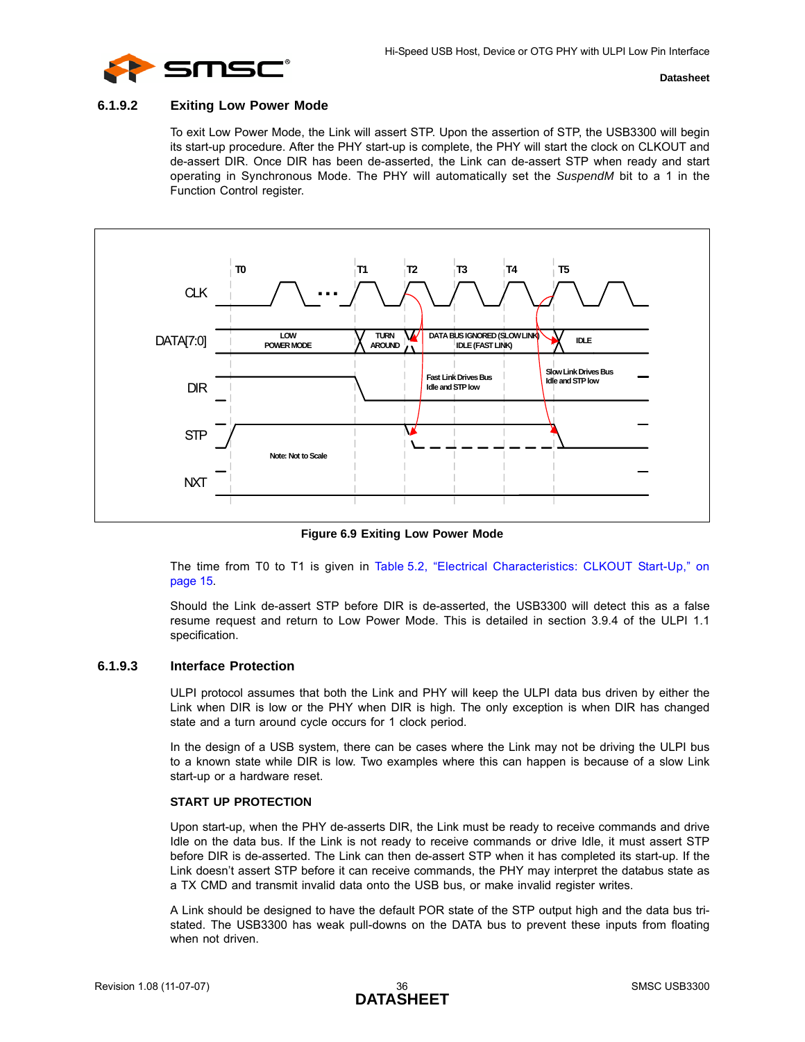### 6.1.9.2 Exiting Low Power Mode

To exit Low Power Mode, the Link will assert STP. Upon the assertion of STP, the USB3300 will begin its start-up procedure. After the PHY start-up is complete, the PHY will start the clock on CLKOUT and de-assert DIR. Once DIR has been de-asserted, the Link can de-assert STP when ready and start operating in Synchronous Mode. The PHY will automatically set the *SuspendM* bit to a 1 in the Function Control register.

**Figure 6.9 Exiting Low Power Mode**

The time from T0 to T1 is given in Table 5.2, “Electrical Characteristics: CLKOUT Start-Up,” on page 15.

Should the Link de-assert STP before DIR is de-asserted, the USB3300 will detect this as a false resume request and return to Low Power Mode. This is detailed in section 3.9.4 of the ULPI 1.1 specification.

### 6.1.9.3 Interface Protection

ULPI protocol assumes that both the Link and PHY will keep the ULPI data bus driven by either the Link when DIR is low or the PHY when DIR is high. The only exception is when DIR has changed state and a turn around cycle occurs for 1 clock period.

In the design of a USB system, there can be cases where the Link may not be driving the ULPI bus to a known state while DIR is low. Two examples where this can happen is because of a slow Link start-up or a hardware reset.

**START UP PROTECTION**

Upon start-up, when the PHY de-asserts DIR, the Link must be ready to receive commands and drive Idle on the data bus. If the Link is not ready to receive commands or drive Idle, it must assert STP before DIR is de-asserted. The Link can then de-assert STP when it has completed its start-up. If the Link doesn’t assert STP before it can receive commands, the PHY may interpret the databus state as a TX CMD and transmit invalid data onto the USB bus, or make invalid register writes.

A Link should be designed to have the default POR state of the STP output high and the data bus tri-stated. The USB3300 has weak pull-downs on the DATA bus to prevent these inputs from floating when not driven.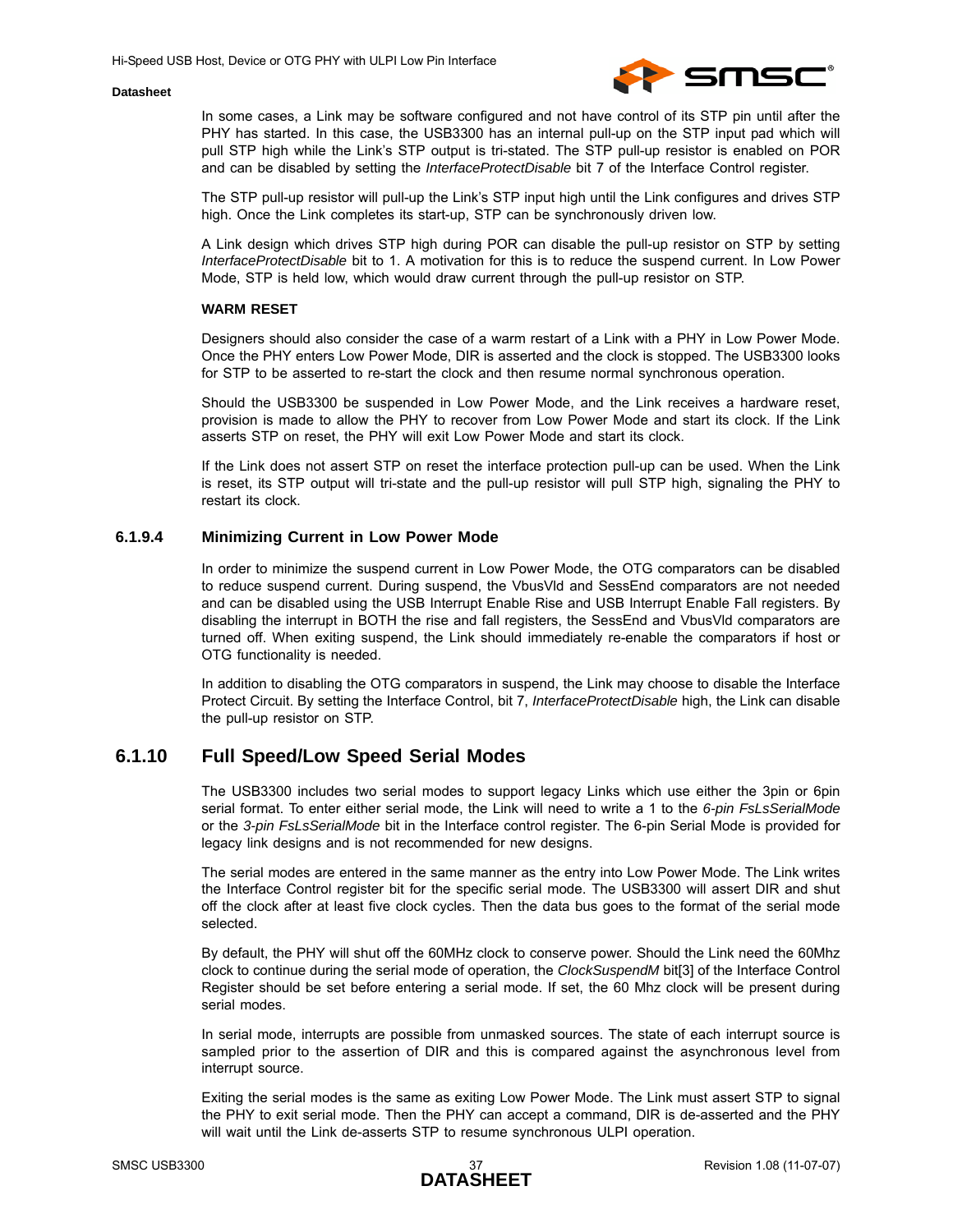In some cases, a Link may be software configured and not have control of its STP pin until after the PHY has started. In this case, the USB3300 has an internal pull-up on the STP input pad which will pull STP high while the Link's STP output is tri-stated. The STP pull-up resistor is enabled on POR and can be disabled by setting the *InterfaceProtectDisable* bit 7 of the Interface Control register.

The STP pull-up resistor will pull-up the Link's STP input high until the Link configures and drives STP high. Once the Link completes its start-up, STP can be synchronously driven low.

A Link design which drives STP high during POR can disable the pull-up resistor on STP by setting *InterfaceProtectDisable* bit to 1. A motivation for this is to reduce the suspend current. In Low Power Mode, STP is held low, which would draw current through the pull-up resistor on STP.

**WARM RESET**

Designers should also consider the case of a warm restart of a Link with a PHY in Low Power Mode. Once the PHY enters Low Power Mode, DIR is asserted and the clock is stopped. The USB3300 looks for STP to be asserted to re-start the clock and then resume normal synchronous operation.

Should the USB3300 be suspended in Low Power Mode, and the Link receives a hardware reset, provision is made to allow the PHY to recover from Low Power Mode and start its clock. If the Link asserts STP on reset, the PHY will exit Low Power Mode and start its clock.

If the Link does not assert STP on reset the interface protection pull-up can be used. When the Link is reset, its STP output will tri-state and the pull-up resistor will pull STP high, signaling the PHY to restart its clock.

#### 6.1.9.4 Minimizing Current in Low Power Mode

In order to minimize the suspend current in Low Power Mode, the OTG comparators can be disabled to reduce suspend current. During suspend, the VbusVld and SessEnd comparators are not needed and can be disabled using the USB Interrupt Enable Rise and USB Interrupt Enable Fall registers. By disabling the interrupt in BOTH the rise and fall registers, the SessEnd and VbusVld comparators are turned off. When exiting suspend, the Link should immediately re-enable the comparators if host or OTG functionality is needed.

In addition to disabling the OTG comparators in suspend, the Link may choose to disable the Interface Protect Circuit. By setting the Interface Control, bit 7, *InterfaceProtectDisable* high, the Link can disable the pull-up resistor on STP.

### 6.1.10 Full Speed/Low Speed Serial Modes

The USB3300 includes two serial modes to support legacy Links which use either the 3pin or 6pin serial format. To enter either serial mode, the Link will need to write a 1 to the *6-pin FsLsSerialMode* or the *3-pin FsLsSerialMode* bit in the Interface control register. The 6-pin Serial Mode is provided for legacy link designs and is not recommended for new designs.

The serial modes are entered in the same manner as the entry into Low Power Mode. The Link writes the Interface Control register bit for the specific serial mode. The USB3300 will assert DIR and shut off the clock after at least five clock cycles. Then the data bus goes to the format of the serial mode selected.

By default, the PHY will shut off the 60MHz clock to conserve power. Should the Link need the 60Mhz clock to continue during the serial mode of operation, the *ClockSuspendM* bit[3] of the Interface Control Register should be set before entering a serial mode. If set, the 60 Mhz clock will be present during serial modes.

In serial mode, interrupts are possible from unmasked sources. The state of each interrupt source is sampled prior to the assertion of DIR and this is compared against the asynchronous level from interrupt source.

Exiting the serial modes is the same as exiting Low Power Mode. The Link must assert STP to signal the PHY to exit serial mode. Then the PHY can accept a command, DIR is de-asserted and the PHY will wait until the Link de-asserts STP to resume synchronous ULPI operation.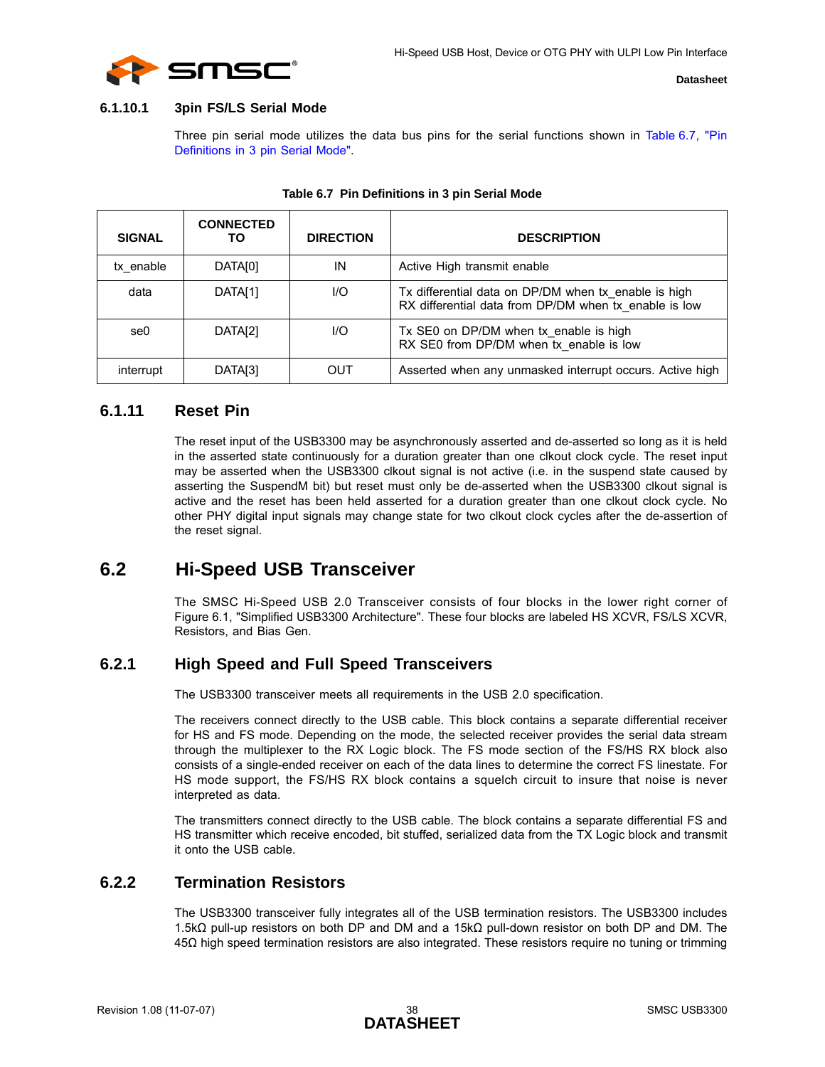#### 6.1.10.1 3pin FS/LS Serial Mode

Three pin serial mode utilizes the data bus pins for the serial functions shown in Table 6.7, "Pin Definitions in 3 pin Serial Mode".

**Table 6.7 Pin Definitions in 3 pin Serial Mode**

| SIGNAL | CONNECTED TO | DIRECTION | DESCRIPTION |
|---|---|---|---|
| tx_enable | DATA[0] | IN | Active High transmit enable |
| data | DATA[1] | I/O | Tx differential data on DP/DM when tx_enable is high<br>RX differential data from DP/DM when tx_enable is low |
| se0 | DATA[2] | I/O | Tx SE0 on DP/DM when tx_enable is high<br>RX SE0 from DP/DM when tx_enable is low |
| interrupt | DATA[3] | OUT | Asserted when any unmasked interrupt occurs. Active high |

### 6.1.11 Reset Pin

The reset input of the USB3300 may be asynchronously asserted and de-asserted so long as it is held in the asserted state continuously for a duration greater than one clkout clock cycle. The reset input may be asserted when the USB3300 clkout signal is not active (i.e. in the suspend state caused by asserting the SuspendM bit) but reset must only be de-asserted when the USB3300 clkout signal is active and the reset has been held asserted for a duration greater than one clkout clock cycle. No other PHY digital input signals may change state for two clkout clock cycles after the de-assertion of the reset signal.

## 6.2 Hi-Speed USB Transceiver

The SMSC Hi-Speed USB 2.0 Transceiver consists of four blocks in the lower right corner of Figure 6.1, "Simplified USB3300 Architecture". These four blocks are labeled HS XCVR, FS/LS XCVR, Resistors, and Bias Gen.

### 6.2.1 High Speed and Full Speed Transceivers

The USB3300 transceiver meets all requirements in the USB 2.0 specification.

The receivers connect directly to the USB cable. This block contains a separate differential receiver for HS and FS mode. Depending on the mode, the selected receiver provides the serial data stream through the multiplexer to the RX Logic block. The FS mode section of the FS/HS RX block also consists of a single-ended receiver on each of the data lines to determine the correct FS linestate. For HS mode support, the FS/HS RX block contains a squelch circuit to insure that noise is never interpreted as data.

The transmitters connect directly to the USB cable. The block contains a separate differential FS and HS transmitter which receive encoded, bit stuffed, serialized data from the TX Logic block and transmit it onto the USB cable.

### 6.2.2 Termination Resistors

The USB3300 transceiver fully integrates all of the USB termination resistors. The USB3300 includes 1.5kΩ pull-up resistors on both DP and DM and a 15kΩ pull-down resistor on both DP and DM. The 45Ω high speed termination resistors are also integrated. These resistors require no tuning or trimming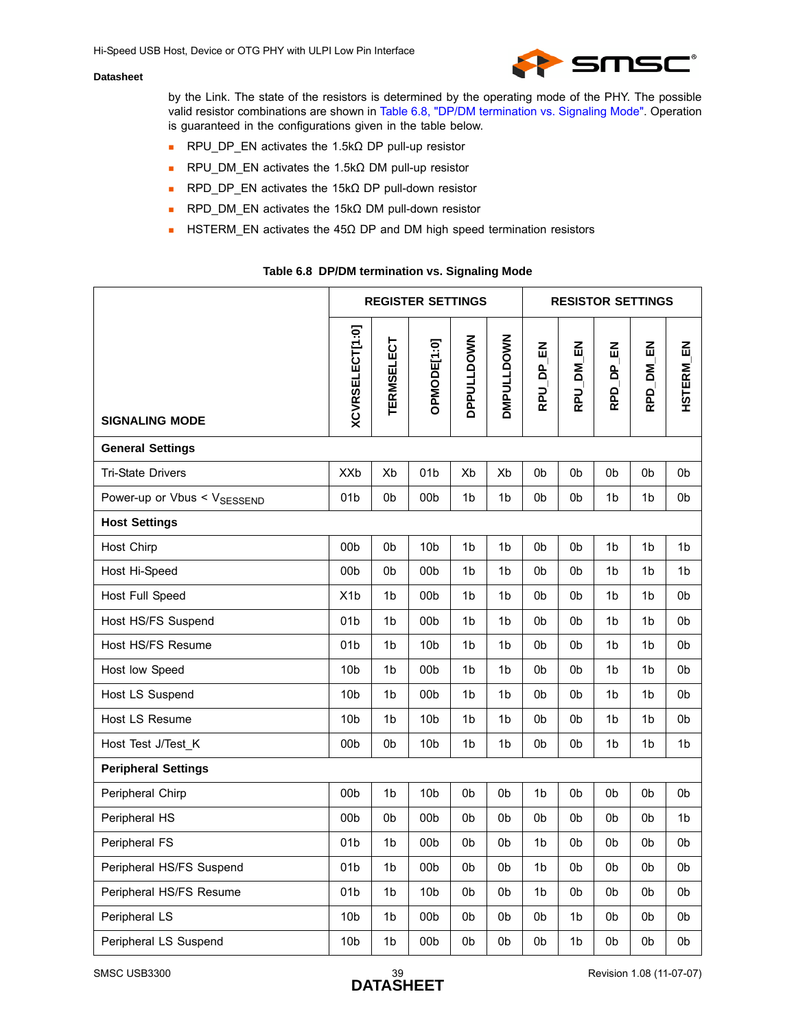by the Link. The state of the resistors is determined by the operating mode of the PHY. The possible valid resistor combinations are shown in Table 6.8, "DP/DM termination vs. Signaling Mode". Operation is guaranteed in the configurations given in the table below.

- RPU_DP_EN activates the 1.5kΩ DP pull-up resistor
- RPU_DM_EN activates the 1.5kΩ DM pull-up resistor
- RPD_DP_EN activates the 15kΩ DP pull-down resistor
- RPD_DM_EN activates the 15kΩ DM pull-down resistor
- HSTERM_EN activates the 45Ω DP and DM high speed termination resistors

**Table 6.8 DP/DM termination vs. Signaling Mode**

| | REGISTER SETTINGS | | | | | RESISTOR SETTINGS | | | | |
|---|---|---|---|---|---|---|---|---|---|---|
| SIGNALING MODE | XCVRSELECT[1:0] | TERMSELECT | OPMODE[1:0] | DPPULLDOWN | DMPULLDOWN | RPU_DP_EN | RPU_DM_EN | RPD_DP_EN | RPD_DM_EN | HSTERM_EN |
| **General Settings** | | | | | | | | | | |
| Tri-State Drivers | XXb | Xb | 01b | Xb | Xb | 0b | 0b | 0b | 0b | 0b |
| Power-up or Vbus < $V_{SESSEND}$ | 01b | 0b | 00b | 1b | 1b | 0b | 0b | 1b | 1b | 0b |
| **Host Settings** | | | | | | | | | | |
| Host Chirp | 00b | 0b | 10b | 1b | 1b | 0b | 0b | 1b | 1b | 1b |
| Host Hi-Speed | 00b | 0b | 00b | 1b | 1b | 0b | 0b | 1b | 1b | 1b |
| Host Full Speed | X1b | 1b | 00b | 1b | 1b | 0b | 0b | 1b | 1b | 0b |
| Host HS/FS Suspend | 01b | 1b | 00b | 1b | 1b | 0b | 0b | 1b | 1b | 0b |
| Host HS/FS Resume | 01b | 1b | 10b | 1b | 1b | 0b | 0b | 1b | 1b | 0b |
| Host low Speed | 10b | 1b | 00b | 1b | 1b | 0b | 0b | 1b | 1b | 0b |
| Host LS Suspend | 10b | 1b | 00b | 1b | 1b | 0b | 0b | 1b | 1b | 0b |
| Host LS Resume | 10b | 1b | 10b | 1b | 1b | 0b | 0b | 1b | 1b | 0b |
| Host Test J/Test_K | 00b | 0b | 10b | 1b | 1b | 0b | 0b | 1b | 1b | 1b |
| **Peripheral Settings** | | | | | | | | | | |
| Peripheral Chirp | 00b | 1b | 10b | 0b | 0b | 1b | 0b | 0b | 0b | 0b |
| Peripheral HS | 00b | 0b | 00b | 0b | 0b | 0b | 0b | 0b | 0b | 1b |
| Peripheral FS | 01b | 1b | 00b | 0b | 0b | 1b | 0b | 0b | 0b | 0b |
| Peripheral HS/FS Suspend | 01b | 1b | 00b | 0b | 0b | 1b | 0b | 0b | 0b | 0b |
| Peripheral HS/FS Resume | 01b | 1b | 10b | 0b | 0b | 1b | 0b | 0b | 0b | 0b |
| Peripheral LS | 10b | 1b | 00b | 0b | 0b | 0b | 1b | 0b | 0b | 0b |
| Peripheral LS Suspend | 10b | 1b | 00b | 0b | 0b | 0b | 1b | 0b | 0b | 0b |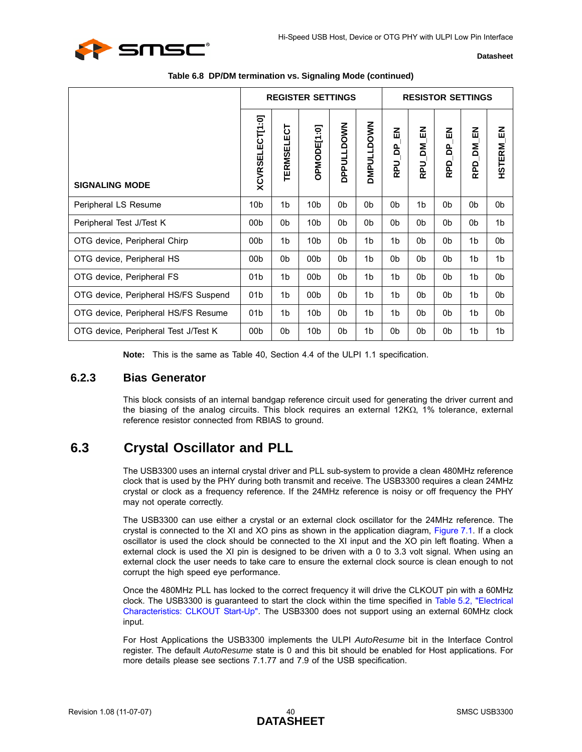**Table 6.8 DP/DM termination vs. Signaling Mode (continued)**

| SIGNALING MODE | REGISTER SETTINGS | | | | | RESISTOR SETTINGS | | | | |
|---|---|---|---|---|---|---|---|---|---|---|
| | XCVRSELECT[1:0] | TERMSELECT | OPMODE[1:0] | DPPULLDOWN | DMPULLDOWN | RPU_DP_EN | RPU_DM_EN | RPD_DP_EN | RPD_DM_EN | HSTERM_EN |
| Peripheral LS Resume | 10b | 1b | 10b | 0b | 0b | 0b | 1b | 0b | 0b | 0b |
| Peripheral Test J/Test K | 00b | 0b | 10b | 0b | 0b | 0b | 0b | 0b | 0b | 1b |
| OTG device, Peripheral Chirp | 00b | 1b | 10b | 0b | 1b | 1b | 0b | 0b | 1b | 0b |
| OTG device, Peripheral HS | 00b | 0b | 00b | 0b | 1b | 0b | 0b | 0b | 1b | 1b |
| OTG device, Peripheral FS | 01b | 1b | 00b | 0b | 1b | 1b | 0b | 0b | 1b | 0b |
| OTG device, Peripheral HS/FS Suspend | 01b | 1b | 00b | 0b | 1b | 1b | 0b | 0b | 1b | 0b |
| OTG device, Peripheral HS/FS Resume | 01b | 1b | 10b | 0b | 1b | 1b | 0b | 0b | 1b | 0b |
| OTG device, Peripheral Test J/Test K | 00b | 0b | 10b | 0b | 1b | 0b | 0b | 0b | 1b | 1b |

**Note:** This is the same as Table 40, Section 4.4 of the ULPI 1.1 specification.

### 6.2.3 Bias Generator

This block consists of an internal bandgap reference circuit used for generating the driver current and the biasing of the analog circuits. This block requires an external 12KΩ, 1% tolerance, external reference resistor connected from RBIAS to ground.

## 6.3 Crystal Oscillator and PLL

The USB3300 uses an internal crystal driver and PLL sub-system to provide a clean 480MHz reference clock that is used by the PHY during both transmit and receive. The USB3300 requires a clean 24MHz crystal or clock as a frequency reference. If the 24MHz reference is noisy or off frequency the PHY may not operate correctly.

The USB3300 can use either a crystal or an external clock oscillator for the 24MHz reference. The crystal is connected to the XI and XO pins as shown in the application diagram, Figure 7.1. If a clock oscillator is used the clock should be connected to the XI input and the XO pin left floating. When a external clock is used the XI pin is designed to be driven with a 0 to 3.3 volt signal. When using an external clock the user needs to take care to ensure the external clock source is clean enough to not corrupt the high speed eye performance.

Once the 480MHz PLL has locked to the correct frequency it will drive the CLKOUT pin with a 60MHz clock. The USB3300 is guaranteed to start the clock within the time specified in Table 5.2, "Electrical Characteristics: CLKOUT Start-Up". The USB3300 does not support using an external 60MHz clock input.

For Host Applications the USB3300 implements the ULPI *AutoResume* bit in the Interface Control register. The default *AutoResume* state is 0 and this bit should be enabled for Host applications. For more details please see sections 7.1.77 and 7.9 of the USB specification.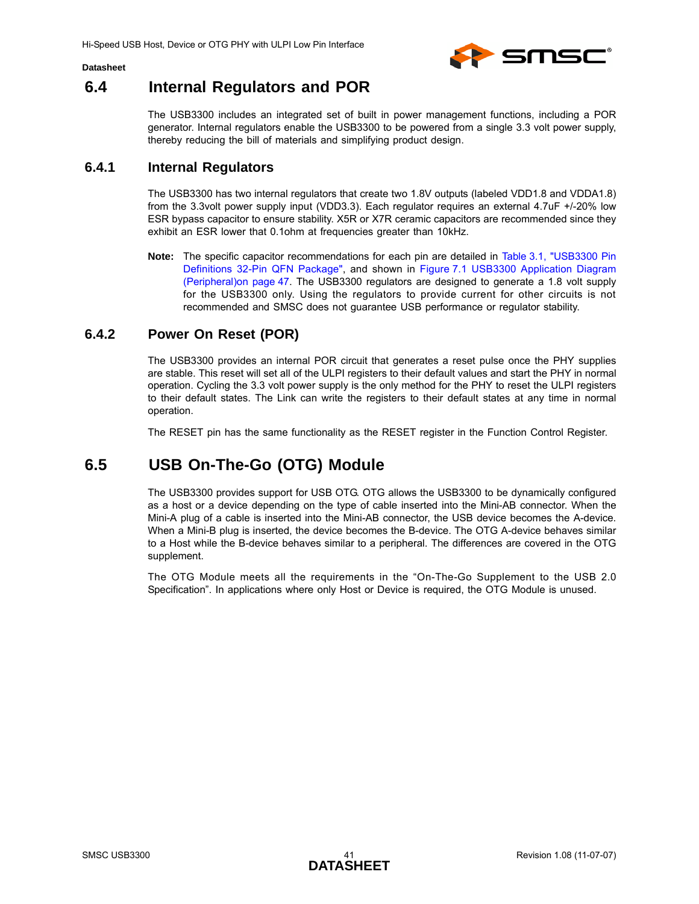## 6.4 Internal Regulators and POR

The USB3300 includes an integrated set of built in power management functions, including a POR generator. Internal regulators enable the USB3300 to be powered from a single 3.3 volt power supply, thereby reducing the bill of materials and simplifying product design.

### 6.4.1 Internal Regulators

The USB3300 has two internal regulators that create two 1.8V outputs (labeled VDD1.8 and VDDA1.8) from the 3.3volt power supply input (VDD3.3). Each regulator requires an external 4.7uF +/-20% low ESR bypass capacitor to ensure stability. X5R or X7R ceramic capacitors are recommended since they exhibit an ESR lower that 0.1ohm at frequencies greater than 10kHz.

**Note:** The specific capacitor recommendations for each pin are detailed in Table 3.1, "USB3300 Pin Definitions 32-Pin QFN Package", and shown in Figure 7.1 USB3300 Application Diagram (Peripheral)on page 47. The USB3300 regulators are designed to generate a 1.8 volt supply for the USB3300 only. Using the regulators to provide current for other circuits is not recommended and SMSC does not guarantee USB performance or regulator stability.

### 6.4.2 Power On Reset (POR)

The USB3300 provides an internal POR circuit that generates a reset pulse once the PHY supplies are stable. This reset will set all of the ULPI registers to their default values and start the PHY in normal operation. Cycling the 3.3 volt power supply is the only method for the PHY to reset the ULPI registers to their default states. The Link can write the registers to their default states at any time in normal operation.

The RESET pin has the same functionality as the RESET register in the Function Control Register.

## 6.5 USB On-The-Go (OTG) Module

The USB3300 provides support for USB OTG. OTG allows the USB3300 to be dynamically configured as a host or a device depending on the type of cable inserted into the Mini-AB connector. When the Mini-A plug of a cable is inserted into the Mini-AB connector, the USB device becomes the A-device. When a Mini-B plug is inserted, the device becomes the B-device. The OTG A-device behaves similar to a Host while the B-device behaves similar to a peripheral. The differences are covered in the OTG supplement.

The OTG Module meets all the requirements in the “On-The-Go Supplement to the USB 2.0 Specification”. In applications where only Host or Device is required, the OTG Module is unused.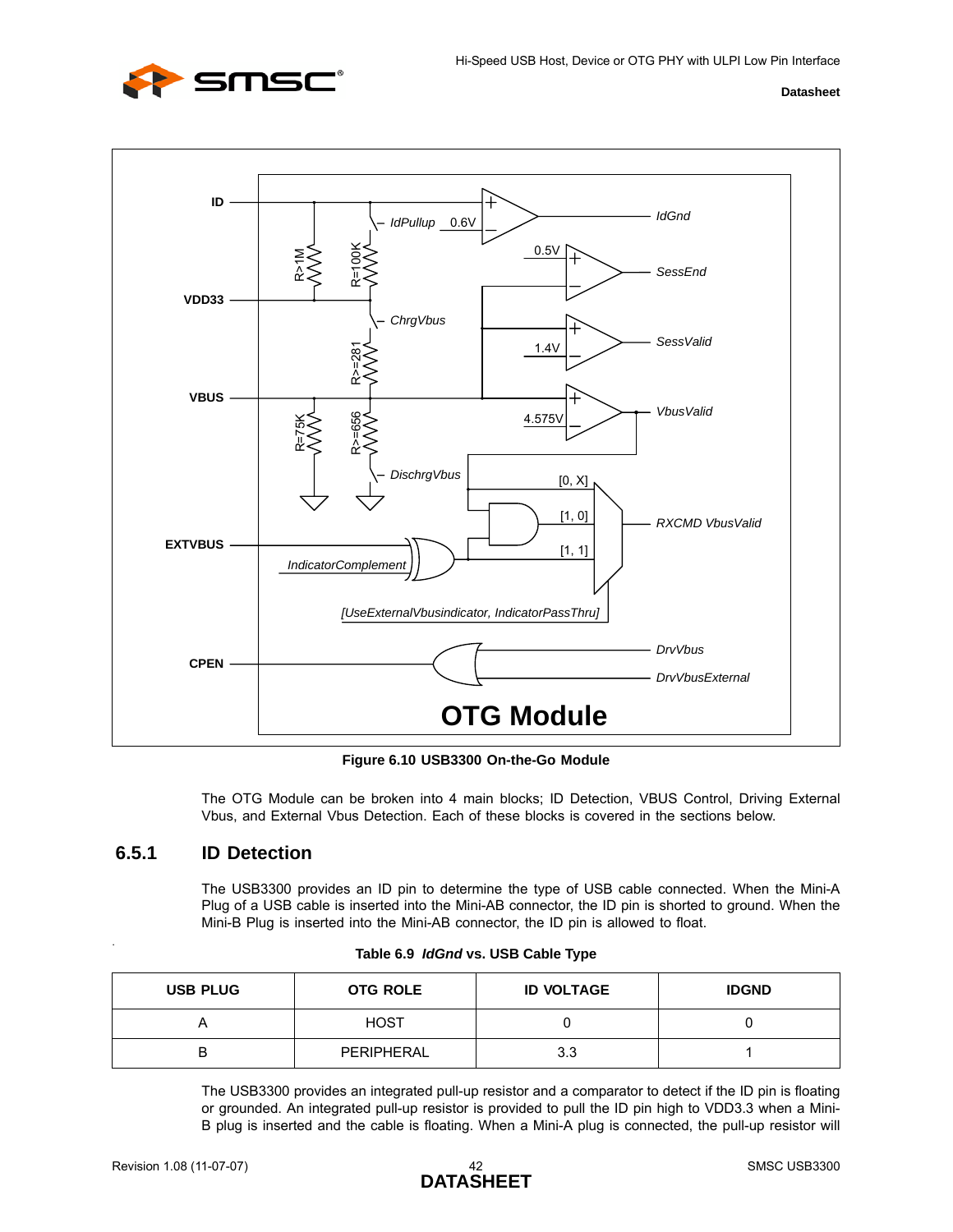Figure 6.10 USB3300 On-the-Go Module

The OTG Module can be broken into 4 main blocks; ID Detection, VBUS Control, Driving External Vbus, and External Vbus Detection. Each of these blocks is covered in the sections below.

### 6.5.1 ID Detection

The USB3300 provides an ID pin to determine the type of USB cable connected. When the Mini-A Plug of a USB cable is inserted into the Mini-AB connector, the ID pin is shorted to ground. When the Mini-B Plug is inserted into the Mini-AB connector, the ID pin is allowed to float.

**Table 6.9 *IdGnd* vs. USB Cable Type**

| USB PLUG | OTG ROLE | ID VOLTAGE | IDGND |
|---|---|---|---|
| A | HOST | 0 | 0 |
| B | PERIPHERAL | 3.3 | 1 |

The USB3300 provides an integrated pull-up resistor and a comparator to detect if the ID pin is floating or grounded. An integrated pull-up resistor is provided to pull the ID pin high to VDD3.3 when a Mini-B plug is inserted and the cable is floating. When a Mini-A plug is connected, the pull-up resistor will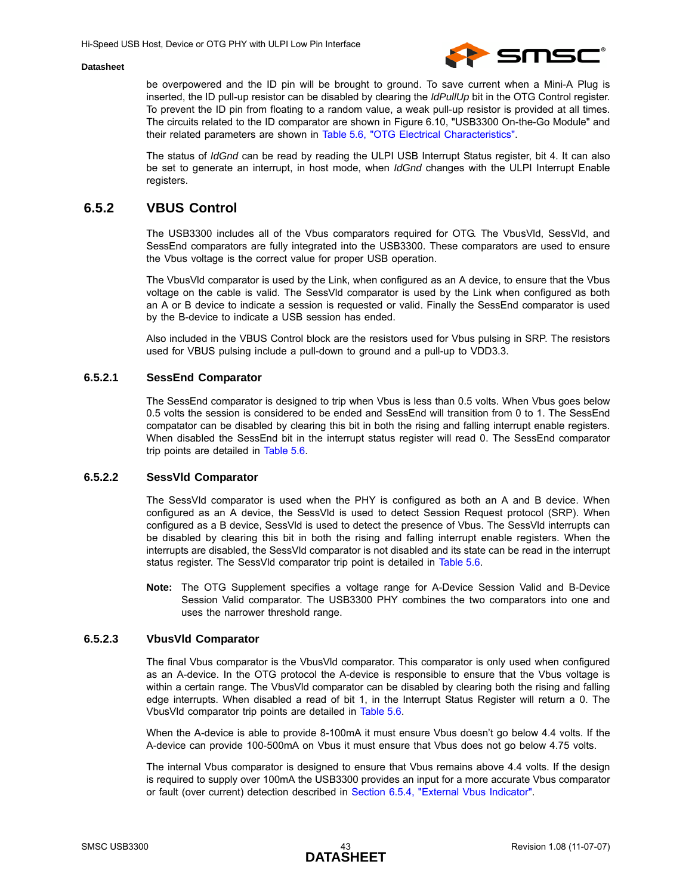be overpowered and the ID pin will be brought to ground. To save current when a Mini-A Plug is inserted, the ID pull-up resistor can be disabled by clearing the *IdPullUp* bit in the OTG Control register. To prevent the ID pin from floating to a random value, a weak pull-up resistor is provided at all times. The circuits related to the ID comparator are shown in Figure 6.10, "USB3300 On-the-Go Module" and their related parameters are shown in Table 5.6, "OTG Electrical Characteristics".

The status of *IdGnd* can be read by reading the ULPI USB Interrupt Status register, bit 4. It can also be set to generate an interrupt, in host mode, when *IdGnd* changes with the ULPI Interrupt Enable registers.

## 6.5.2 VBUS Control

The USB3300 includes all of the Vbus comparators required for OTG. The VbusVld, SessVld, and SessEnd comparators are fully integrated into the USB3300. These comparators are used to ensure the Vbus voltage is the correct value for proper USB operation.

The VbusVld comparator is used by the Link, when configured as an A device, to ensure that the Vbus voltage on the cable is valid. The SessVld comparator is used by the Link when configured as both an A or B device to indicate a session is requested or valid. Finally the SessEnd comparator is used by the B-device to indicate a USB session has ended.

Also included in the VBUS Control block are the resistors used for Vbus pulsing in SRP. The resistors used for VBUS pulsing include a pull-down to ground and a pull-up to VDD3.3.

### 6.5.2.1 SessEnd Comparator

The SessEnd comparator is designed to trip when Vbus is less than 0.5 volts. When Vbus goes below 0.5 volts the session is considered to be ended and SessEnd will transition from 0 to 1. The SessEnd compatator can be disabled by clearing this bit in both the rising and falling interrupt enable registers. When disabled the SessEnd bit in the interrupt status register will read 0. The SessEnd comparator trip points are detailed in Table 5.6.

### 6.5.2.2 SessVld Comparator

The SessVld comparator is used when the PHY is configured as both an A and B device. When configured as an A device, the SessVld is used to detect Session Request protocol (SRP). When configured as a B device, SessVld is used to detect the presence of Vbus. The SessVld interrupts can be disabled by clearing this bit in both the rising and falling interrupt enable registers. When the interrupts are disabled, the SessVld comparator is not disabled and its state can be read in the interrupt status register. The SessVld comparator trip point is detailed in Table 5.6.

**Note:** The OTG Supplement specifies a voltage range for A-Device Session Valid and B-Device Session Valid comparator. The USB3300 PHY combines the two comparators into one and uses the narrower threshold range.

### 6.5.2.3 VbusVld Comparator

The final Vbus comparator is the VbusVld comparator. This comparator is only used when configured as an A-device. In the OTG protocol the A-device is responsible to ensure that the Vbus voltage is within a certain range. The VbusVld comparator can be disabled by clearing both the rising and falling edge interrupts. When disabled a read of bit 1, in the Interrupt Status Register will return a 0. The VbusVld comparator trip points are detailed in Table 5.6.

When the A-device is able to provide 8-100mA it must ensure Vbus doesn't go below 4.4 volts. If the A-device can provide 100-500mA on Vbus it must ensure that Vbus does not go below 4.75 volts.

The internal Vbus comparator is designed to ensure that Vbus remains above 4.4 volts. If the design is required to supply over 100mA the USB3300 provides an input for a more accurate Vbus comparator or fault (over current) detection described in Section 6.5.4, "External Vbus Indicator".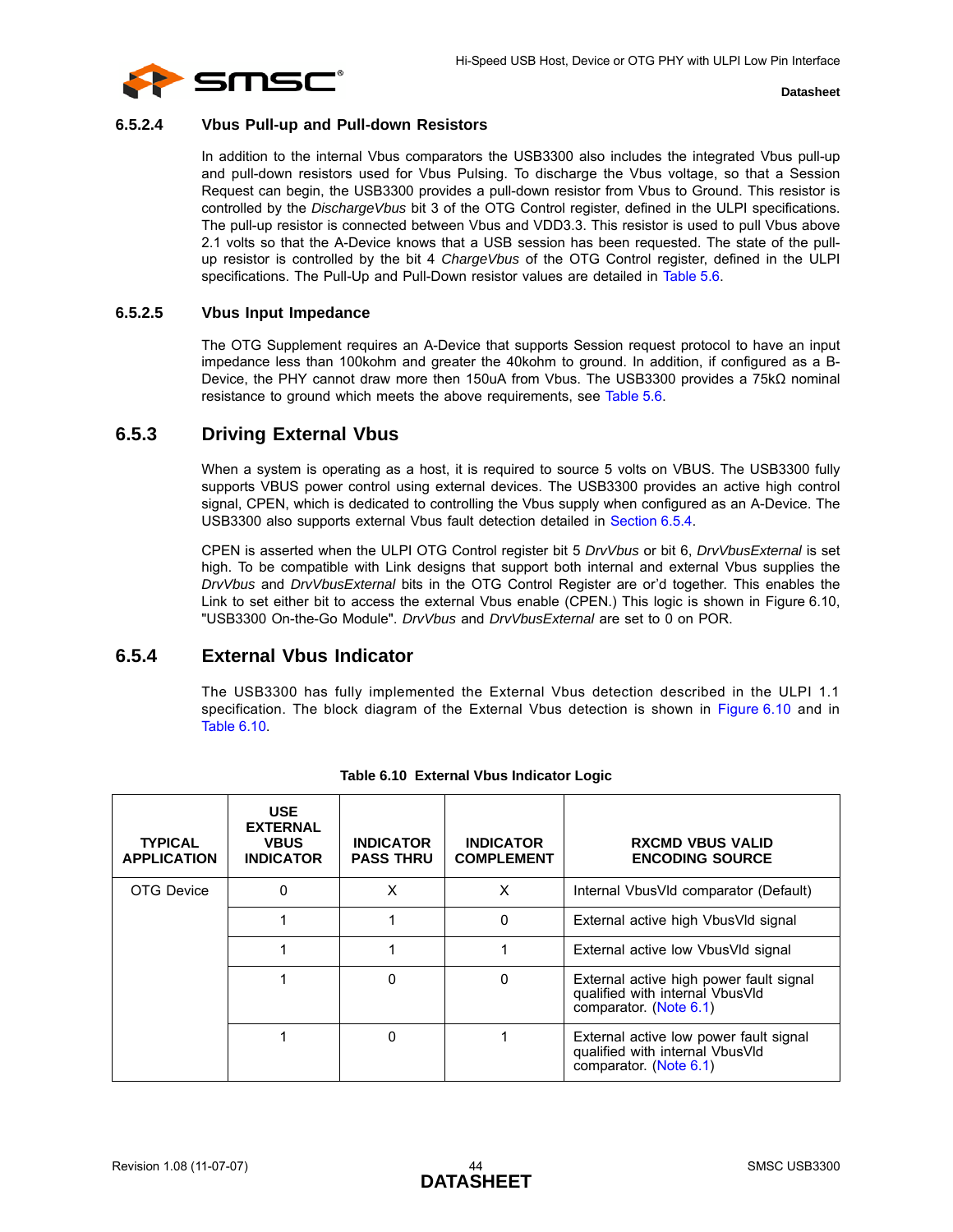#### 6.5.2.4 Vbus Pull-up and Pull-down Resistors

In addition to the internal Vbus comparators the USB3300 also includes the integrated Vbus pull-up and pull-down resistors used for Vbus Pulsing. To discharge the Vbus voltage, so that a Session Request can begin, the USB3300 provides a pull-down resistor from Vbus to Ground. This resistor is controlled by the *DischargeVbus* bit 3 of the OTG Control register, defined in the ULPI specifications. The pull-up resistor is connected between Vbus and VDD3.3. This resistor is used to pull Vbus above 2.1 volts so that the A-Device knows that a USB session has been requested. The state of the pull-up resistor is controlled by the bit 4 *ChargeVbus* of the OTG Control register, defined in the ULPI specifications. The Pull-Up and Pull-Down resistor values are detailed in Table 5.6.

#### 6.5.2.5 Vbus Input Impedance

The OTG Supplement requires an A-Device that supports Session request protocol to have an input impedance less than 100kohm and greater the 40kohm to ground. In addition, if configured as a B-Device, the PHY cannot draw more then 150uA from Vbus. The USB3300 provides a 75kΩ nominal resistance to ground which meets the above requirements, see Table 5.6.

### 6.5.3 Driving External Vbus

When a system is operating as a host, it is required to source 5 volts on VBUS. The USB3300 fully supports VBUS power control using external devices. The USB3300 provides an active high control signal, CPEN, which is dedicated to controlling the Vbus supply when configured as an A-Device. The USB3300 also supports external Vbus fault detection detailed in Section 6.5.4.

CPEN is asserted when the ULPI OTG Control register bit 5 *DrvVbus* or bit 6, *DrvVbusExternal* is set high. To be compatible with Link designs that support both internal and external Vbus supplies the *DrvVbus* and *DrvVbusExternal* bits in the OTG Control Register are or'd together. This enables the Link to set either bit to access the external Vbus enable (CPEN.) This logic is shown in Figure 6.10, "USB3300 On-the-Go Module". *DrvVbus* and *DrvVbusExternal* are set to 0 on POR.

### 6.5.4 External Vbus Indicator

The USB3300 has fully implemented the External Vbus detection described in the ULPI 1.1 specification. The block diagram of the External Vbus detection is shown in Figure 6.10 and in Table 6.10.

**Table 6.10 External Vbus Indicator Logic**

| TYPICAL APPLICATION | USE EXTERNAL VBUS INDICATOR | INDICATOR PASS THRU | INDICATOR COMPLEMENT | RXCMD VBUS VALID ENCODING SOURCE |
|---|---|---|---|---|
| OTG Device | 0 | X | X | Internal VbusVld comparator (Default) |
| | 1 | 1 | 0 | External active high VbusVld signal |
| | 1 | 1 | 1 | External active low VbusVld signal |
| | 1 | 0 | 0 | External active high power fault signal qualified with internal VbusVld comparator. (Note 6.1) |
| | 1 | 0 | 1 | External active low power fault signal qualified with internal VbusVld comparator. (Note 6.1) |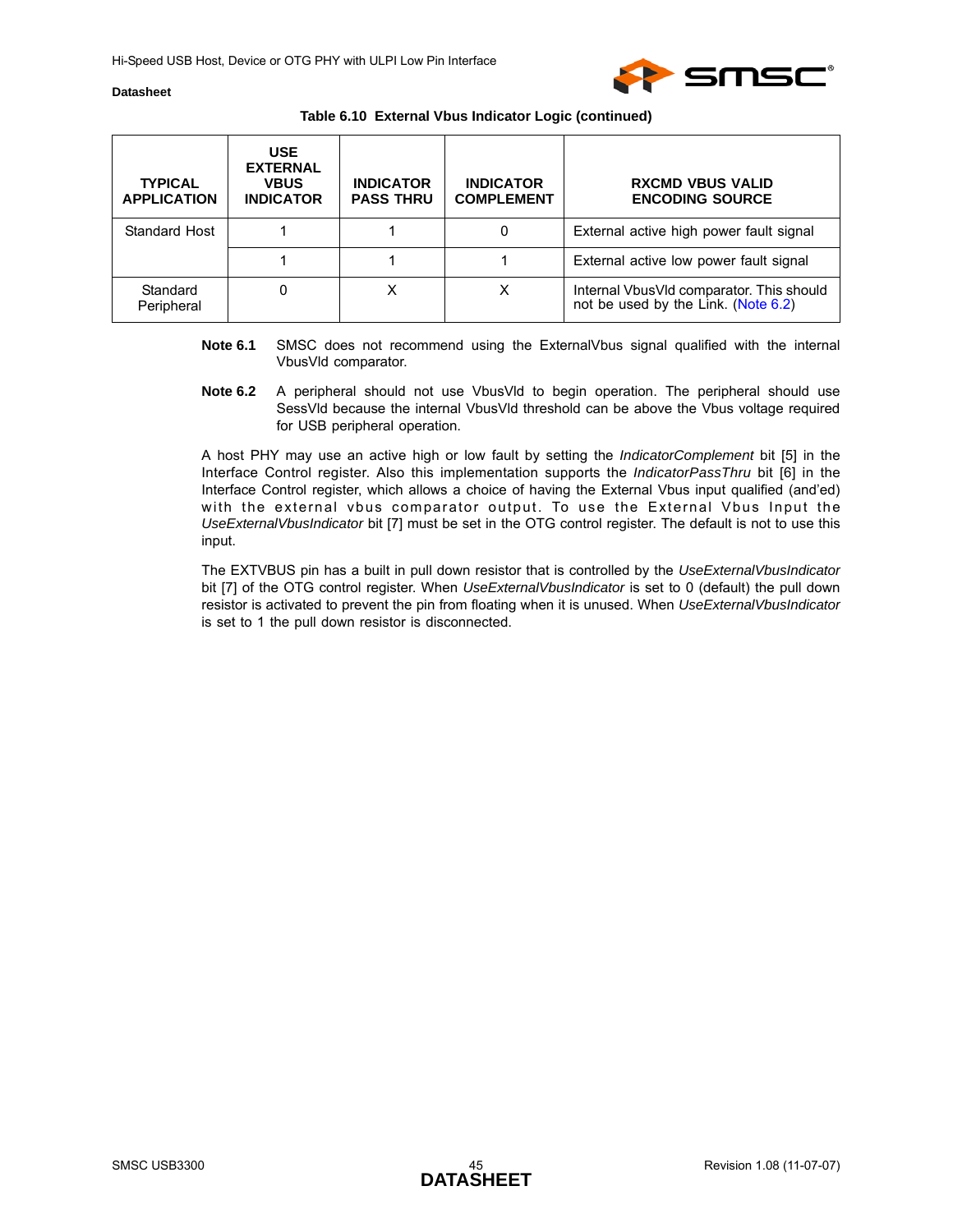**Table 6.10 External Vbus Indicator Logic (continued)**

| TYPICAL APPLICATION | USE EXTERNAL VBUS INDICATOR | INDICATOR PASS THRU | INDICATOR COMPLEMENT | RXCMD VBUS VALID ENCODING SOURCE |
|---|---|---|---|---|
| Standard Host | 1 | 1 | 0 | External active high power fault signal |
| | 1 | 1 | 1 | External active low power fault signal |
| Standard Peripheral | 0 | X | X | Internal VbusVld comparator. This should not be used by the Link. (Note 6.2) |

**Note 6.1** SMSC does not recommend using the ExternalVbus signal qualified with the internal VbusVld comparator.

**Note 6.2** A peripheral should not use VbusVld to begin operation. The peripheral should use SessVld because the internal VbusVld threshold can be above the Vbus voltage required for USB peripheral operation.

A host PHY may use an active high or low fault by setting the *IndicatorComplement* bit [5] in the Interface Control register. Also this implementation supports the *IndicatorPassThru* bit [6] in the Interface Control register, which allows a choice of having the External Vbus input qualified (and'ed) with the external vbus comparator output. To use the External Vbus Input the *UseExternalVbusIndicator* bit [7] must be set in the OTG control register. The default is not to use this input.

The EXTVBUS pin has a built in pull down resistor that is controlled by the *UseExternalVbusIndicator* bit [7] of the OTG control register. When *UseExternalVbusIndicator* is set to 0 (default) the pull down resistor is activated to prevent the pin from floating when it is unused. When *UseExternalVbusIndicator* is set to 1 the pull down resistor is disconnected.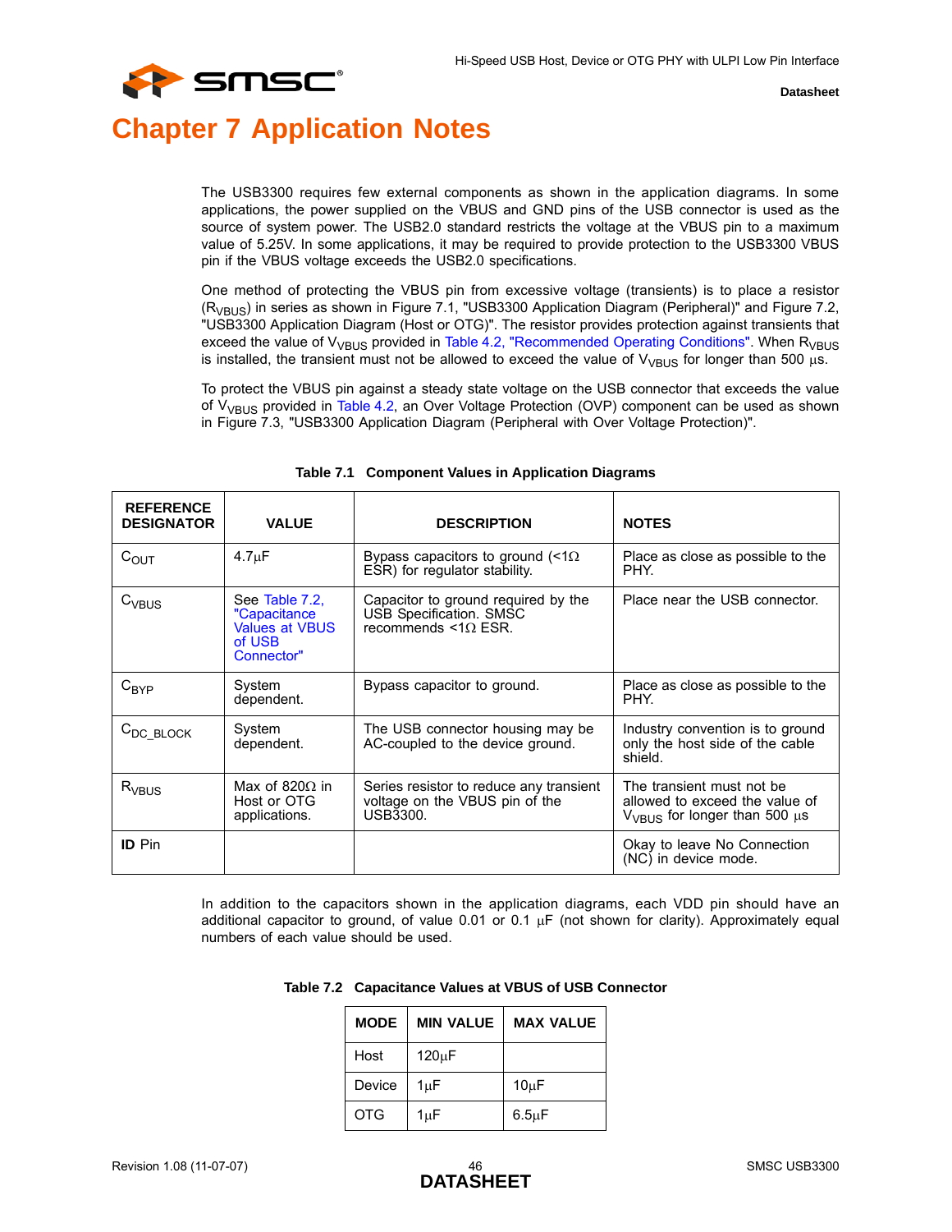# Chapter 7 Application Notes

The USB3300 requires few external components as shown in the application diagrams. In some applications, the power supplied on the VBUS and GND pins of the USB connector is used as the source of system power. The USB2.0 standard restricts the voltage at the VBUS pin to a maximum value of 5.25V. In some applications, it may be required to provide protection to the USB3300 VBUS pin if the VBUS voltage exceeds the USB2.0 specifications.

One method of protecting the VBUS pin from excessive voltage (transients) is to place a resistor ($R_{VBUS}$) in series as shown in Figure 7.1, "USB3300 Application Diagram (Peripheral)" and Figure 7.2, "USB3300 Application Diagram (Host or OTG)". The resistor provides protection against transients that exceed the value of $V_{VBUS}$ provided in Table 4.2, "Recommended Operating Conditions". When $R_{VBUS}$ is installed, the transient must not be allowed to exceed the value of $V_{VBUS}$ for longer than 500 µs.

To protect the VBUS pin against a steady state voltage on the USB connector that exceeds the value of $V_{VBUS}$ provided in Table 4.2, an Over Voltage Protection (OVP) component can be used as shown in Figure 7.3, "USB3300 Application Diagram (Peripheral with Over Voltage Protection)".

**Table 7.1 Component Values in Application Diagrams**

| REFERENCE DESIGNATOR | VALUE | DESCRIPTION | NOTES |
|---|---|---|---|
| $C_{OUT}$ | 4.7µF | Bypass capacitors to ground (<1Ω ESR) for regulator stability. | Place as close as possible to the PHY. |
| $C_{VBUS}$ | See Table 7.2, "Capacitance Values at VBUS of USB Connector" | Capacitor to ground required by the USB Specification. SMSC recommends <1Ω ESR. | Place near the USB connector. |
| $C_{BYP}$ | System dependent. | Bypass capacitor to ground. | Place as close as possible to the PHY. |
| $C_{DC\_BLOCK}$ | System dependent. | The USB connector housing may be AC-coupled to the device ground. | Industry convention is to ground only the host side of the cable shield. |
| $R_{VBUS}$ | Max of 820Ω in Host or OTG applications. | Series resistor to reduce any transient voltage on the VBUS pin of the USB3300. | The transient must not be allowed to exceed the value of $V_{VBUS}$ for longer than 500 µs |
| **ID** Pin | | | Okay to leave No Connection (NC) in device mode. |

In addition to the capacitors shown in the application diagrams, each VDD pin should have an additional capacitor to ground, of value 0.01 or 0.1 µF (not shown for clarity). Approximately equal numbers of each value should be used.

**Table 7.2 Capacitance Values at VBUS of USB Connector**

| MODE | MIN VALUE | MAX VALUE |
|---|---|---|
| Host | 120µF | |
| Device | 1µF | 10µF |
| OTG | 1µF | 6.5µF |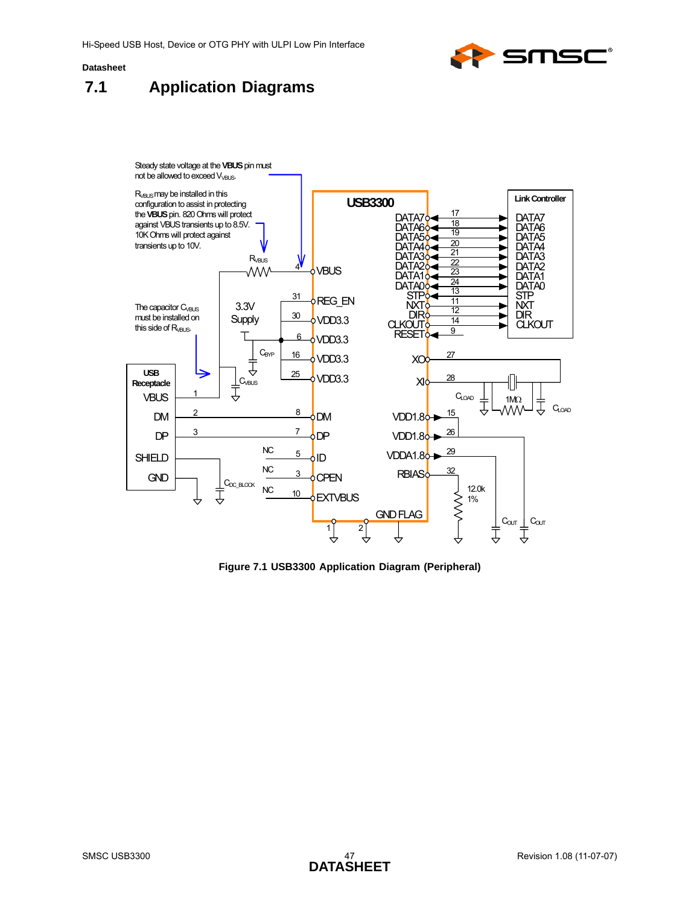## 7.1 Application Diagrams

Steady state voltage at the **VBUS** pin must not be allowed to exceed $V_{VBUS}$.

$R_{VBUS}$ may be installed in this configuration to assist in protecting the **VBUS** pin. 820 Ohms will protect against VBUS transients up to 8.5V. 10K Ohms will protect against transients up to 10V.

The capacitor $C_{VBUS}$ must be installed on this side of $R_{VBUS}$.

Figure 7.1 USB3300 Application Diagram (Peripheral)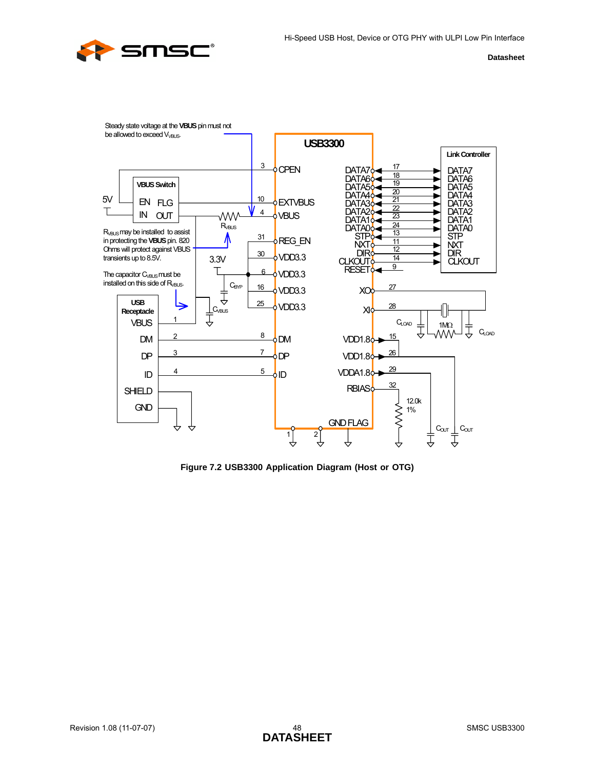Steady state voltage at the **VBUS** pin must not be allowed to exceed $V_{VBUS}$.

$R_{VBUS}$ may be installed to assist in protecting the **VBUS** pin. 820 Ohms will protect against VBUS transients up to 8.5V.

The capacitor $C_{VBUS}$ must be installed on this side of $R_{VBUS}$.

**Figure 7.2 USB3300 Application Diagram (Host or OTG)**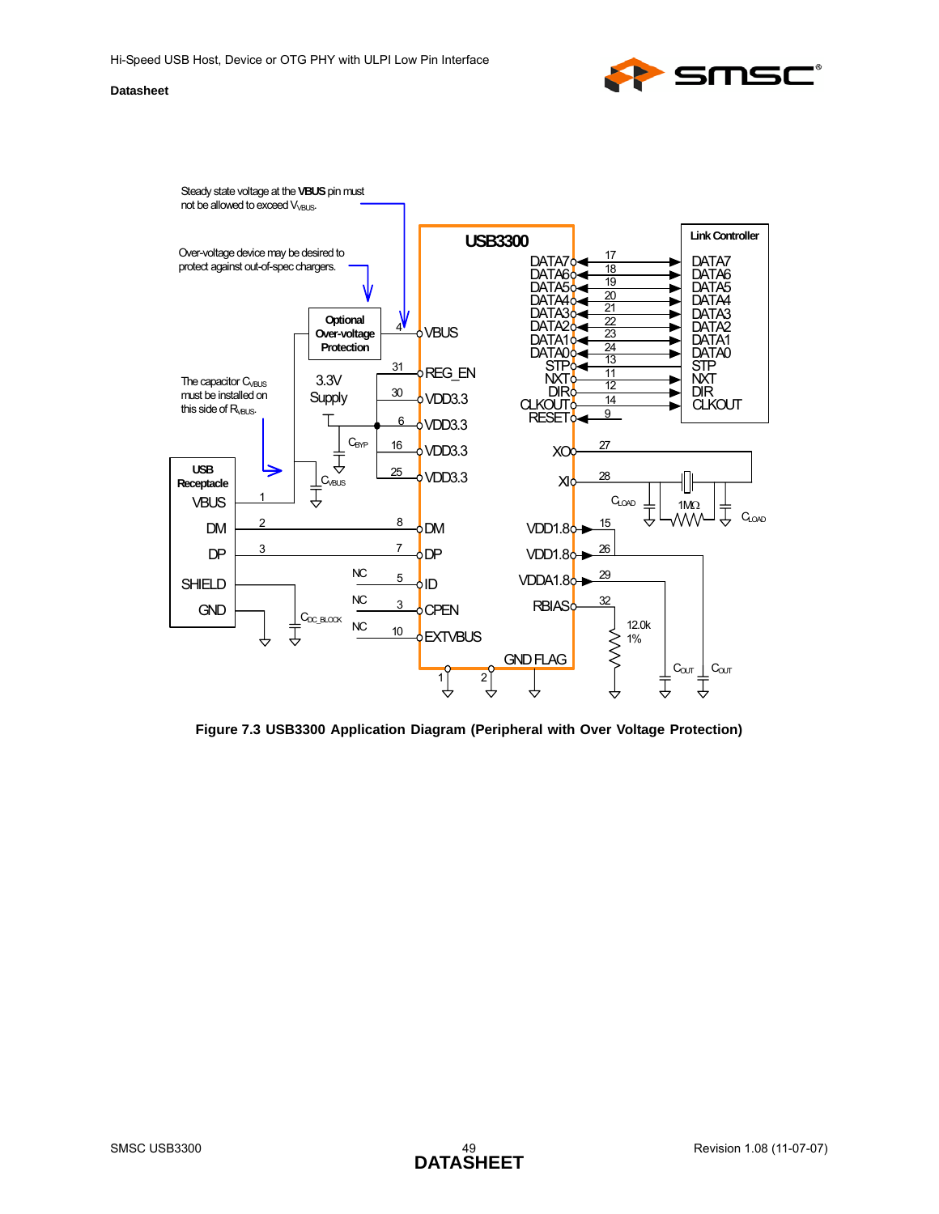Figure 7.3 USB3300 Application Diagram (Peripheral with Over Voltage Protection)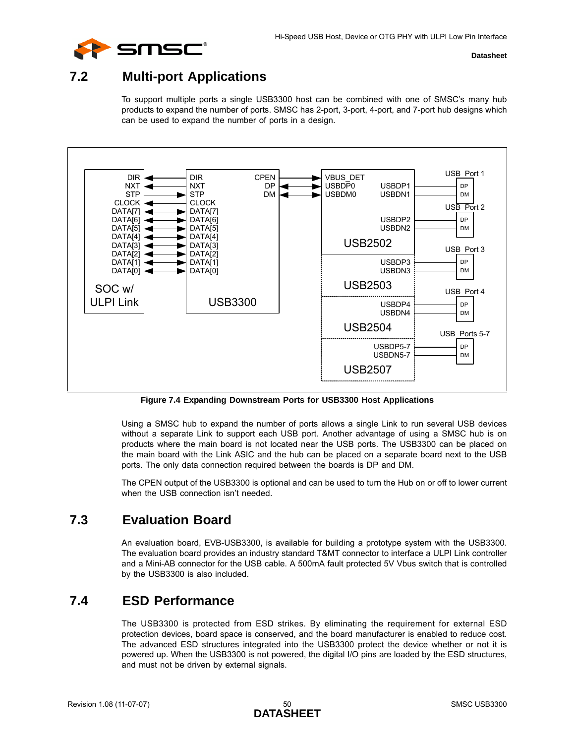## 7.2 Multi-port Applications

To support multiple ports a single USB3300 host can be combined with one of SMSC's many hub products to expand the number of ports. SMSC has 2-port, 3-port, 4-port, and 7-port hub designs which can be used to expand the number of ports in a design.

**Figure 7.4 Expanding Downstream Ports for USB3300 Host Applications**

Using a SMSC hub to expand the number of ports allows a single Link to run several USB devices without a separate Link to support each USB port. Another advantage of using a SMSC hub is on products where the main board is not located near the USB ports. The USB3300 can be placed on the main board with the Link ASIC and the hub can be placed on a separate board next to the USB ports. The only data connection required between the boards is DP and DM.

The CPEN output of the USB3300 is optional and can be used to turn the Hub on or off to lower current when the USB connection isn't needed.

## 7.3 Evaluation Board

An evaluation board, EVB-USB3300, is available for building a prototype system with the USB3300. The evaluation board provides an industry standard T&MT connector to interface a ULPI Link controller and a Mini-AB connector for the USB cable. A 500mA fault protected 5V Vbus switch that is controlled by the USB3300 is also included.

## 7.4 ESD Performance

The USB3300 is protected from ESD strikes. By eliminating the requirement for external ESD protection devices, board space is conserved, and the board manufacturer is enabled to reduce cost. The advanced ESD structures integrated into the USB3300 protect the device whether or not it is powered up. When the USB3300 is not powered, the digital I/O pins are loaded by the ESD structures, and must not be driven by external signals.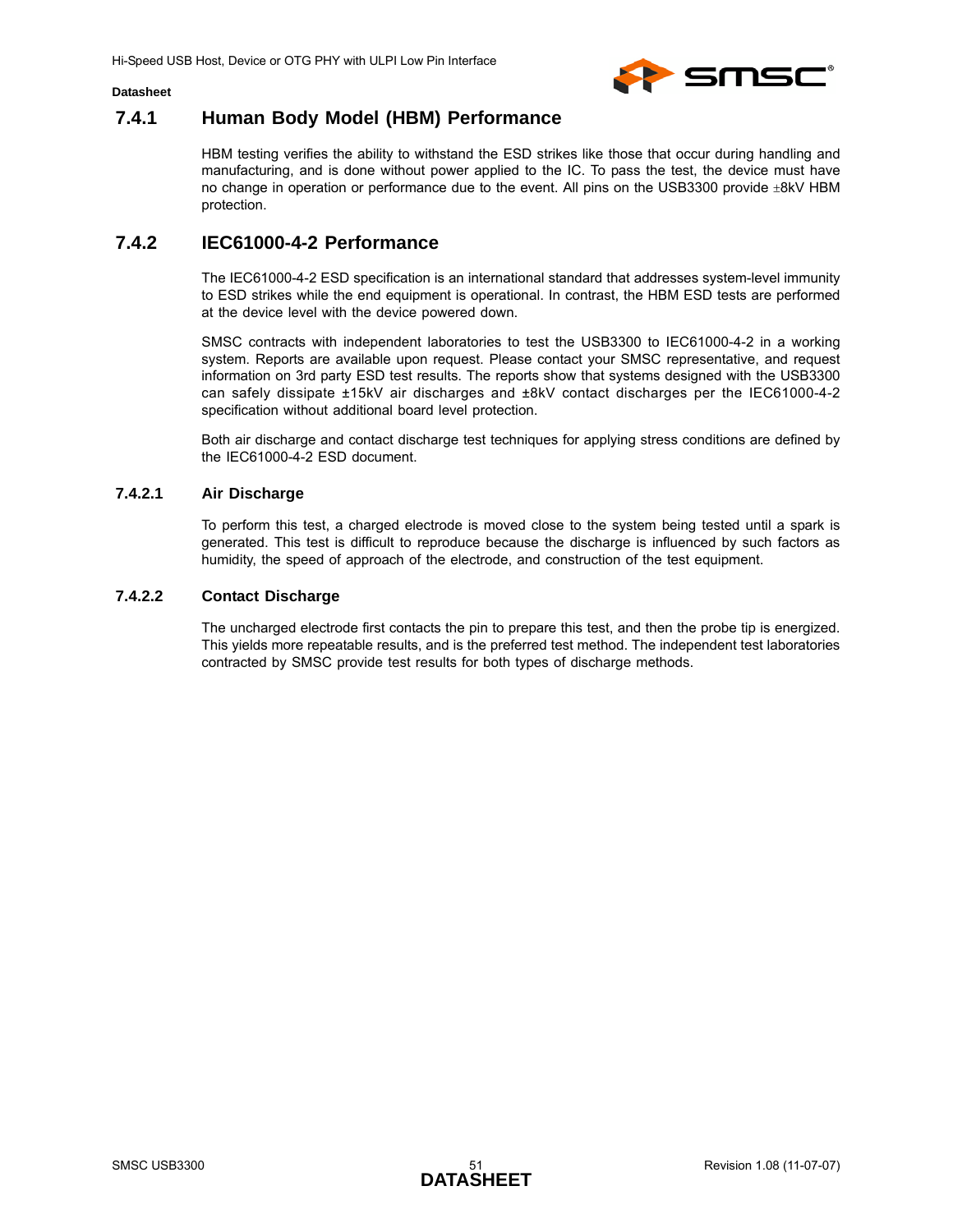### 7.4.1 Human Body Model (HBM) Performance

HBM testing verifies the ability to withstand the ESD strikes like those that occur during handling and manufacturing, and is done without power applied to the IC. To pass the test, the device must have no change in operation or performance due to the event. All pins on the USB3300 provide ±8kV HBM protection.

### 7.4.2 IEC61000-4-2 Performance

The IEC61000-4-2 ESD specification is an international standard that addresses system-level immunity to ESD strikes while the end equipment is operational. In contrast, the HBM ESD tests are performed at the device level with the device powered down.

SMSC contracts with independent laboratories to test the USB3300 to IEC61000-4-2 in a working system. Reports are available upon request. Please contact your SMSC representative, and request information on 3rd party ESD test results. The reports show that systems designed with the USB3300 can safely dissipate ±15kV air discharges and ±8kV contact discharges per the IEC61000-4-2 specification without additional board level protection.

Both air discharge and contact discharge test techniques for applying stress conditions are defined by the IEC61000-4-2 ESD document.

#### 7.4.2.1 Air Discharge

To perform this test, a charged electrode is moved close to the system being tested until a spark is generated. This test is difficult to reproduce because the discharge is influenced by such factors as humidity, the speed of approach of the electrode, and construction of the test equipment.

#### 7.4.2.2 Contact Discharge

The uncharged electrode first contacts the pin to prepare this test, and then the probe tip is energized. This yields more repeatable results, and is the preferred test method. The independent test laboratories contracted by SMSC provide test results for both types of discharge methods.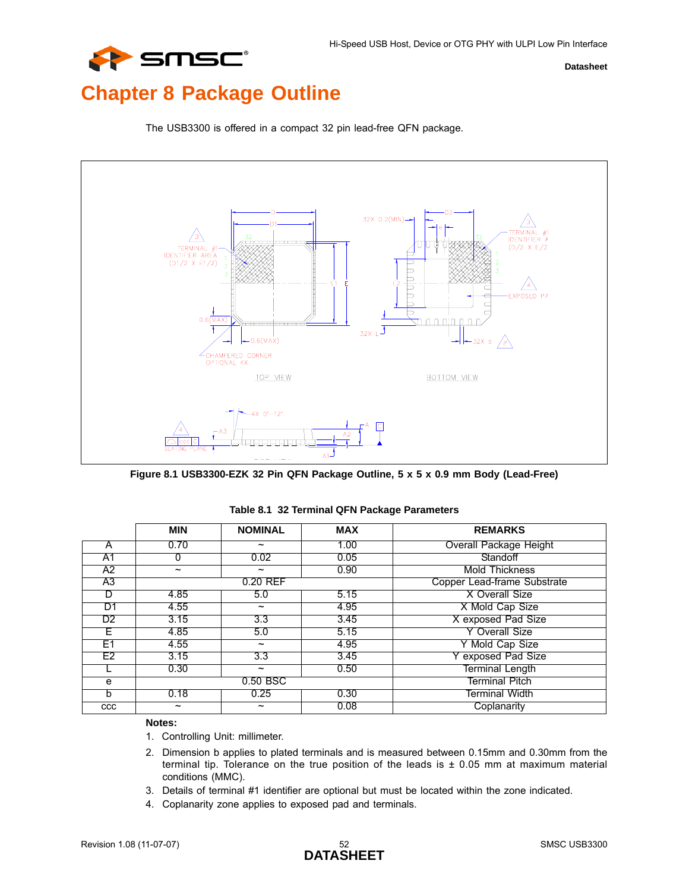# Chapter 8 Package Outline

The USB3300 is offered in a compact 32 pin lead-free QFN package.

Figure 8.1 USB3300-EZK 32 Pin QFN Package Outline, 5 x 5 x 0.9 mm Body (Lead-Free)

Table 8.1 32 Terminal QFN Package Parameters

| | MIN | NOMINAL | MAX | REMARKS |
|---|---|---|---|---|
| A | 0.70 | ~ | 1.00 | Overall Package Height |
| A1 | 0 | 0.02 | 0.05 | Standoff |
| A2 | ~ | ~ | 0.90 | Mold Thickness |
| A3 | | 0.20 REF | | Copper Lead-frame Substrate |
| D | 4.85 | 5.0 | 5.15 | X Overall Size |
| D1 | 4.55 | ~ | 4.95 | X Mold Cap Size |
| D2 | 3.15 | 3.3 | 3.45 | X exposed Pad Size |
| E | 4.85 | 5.0 | 5.15 | Y Overall Size |
| E1 | 4.55 | ~ | 4.95 | Y Mold Cap Size |
| E2 | 3.15 | 3.3 | 3.45 | Y exposed Pad Size |
| L | 0.30 | ~ | 0.50 | Terminal Length |
| e | | 0.50 BSC | | Terminal Pitch |
| b | 0.18 | 0.25 | 0.30 | Terminal Width |
| ccc | ~ | ~ | 0.08 | Coplanarity |

**Notes:**

1. Controlling Unit: millimeter.
2. Dimension b applies to plated terminals and is measured between 0.15mm and 0.30mm from the terminal tip. Tolerance on the true position of the leads is ± 0.05 mm at maximum material conditions (MMC).
3. Details of terminal #1 identifier are optional but must be located within the zone indicated.
4. Coplanarity zone applies to exposed pad and terminals.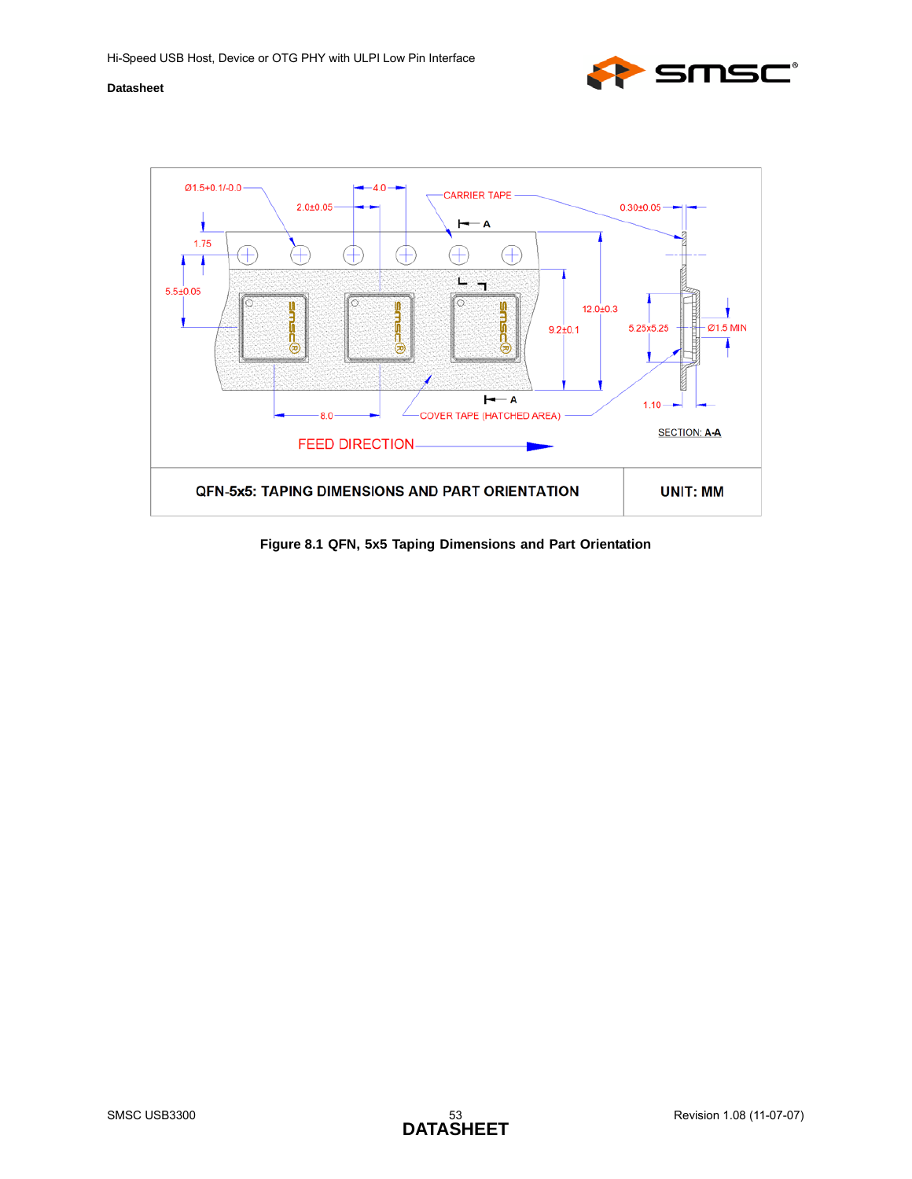| QFN-5x5: TAPING DIMENSIONS AND PART ORIENTATION | UNIT: MM |
| --- | --- |

**Figure 8.1 QFN, 5x5 Taping Dimensions and Part Orientation**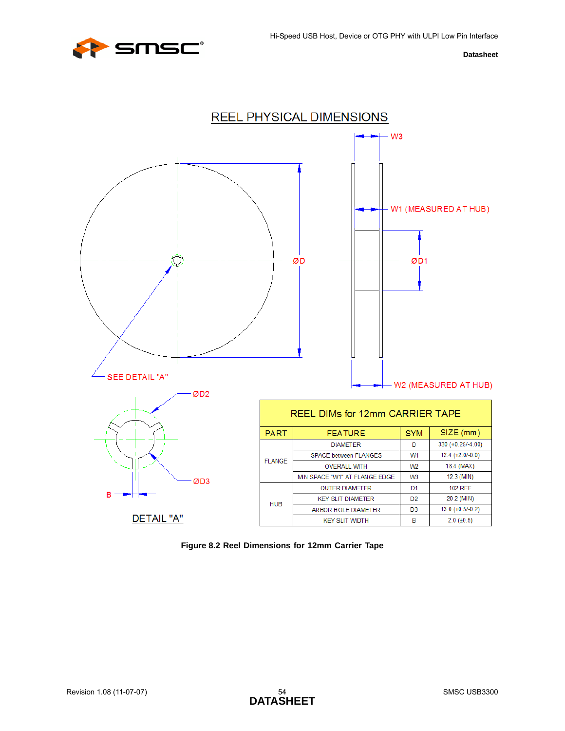## REEL PHYSICAL DIMENSIONS

W3

W1 (MEASURED AT HUB)

ØD

ØD1

SEE DETAIL "A"

W2 (MEASURED AT HUB)

ØD2

ØD3

B

DETAIL "A"

| REEL DIMs for 12mm CARRIER TAPE | | | |
|---|---|---|---|
| PART | FEATURE | SYM | SIZE (mm) |
| FLANGE | DIAMETER | D | 330 (+0.25/-4.00) |
| | SPACE between FLANGES | W1 | 12.4 (+2.0/-0.0) |
| | OVERALL WITH | W2 | 18.4 (MAX) |
| | MIN SPACE "W1" AT FLANGE EDGE | W3 | 12.3 (MIN) |
| HUB | OUTER DIAMETER | D1 | 102 REF |
| | KEY SLIT DIAMETER | D2 | 20.2 (MIN) |
| | ARBOR HOLE DIAMETER | D3 | 13.0 (+0.5/-0.2) |
| | KEY SLIT WIDTH | B | 2.0 (±0.5) |

**Figure 8.2 Reel Dimensions for 12mm Carrier Tape**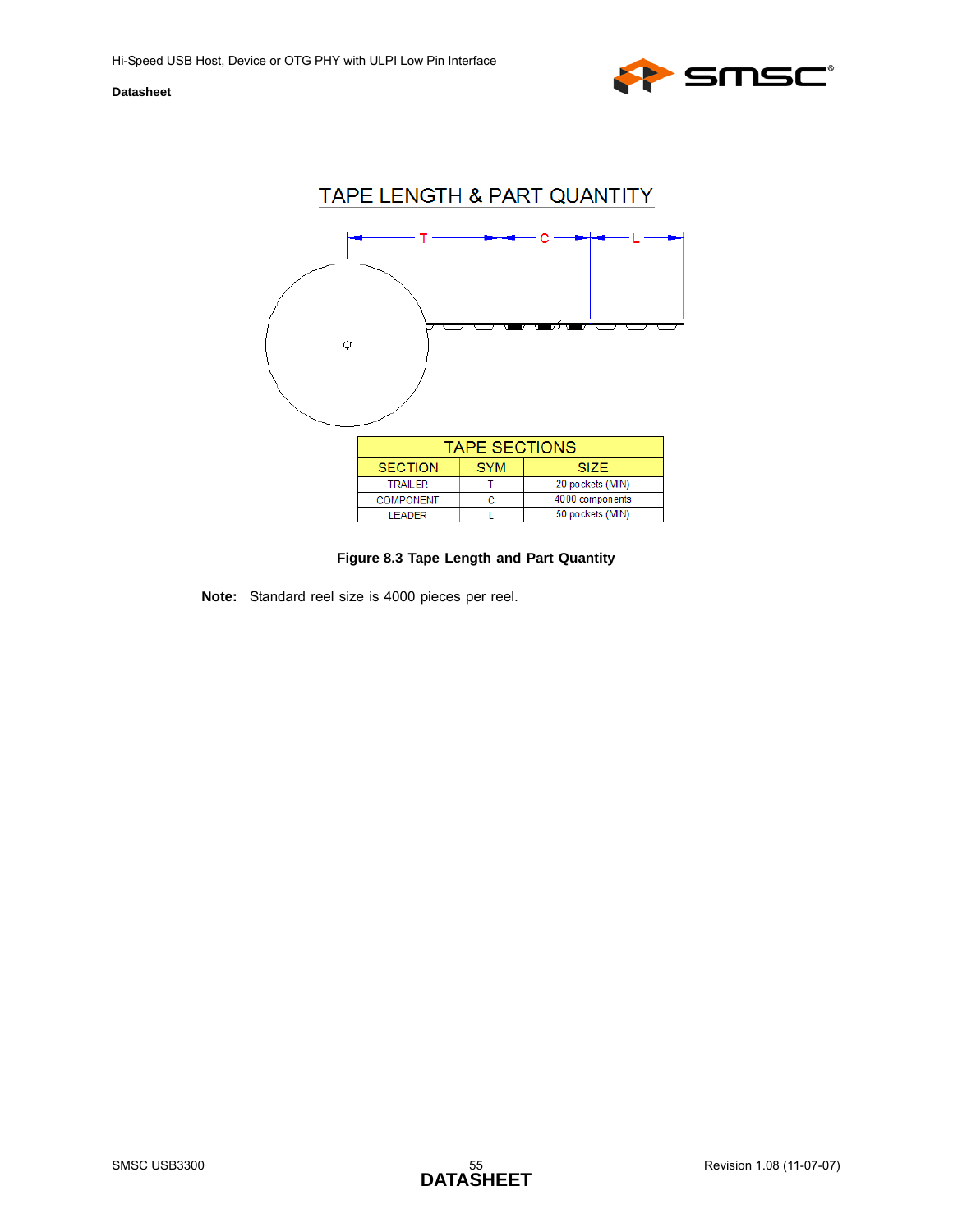## TAPE LENGTH & PART QUANTITY

T

C

L

| TAPE SECTIONS | | |
|---|---|---|
| SECTION | SYM | SIZE |
| TRAILER | T | 20 pockets (MIN) |
| COMPONENT | C | 4000 components |
| LEADER | L | 50 pockets (MIN) |

**Figure 8.3 Tape Length and Part Quantity**

**Note:** Standard reel size is 4000 pieces per reel.